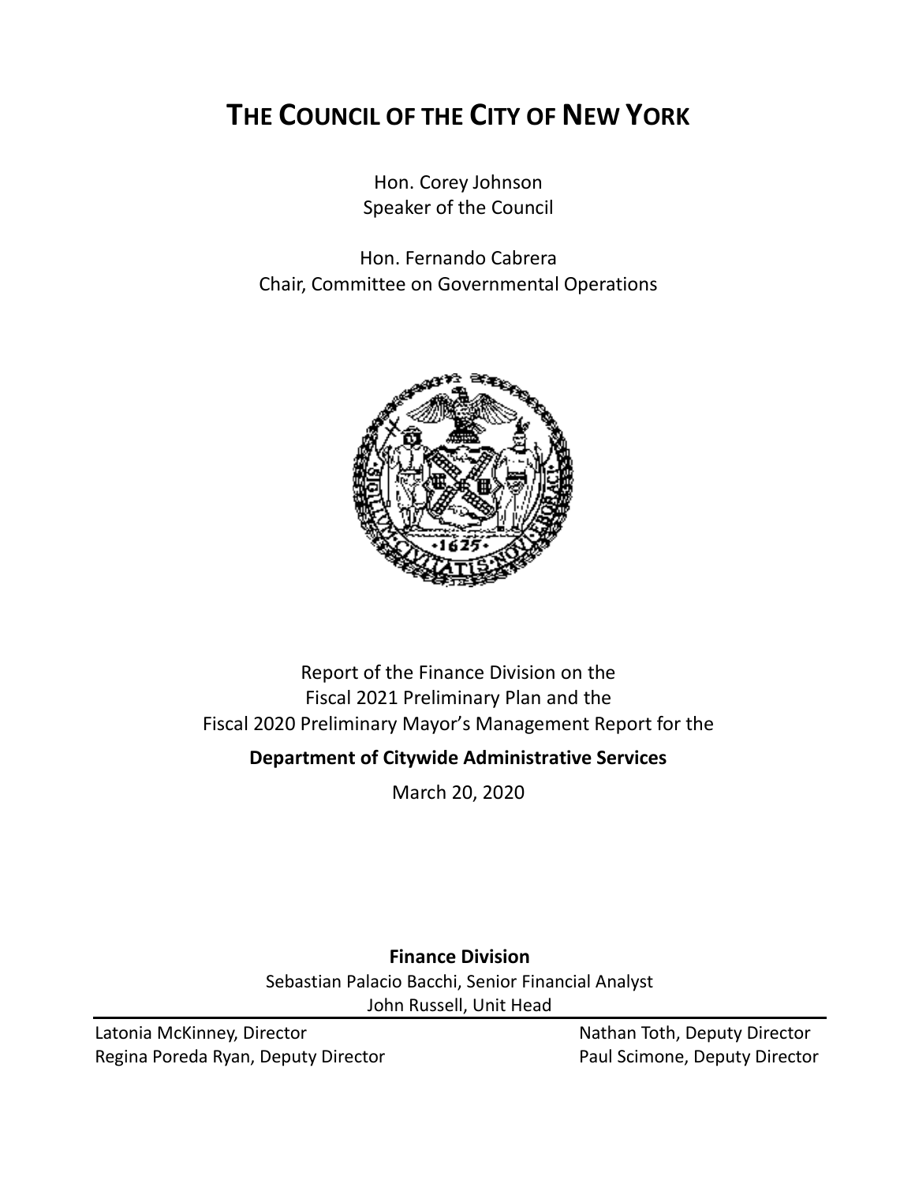# THE COUNCIL OF THE CITY OF NEW YORK

Hon. Corey Johnson
Speaker of the Council

Hon. Fernando Cabrera
Chair, Committee on Governmental Operations

Report of the Finance Division on the
Fiscal 2021 Preliminary Plan and the
Fiscal 2020 Preliminary Mayor's Management Report for the

**Department of Citywide Administrative Services**

March 20, 2020

**Finance Division**

Sebastian Palacio Bacchi, Senior Financial Analyst
John Russell, Unit Head

---

Latonia McKinney, Director
Regina Poreda Ryan, Deputy Director
Nathan Toth, Deputy Director
Paul Scimone, Deputy Director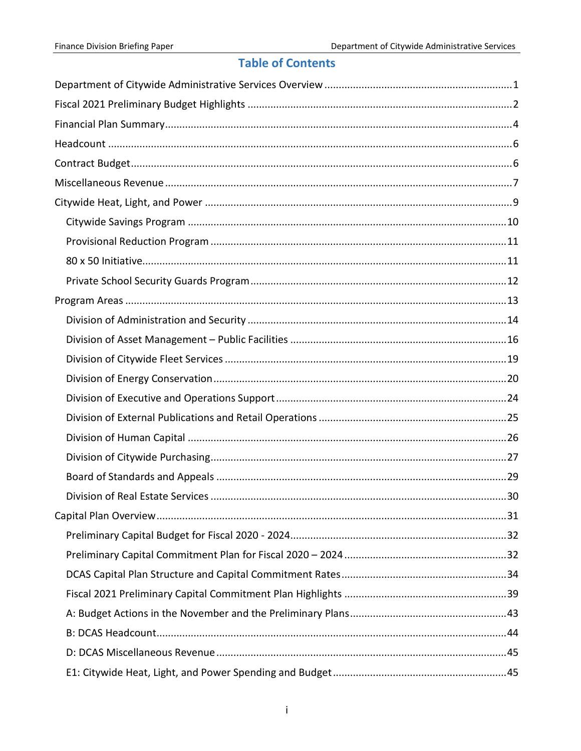# Table of Contents

- Department of Citywide Administrative Services Overview ..... 1
- Fiscal 2021 Preliminary Budget Highlights ..... 2
- Financial Plan Summary ..... 4
- Headcount ..... 6
- Contract Budget ..... 6
- Miscellaneous Revenue ..... 7
- Citywide Heat, Light, and Power ..... 9
  - Citywide Savings Program ..... 10
  - Provisional Reduction Program ..... 11
  - 80 x 50 Initiative ..... 11
  - Private School Security Guards Program ..... 12
- Program Areas ..... 13
  - Division of Administration and Security ..... 14
  - Division of Asset Management – Public Facilities ..... 16
  - Division of Citywide Fleet Services ..... 19
  - Division of Energy Conservation ..... 20
  - Division of Executive and Operations Support ..... 24
  - Division of External Publications and Retail Operations ..... 25
  - Division of Human Capital ..... 26
  - Division of Citywide Purchasing ..... 27
  - Board of Standards and Appeals ..... 29
  - Division of Real Estate Services ..... 30
- Capital Plan Overview ..... 31
  - Preliminary Capital Budget for Fiscal 2020 - 2024 ..... 32
  - Preliminary Capital Commitment Plan for Fiscal 2020 – 2024 ..... 32
  - DCAS Capital Plan Structure and Capital Commitment Rates ..... 34
  - Fiscal 2021 Preliminary Capital Commitment Plan Highlights ..... 39
  - A: Budget Actions in the November and the Preliminary Plans ..... 43
  - B: DCAS Headcount ..... 44
  - D: DCAS Miscellaneous Revenue ..... 45
  - E1: Citywide Heat, Light, and Power Spending and Budget ..... 45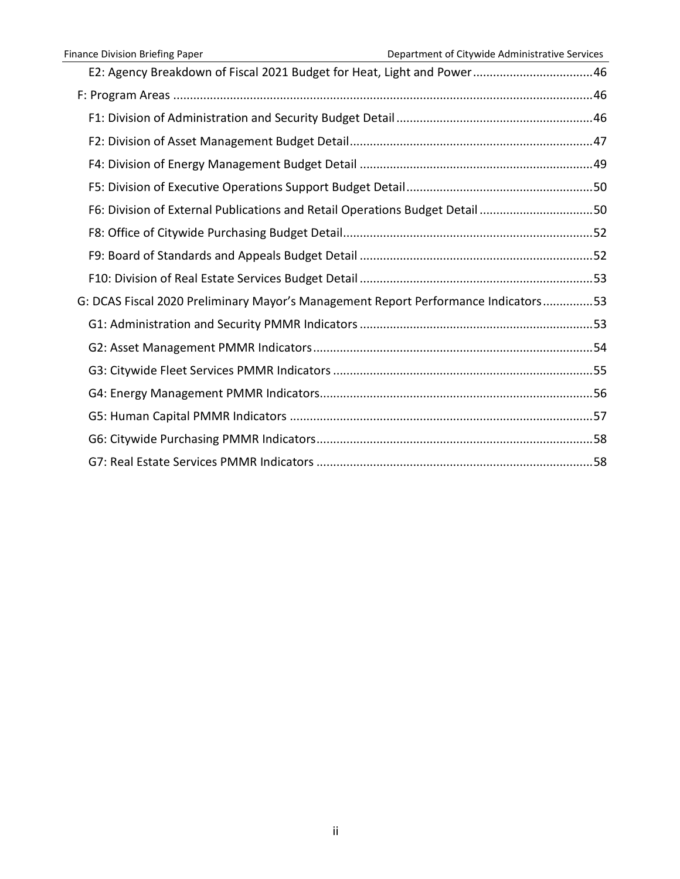- E2: Agency Breakdown of Fiscal 2021 Budget for Heat, Light and Power....................................46
- F: Program Areas ..............................................................................................................46
  - F1: Division of Administration and Security Budget Detail...........................................................46
  - F2: Division of Asset Management Budget Detail.........................................................................47
  - F4: Division of Energy Management Budget Detail ......................................................................49
  - F5: Division of Executive Operations Support Budget Detail........................................................50
  - F6: Division of External Publications and Retail Operations Budget Detail ..................................50
  - F8: Office of Citywide Purchasing Budget Detail...........................................................................52
  - F9: Board of Standards and Appeals Budget Detail ......................................................................52
  - F10: Division of Real Estate Services Budget Detail ......................................................................53
- G: DCAS Fiscal 2020 Preliminary Mayor's Management Report Performance Indicators...............53
  - G1: Administration and Security PMMR Indicators ......................................................................53
  - G2: Asset Management PMMR Indicators....................................................................................54
  - G3: Citywide Fleet Services PMMR Indicators ..............................................................................55
  - G4: Energy Management PMMR Indicators..................................................................................56
  - G5: Human Capital PMMR Indicators ...........................................................................................57
  - G6: Citywide Purchasing PMMR Indicators...................................................................................58
  - G7: Real Estate Services PMMR Indicators ...................................................................................58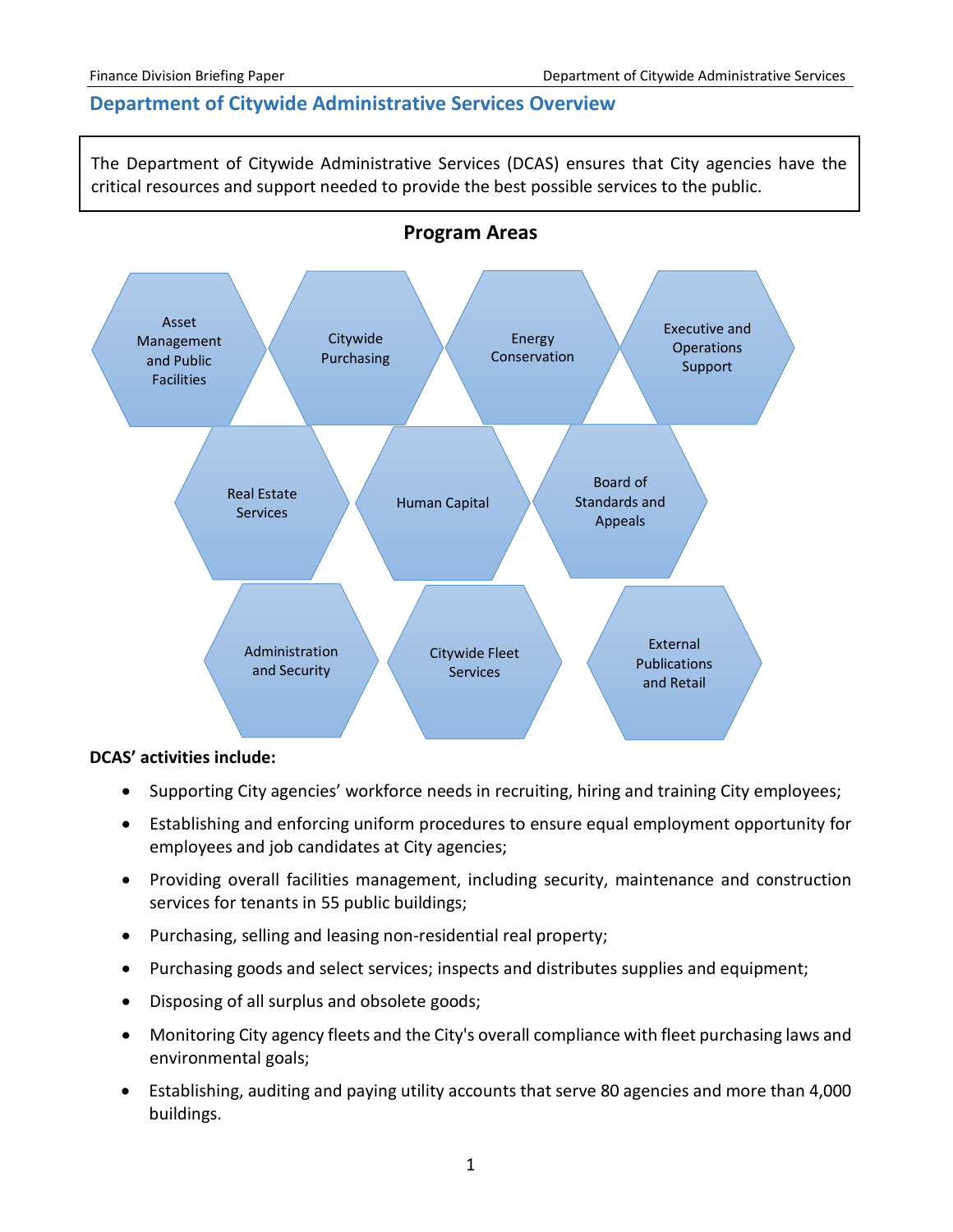## Department of Citywide Administrative Services Overview

The Department of Citywide Administrative Services (DCAS) ensures that City agencies have the critical resources and support needed to provide the best possible services to the public.

### Program Areas

- Asset Management and Public Facilities
- Citywide Purchasing
- Energy Conservation
- Executive and Operations Support
- Real Estate Services
- Human Capital
- Board of Standards and Appeals
- Administration and Security
- Citywide Fleet Services
- External Publications and Retail

**DCAS' activities include:**

- Supporting City agencies' workforce needs in recruiting, hiring and training City employees;
- Establishing and enforcing uniform procedures to ensure equal employment opportunity for employees and job candidates at City agencies;
- Providing overall facilities management, including security, maintenance and construction services for tenants in 55 public buildings;
- Purchasing, selling and leasing non-residential real property;
- Purchasing goods and select services; inspects and distributes supplies and equipment;
- Disposing of all surplus and obsolete goods;
- Monitoring City agency fleets and the City's overall compliance with fleet purchasing laws and environmental goals;
- Establishing, auditing and paying utility accounts that serve 80 agencies and more than 4,000 buildings.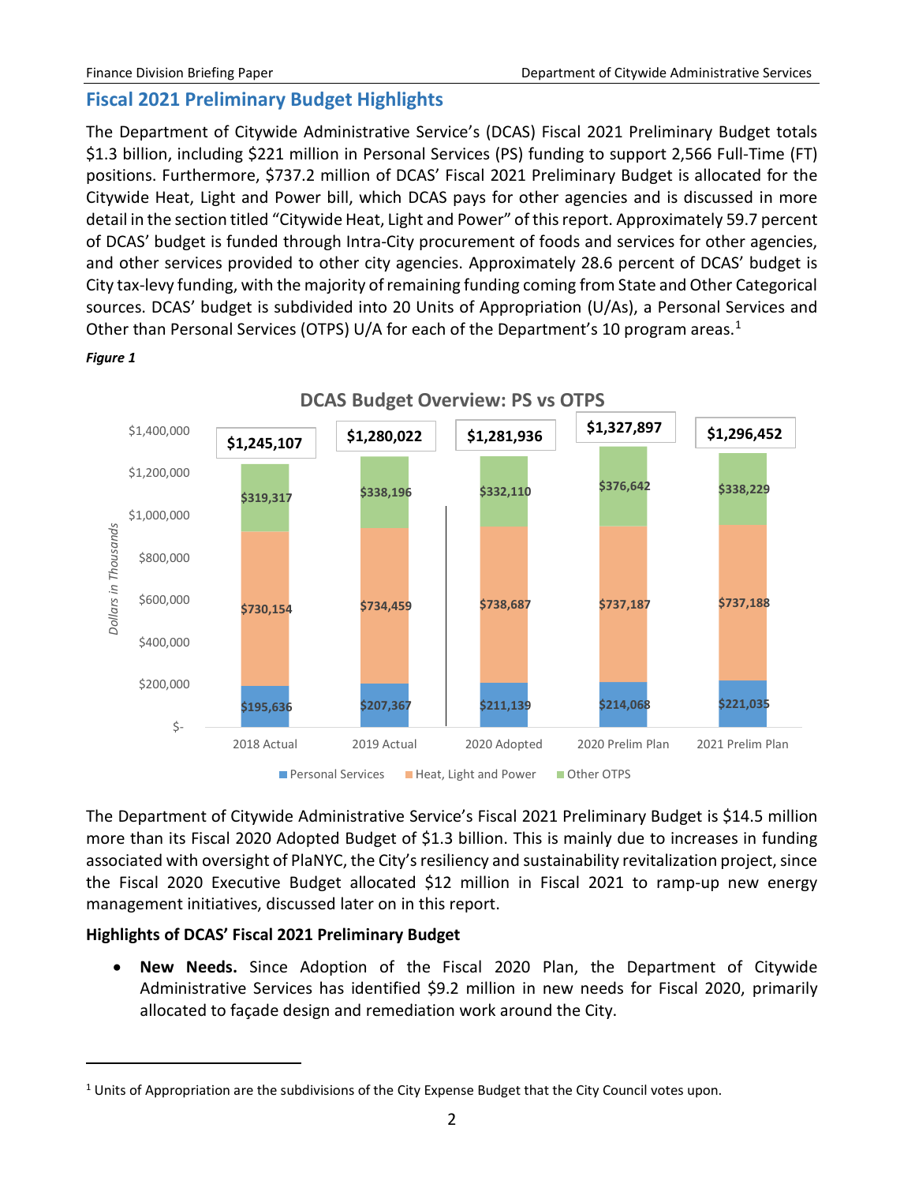## Fiscal 2021 Preliminary Budget Highlights

The Department of Citywide Administrative Service's (DCAS) Fiscal 2021 Preliminary Budget totals \$1.3 billion, including \$221 million in Personal Services (PS) funding to support 2,566 Full-Time (FT) positions. Furthermore, \$737.2 million of DCAS' Fiscal 2021 Preliminary Budget is allocated for the Citywide Heat, Light and Power bill, which DCAS pays for other agencies and is discussed in more detail in the section titled "Citywide Heat, Light and Power" of this report. Approximately 59.7 percent of DCAS' budget is funded through Intra-City procurement of foods and services for other agencies, and other services provided to other city agencies. Approximately 28.6 percent of DCAS' budget is City tax-levy funding, with the majority of remaining funding coming from State and Other Categorical sources. DCAS' budget is subdivided into 20 Units of Appropriation (U/As), a Personal Services and Other than Personal Services (OTPS) U/A for each of the Department's 10 program areas.[1]

***Figure 1***

**DCAS Budget Overview: PS vs OTPS**

*Dollars in Thousands*

| | 2018 Actual | 2019 Actual | 2020 Adopted | 2020 Prelim Plan | 2021 Prelim Plan |
|---|---|---|---|---|---|
| Personal Services | \$195,636 | \$207,367 | \$211,139 | \$214,068 | \$221,035 |
| Heat, Light and Power | \$730,154 | \$734,459 | \$738,687 | \$737,187 | \$737,188 |
| Other OTPS | \$319,317 | \$338,196 | \$332,110 | \$376,642 | \$338,229 |
| Total | \$1,245,107 | \$1,280,022 | \$1,281,936 | \$1,327,897 | \$1,296,452 |

The Department of Citywide Administrative Service's Fiscal 2021 Preliminary Budget is \$14.5 million more than its Fiscal 2020 Adopted Budget of \$1.3 billion. This is mainly due to increases in funding associated with oversight of PlaNYC, the City's resiliency and sustainability revitalization project, since the Fiscal 2020 Executive Budget allocated \$12 million in Fiscal 2021 to ramp-up new energy management initiatives, discussed later on in this report.

**Highlights of DCAS' Fiscal 2021 Preliminary Budget**

- **New Needs.** Since Adoption of the Fiscal 2020 Plan, the Department of Citywide Administrative Services has identified \$9.2 million in new needs for Fiscal 2020, primarily allocated to façade design and remediation work around the City.

---

[1] Units of Appropriation are the subdivisions of the City Expense Budget that the City Council votes upon.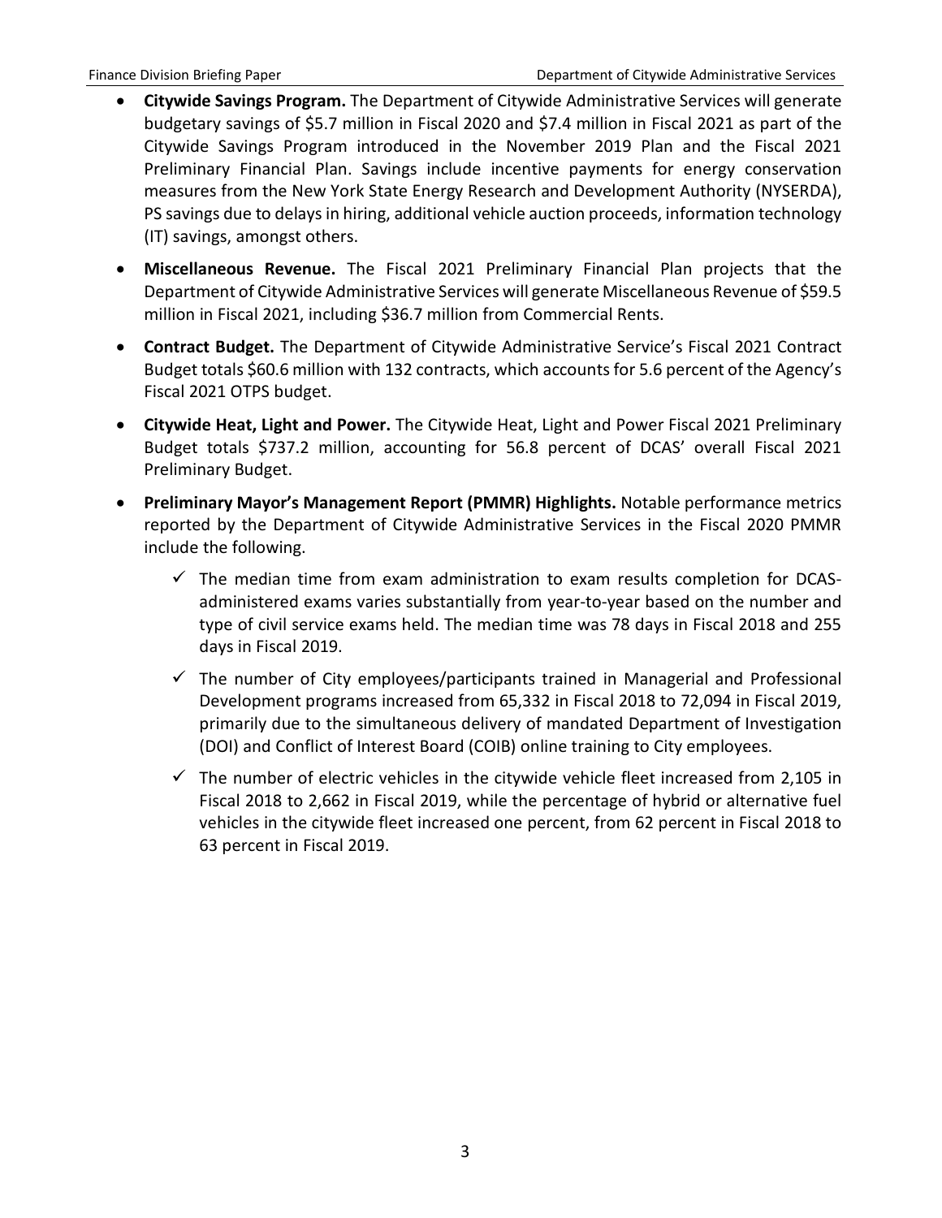- **Citywide Savings Program.** The Department of Citywide Administrative Services will generate budgetary savings of $5.7 million in Fiscal 2020 and $7.4 million in Fiscal 2021 as part of the Citywide Savings Program introduced in the November 2019 Plan and the Fiscal 2021 Preliminary Financial Plan. Savings include incentive payments for energy conservation measures from the New York State Energy Research and Development Authority (NYSERDA), PS savings due to delays in hiring, additional vehicle auction proceeds, information technology (IT) savings, amongst others.
- **Miscellaneous Revenue.** The Fiscal 2021 Preliminary Financial Plan projects that the Department of Citywide Administrative Services will generate Miscellaneous Revenue of $59.5 million in Fiscal 2021, including $36.7 million from Commercial Rents.
- **Contract Budget.** The Department of Citywide Administrative Service's Fiscal 2021 Contract Budget totals $60.6 million with 132 contracts, which accounts for 5.6 percent of the Agency's Fiscal 2021 OTPS budget.
- **Citywide Heat, Light and Power.** The Citywide Heat, Light and Power Fiscal 2021 Preliminary Budget totals $737.2 million, accounting for 56.8 percent of DCAS' overall Fiscal 2021 Preliminary Budget.
- **Preliminary Mayor's Management Report (PMMR) Highlights.** Notable performance metrics reported by the Department of Citywide Administrative Services in the Fiscal 2020 PMMR include the following.
  - ✓ The median time from exam administration to exam results completion for DCAS-administered exams varies substantially from year-to-year based on the number and type of civil service exams held. The median time was 78 days in Fiscal 2018 and 255 days in Fiscal 2019.
  - ✓ The number of City employees/participants trained in Managerial and Professional Development programs increased from 65,332 in Fiscal 2018 to 72,094 in Fiscal 2019, primarily due to the simultaneous delivery of mandated Department of Investigation (DOI) and Conflict of Interest Board (COIB) online training to City employees.
  - ✓ The number of electric vehicles in the citywide vehicle fleet increased from 2,105 in Fiscal 2018 to 2,662 in Fiscal 2019, while the percentage of hybrid or alternative fuel vehicles in the citywide fleet increased one percent, from 62 percent in Fiscal 2018 to 63 percent in Fiscal 2019.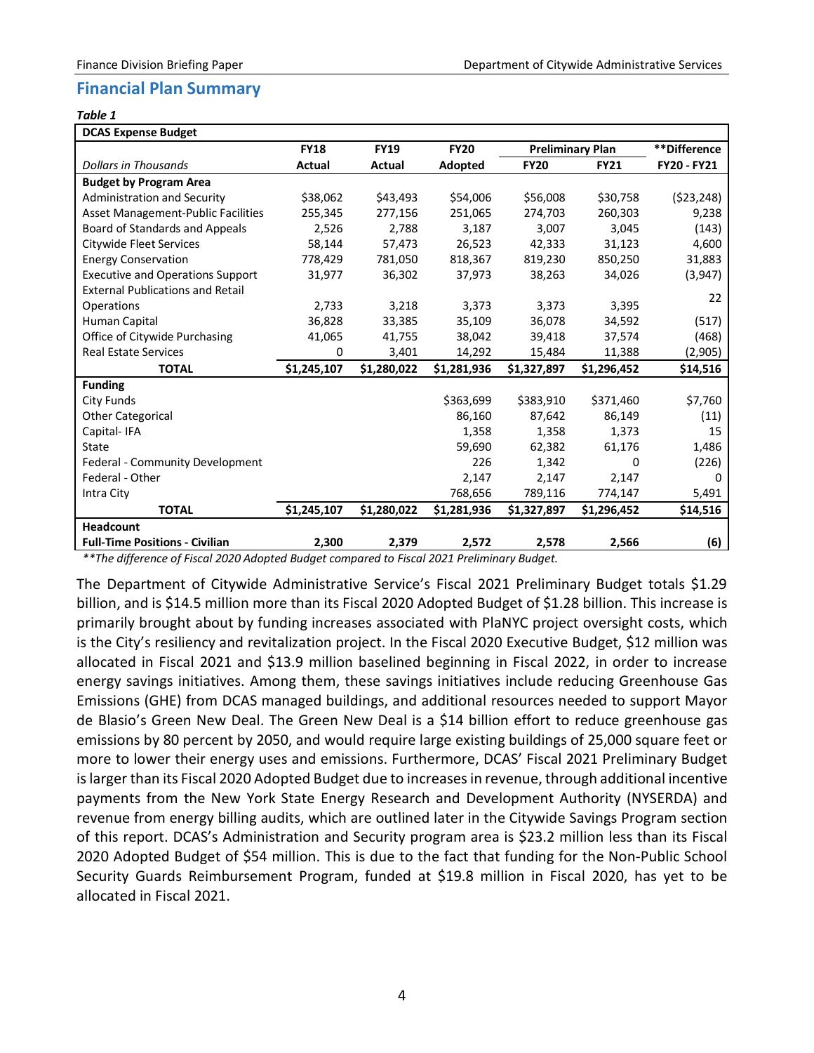## Financial Plan Summary

***Table 1***

| **DCAS Expense Budget** | | | | | | |
|---|---|---|---|---|---|---|
| | **FY18** | **FY19** | **FY20** | **Preliminary Plan** | | **\*\*Difference** |
| *Dollars in Thousands* | **Actual** | **Actual** | **Adopted** | **FY20** | **FY21** | **FY20 - FY21** |
| **Budget by Program Area** | | | | | | |
| Administration and Security | $38,062 | $43,493 | $54,006 | $56,008 | $30,758 | ($23,248) |
| Asset Management-Public Facilities | 255,345 | 277,156 | 251,065 | 274,703 | 260,303 | 9,238 |
| Board of Standards and Appeals | 2,526 | 2,788 | 3,187 | 3,007 | 3,045 | (143) |
| Citywide Fleet Services | 58,144 | 57,473 | 26,523 | 42,333 | 31,123 | 4,600 |
| Energy Conservation | 778,429 | 781,050 | 818,367 | 819,230 | 850,250 | 31,883 |
| Executive and Operations Support | 31,977 | 36,302 | 37,973 | 38,263 | 34,026 | (3,947) |
| External Publications and Retail Operations | 2,733 | 3,218 | 3,373 | 3,373 | 3,395 | 22 |
| Human Capital | 36,828 | 33,385 | 35,109 | 36,078 | 34,592 | (517) |
| Office of Citywide Purchasing | 41,065 | 41,755 | 38,042 | 39,418 | 37,574 | (468) |
| Real Estate Services | 0 | 3,401 | 14,292 | 15,484 | 11,388 | (2,905) |
| **TOTAL** | **$1,245,107** | **$1,280,022** | **$1,281,936** | **$1,327,897** | **$1,296,452** | **$14,516** |
| **Funding** | | | | | | |
| City Funds | | | $363,699 | $383,910 | $371,460 | $7,760 |
| Other Categorical | | | 86,160 | 87,642 | 86,149 | (11) |
| Capital- IFA | | | 1,358 | 1,358 | 1,373 | 15 |
| State | | | 59,690 | 62,382 | 61,176 | 1,486 |
| Federal - Community Development | | | 226 | 1,342 | 0 | (226) |
| Federal - Other | | | 2,147 | 2,147 | 2,147 | 0 |
| Intra City | | | 768,656 | 789,116 | 774,147 | 5,491 |
| **TOTAL** | **$1,245,107** | **$1,280,022** | **$1,281,936** | **$1,327,897** | **$1,296,452** | **$14,516** |
| **Headcount** | | | | | | |
| **Full-Time Positions - Civilian** | **2,300** | **2,379** | **2,572** | **2,578** | **2,566** | **(6)** |

*\*\*The difference of Fiscal 2020 Adopted Budget compared to Fiscal 2021 Preliminary Budget.*

The Department of Citywide Administrative Service's Fiscal 2021 Preliminary Budget totals $1.29 billion, and is $14.5 million more than its Fiscal 2020 Adopted Budget of $1.28 billion. This increase is primarily brought about by funding increases associated with PlaNYC project oversight costs, which is the City's resiliency and revitalization project. In the Fiscal 2020 Executive Budget, $12 million was allocated in Fiscal 2021 and $13.9 million baselined beginning in Fiscal 2022, in order to increase energy savings initiatives. Among them, these savings initiatives include reducing Greenhouse Gas Emissions (GHE) from DCAS managed buildings, and additional resources needed to support Mayor de Blasio's Green New Deal. The Green New Deal is a $14 billion effort to reduce greenhouse gas emissions by 80 percent by 2050, and would require large existing buildings of 25,000 square feet or more to lower their energy uses and emissions. Furthermore, DCAS' Fiscal 2021 Preliminary Budget is larger than its Fiscal 2020 Adopted Budget due to increases in revenue, through additional incentive payments from the New York State Energy Research and Development Authority (NYSERDA) and revenue from energy billing audits, which are outlined later in the Citywide Savings Program section of this report. DCAS's Administration and Security program area is $23.2 million less than its Fiscal 2020 Adopted Budget of $54 million. This is due to the fact that funding for the Non-Public School Security Guards Reimbursement Program, funded at $19.8 million in Fiscal 2020, has yet to be allocated in Fiscal 2021.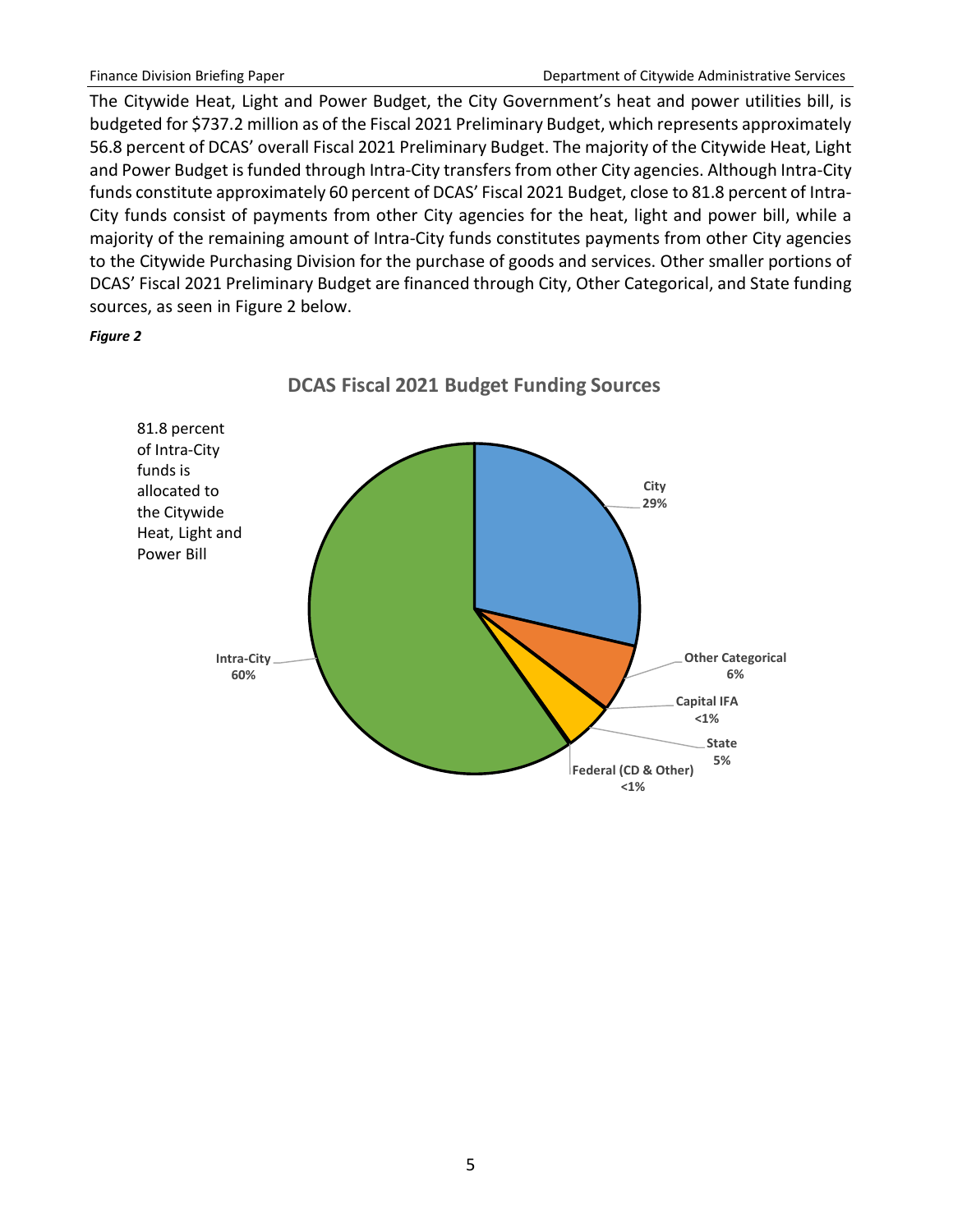The Citywide Heat, Light and Power Budget, the City Government's heat and power utilities bill, is budgeted for $737.2 million as of the Fiscal 2021 Preliminary Budget, which represents approximately 56.8 percent of DCAS' overall Fiscal 2021 Preliminary Budget. The majority of the Citywide Heat, Light and Power Budget is funded through Intra-City transfers from other City agencies. Although Intra-City funds constitute approximately 60 percent of DCAS' Fiscal 2021 Budget, close to 81.8 percent of Intra-City funds consist of payments from other City agencies for the heat, light and power bill, while a majority of the remaining amount of Intra-City funds constitutes payments from other City agencies to the Citywide Purchasing Division for the purchase of goods and services. Other smaller portions of DCAS' Fiscal 2021 Preliminary Budget are financed through City, Other Categorical, and State funding sources, as seen in Figure 2 below.

***Figure 2***

**DCAS Fiscal 2021 Budget Funding Sources**

81.8 percent of Intra-City funds is allocated to the Citywide Heat, Light and Power Bill

| Funding Source | Share |
| --- | --- |
| City | 29% |
| Other Categorical | 6% |
| Capital IFA | <1% |
| State | 5% |
| Federal (CD & Other) | <1% |
| Intra-City | 60% |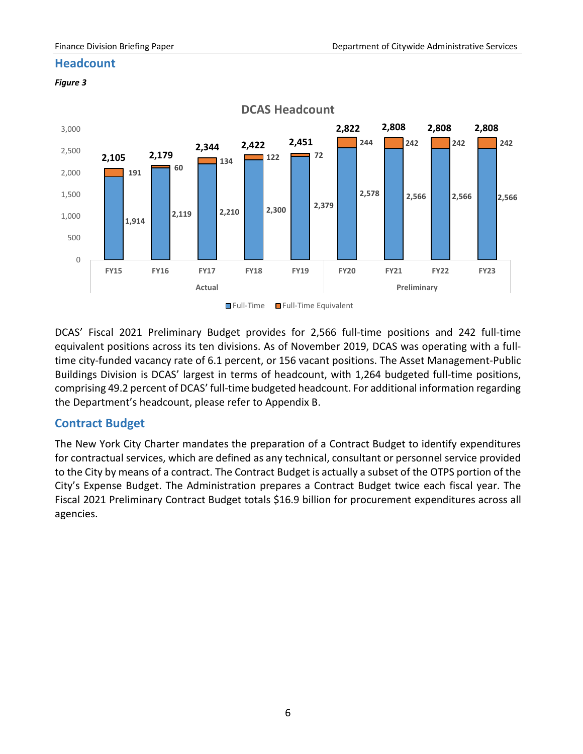## Headcount

***Figure 3***

**DCAS Headcount**

| | FY15 | FY16 | FY17 | FY18 | FY19 | FY20 | FY21 | FY22 | FY23 |
|---|---|---|---|---|---|---|---|---|---|
| | Actual | | | | | Preliminary | | | |
| Full-Time | 1,914 | 2,119 | 2,210 | 2,300 | 2,379 | 2,578 | 2,566 | 2,566 | 2,566 |
| Full-Time Equivalent | 191 | 60 | 134 | 122 | 72 | 244 | 242 | 242 | 242 |
| Total | 2,105 | 2,179 | 2,344 | 2,422 | 2,451 | 2,822 | 2,808 | 2,808 | 2,808 |

DCAS' Fiscal 2021 Preliminary Budget provides for 2,566 full-time positions and 242 full-time equivalent positions across its ten divisions. As of November 2019, DCAS was operating with a full-time city-funded vacancy rate of 6.1 percent, or 156 vacant positions. The Asset Management-Public Buildings Division is DCAS' largest in terms of headcount, with 1,264 budgeted full-time positions, comprising 49.2 percent of DCAS' full-time budgeted headcount. For additional information regarding the Department's headcount, please refer to Appendix B.

## Contract Budget

The New York City Charter mandates the preparation of a Contract Budget to identify expenditures for contractual services, which are defined as any technical, consultant or personnel service provided to the City by means of a contract. The Contract Budget is actually a subset of the OTPS portion of the City's Expense Budget. The Administration prepares a Contract Budget twice each fiscal year. The Fiscal 2021 Preliminary Contract Budget totals $16.9 billion for procurement expenditures across all agencies.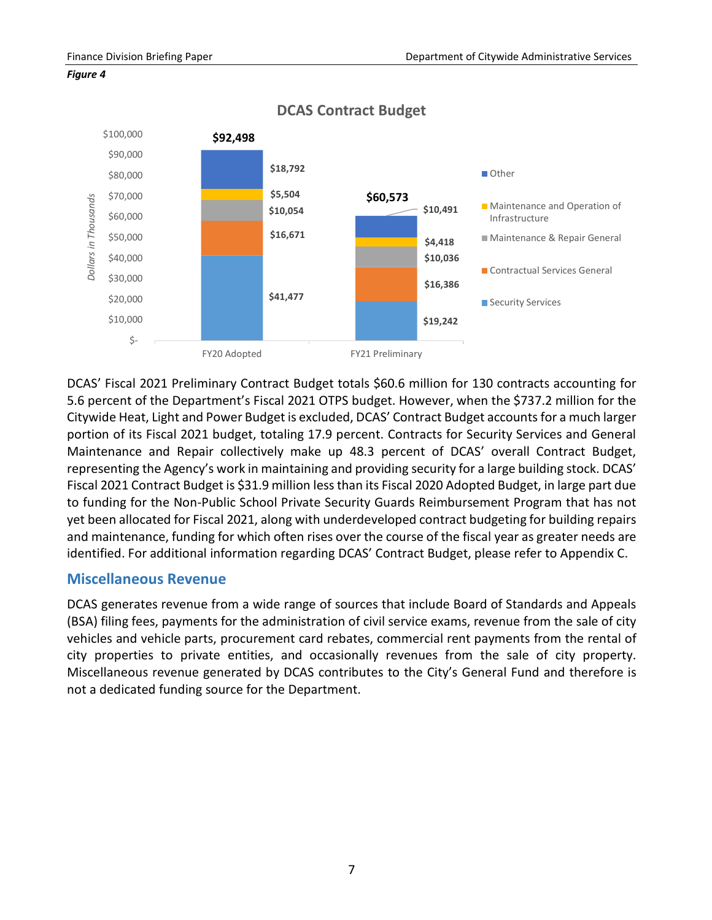*Figure 4*

**DCAS Contract Budget**

*Dollars in Thousands*

| | FY20 Adopted | FY21 Preliminary |
|---|---|---|
| Other | $18,792 | $10,491 |
| Maintenance and Operation of Infrastructure | $5,504 | $4,418 |
| Maintenance & Repair General | $10,054 | $10,036 |
| Contractual Services General | $16,671 | $16,386 |
| Security Services | $41,477 | $19,242 |
| **Total** | **$92,498** | **$60,573** |

DCAS' Fiscal 2021 Preliminary Contract Budget totals $60.6 million for 130 contracts accounting for 5.6 percent of the Department's Fiscal 2021 OTPS budget. However, when the $737.2 million for the Citywide Heat, Light and Power Budget is excluded, DCAS' Contract Budget accounts for a much larger portion of its Fiscal 2021 budget, totaling 17.9 percent. Contracts for Security Services and General Maintenance and Repair collectively make up 48.3 percent of DCAS' overall Contract Budget, representing the Agency's work in maintaining and providing security for a large building stock. DCAS' Fiscal 2021 Contract Budget is $31.9 million less than its Fiscal 2020 Adopted Budget, in large part due to funding for the Non-Public School Private Security Guards Reimbursement Program that has not yet been allocated for Fiscal 2021, along with underdeveloped contract budgeting for building repairs and maintenance, funding for which often rises over the course of the fiscal year as greater needs are identified. For additional information regarding DCAS' Contract Budget, please refer to Appendix C.

## Miscellaneous Revenue

DCAS generates revenue from a wide range of sources that include Board of Standards and Appeals (BSA) filing fees, payments for the administration of civil service exams, revenue from the sale of city vehicles and vehicle parts, procurement card rebates, commercial rent payments from the rental of city properties to private entities, and occasionally revenues from the sale of city property. Miscellaneous revenue generated by DCAS contributes to the City's General Fund and therefore is not a dedicated funding source for the Department.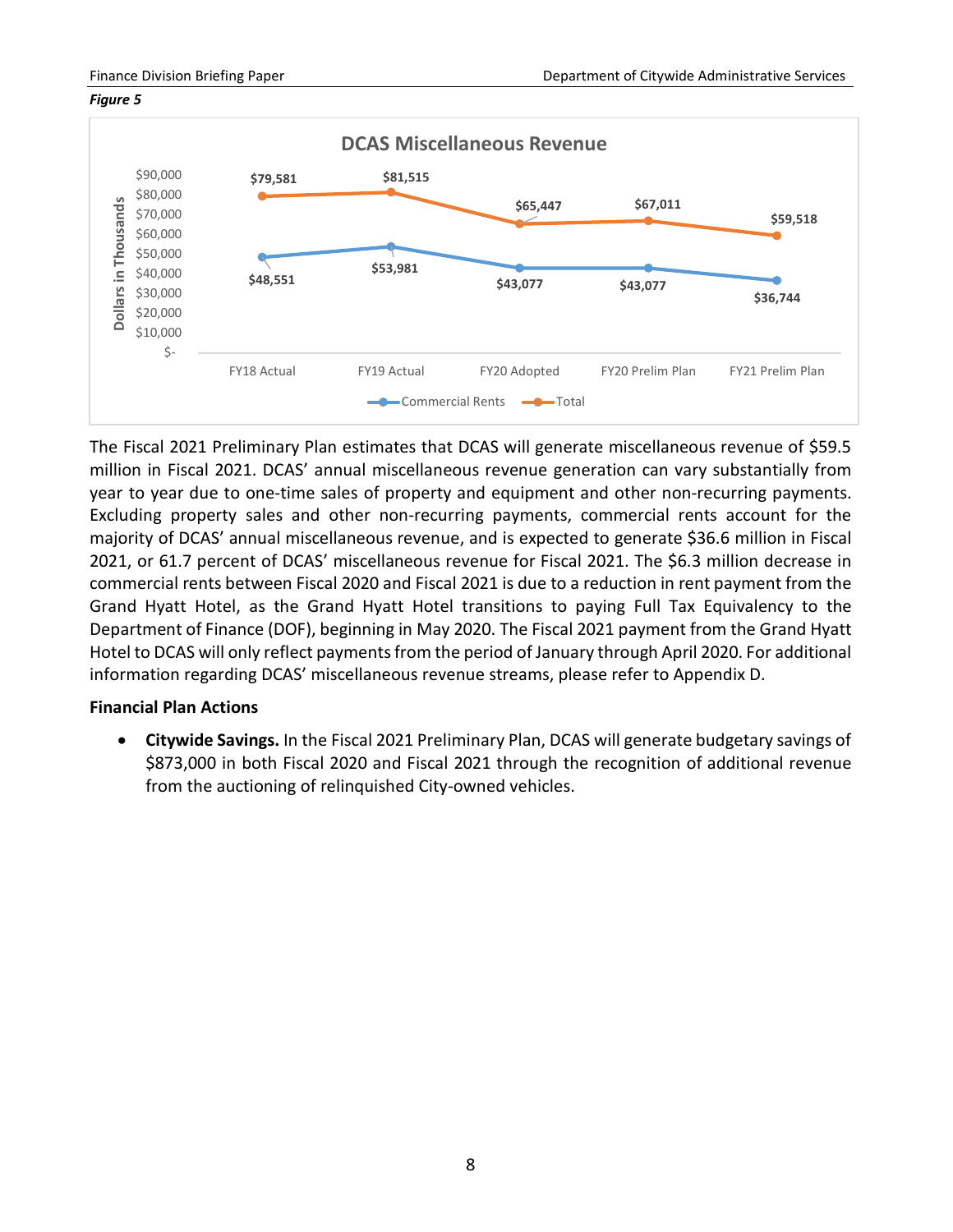*Figure 5*

**DCAS Miscellaneous Revenue**

| | FY18 Actual | FY19 Actual | FY20 Adopted | FY20 Prelim Plan | FY21 Prelim Plan |
|---|---|---|---|---|---|
| Commercial Rents | $48,551 | $53,981 | $43,077 | $43,077 | $36,744 |
| Total | $79,581 | $81,515 | $65,447 | $67,011 | $59,518 |

Dollars in Thousands

The Fiscal 2021 Preliminary Plan estimates that DCAS will generate miscellaneous revenue of $59.5 million in Fiscal 2021. DCAS' annual miscellaneous revenue generation can vary substantially from year to year due to one-time sales of property and equipment and other non-recurring payments. Excluding property sales and other non-recurring payments, commercial rents account for the majority of DCAS' annual miscellaneous revenue, and is expected to generate $36.6 million in Fiscal 2021, or 61.7 percent of DCAS' miscellaneous revenue for Fiscal 2021. The $6.3 million decrease in commercial rents between Fiscal 2020 and Fiscal 2021 is due to a reduction in rent payment from the Grand Hyatt Hotel, as the Grand Hyatt Hotel transitions to paying Full Tax Equivalency to the Department of Finance (DOF), beginning in May 2020. The Fiscal 2021 payment from the Grand Hyatt Hotel to DCAS will only reflect payments from the period of January through April 2020. For additional information regarding DCAS' miscellaneous revenue streams, please refer to Appendix D.

**Financial Plan Actions**

- **Citywide Savings.** In the Fiscal 2021 Preliminary Plan, DCAS will generate budgetary savings of $873,000 in both Fiscal 2020 and Fiscal 2021 through the recognition of additional revenue from the auctioning of relinquished City-owned vehicles.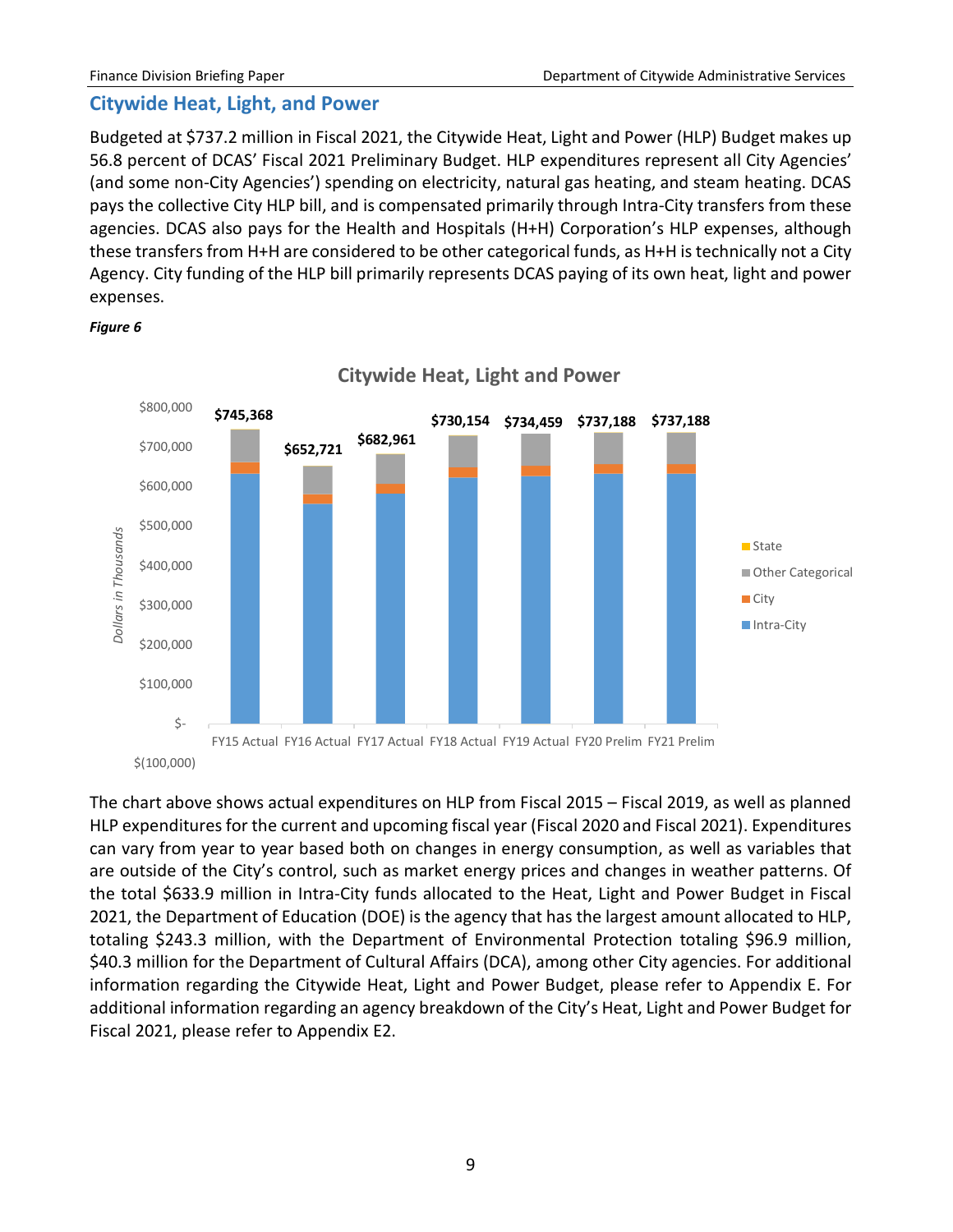## Citywide Heat, Light, and Power

Budgeted at $737.2 million in Fiscal 2021, the Citywide Heat, Light and Power (HLP) Budget makes up 56.8 percent of DCAS' Fiscal 2021 Preliminary Budget. HLP expenditures represent all City Agencies' (and some non-City Agencies') spending on electricity, natural gas heating, and steam heating. DCAS pays the collective City HLP bill, and is compensated primarily through Intra-City transfers from these agencies. DCAS also pays for the Health and Hospitals (H+H) Corporation's HLP expenses, although these transfers from H+H are considered to be other categorical funds, as H+H is technically not a City Agency. City funding of the HLP bill primarily represents DCAS paying of its own heat, light and power expenses.

***Figure 6***

**Citywide Heat, Light and Power**

*Dollars in Thousands*

| | FY15 Actual | FY16 Actual | FY17 Actual | FY18 Actual | FY19 Actual | FY20 Prelim | FY21 Prelim |
|---|---|---|---|---|---|---|---|
| Total | $745,368 | $652,721 | $682,961 | $730,154 | $734,459 | $737,188 | $737,188 |

Legend: State, Other Categorical, City, Intra-City

The chart above shows actual expenditures on HLP from Fiscal 2015 – Fiscal 2019, as well as planned HLP expenditures for the current and upcoming fiscal year (Fiscal 2020 and Fiscal 2021). Expenditures can vary from year to year based both on changes in energy consumption, as well as variables that are outside of the City's control, such as market energy prices and changes in weather patterns. Of the total $633.9 million in Intra-City funds allocated to the Heat, Light and Power Budget in Fiscal 2021, the Department of Education (DOE) is the agency that has the largest amount allocated to HLP, totaling $243.3 million, with the Department of Environmental Protection totaling $96.9 million, $40.3 million for the Department of Cultural Affairs (DCA), among other City agencies. For additional information regarding the Citywide Heat, Light and Power Budget, please refer to Appendix E. For additional information regarding an agency breakdown of the City's Heat, Light and Power Budget for Fiscal 2021, please refer to Appendix E2.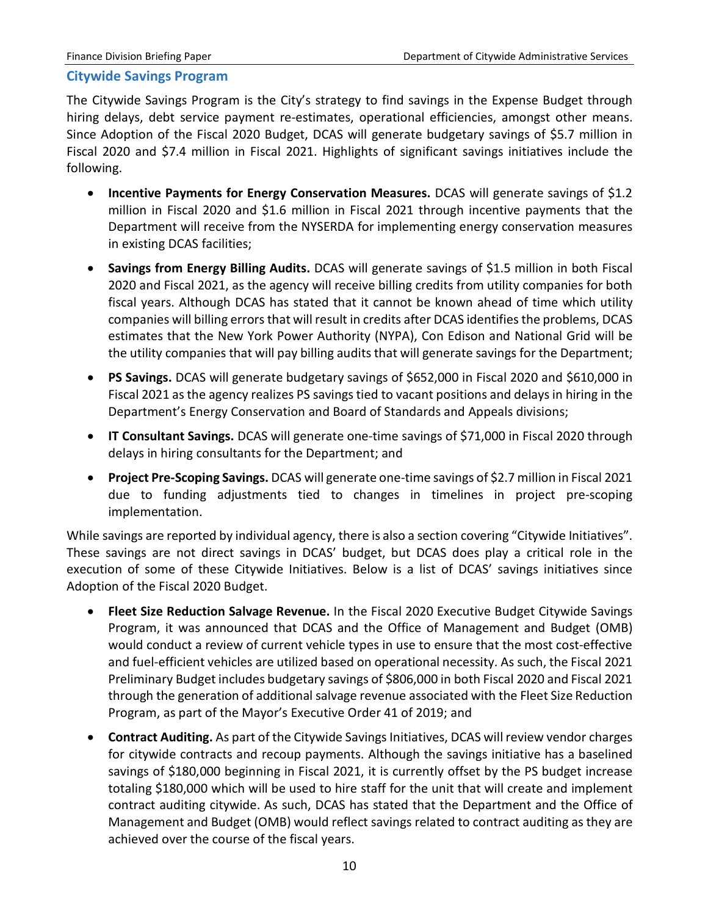## Citywide Savings Program

The Citywide Savings Program is the City's strategy to find savings in the Expense Budget through hiring delays, debt service payment re-estimates, operational efficiencies, amongst other means. Since Adoption of the Fiscal 2020 Budget, DCAS will generate budgetary savings of $5.7 million in Fiscal 2020 and $7.4 million in Fiscal 2021. Highlights of significant savings initiatives include the following.

- **Incentive Payments for Energy Conservation Measures.** DCAS will generate savings of $1.2 million in Fiscal 2020 and $1.6 million in Fiscal 2021 through incentive payments that the Department will receive from the NYSERDA for implementing energy conservation measures in existing DCAS facilities;
- **Savings from Energy Billing Audits.** DCAS will generate savings of $1.5 million in both Fiscal 2020 and Fiscal 2021, as the agency will receive billing credits from utility companies for both fiscal years. Although DCAS has stated that it cannot be known ahead of time which utility companies will billing errors that will result in credits after DCAS identifies the problems, DCAS estimates that the New York Power Authority (NYPA), Con Edison and National Grid will be the utility companies that will pay billing audits that will generate savings for the Department;
- **PS Savings.** DCAS will generate budgetary savings of $652,000 in Fiscal 2020 and $610,000 in Fiscal 2021 as the agency realizes PS savings tied to vacant positions and delays in hiring in the Department's Energy Conservation and Board of Standards and Appeals divisions;
- **IT Consultant Savings.** DCAS will generate one-time savings of $71,000 in Fiscal 2020 through delays in hiring consultants for the Department; and
- **Project Pre-Scoping Savings.** DCAS will generate one-time savings of $2.7 million in Fiscal 2021 due to funding adjustments tied to changes in timelines in project pre-scoping implementation.

While savings are reported by individual agency, there is also a section covering "Citywide Initiatives". These savings are not direct savings in DCAS' budget, but DCAS does play a critical role in the execution of some of these Citywide Initiatives. Below is a list of DCAS' savings initiatives since Adoption of the Fiscal 2020 Budget.

- **Fleet Size Reduction Salvage Revenue.** In the Fiscal 2020 Executive Budget Citywide Savings Program, it was announced that DCAS and the Office of Management and Budget (OMB) would conduct a review of current vehicle types in use to ensure that the most cost-effective and fuel-efficient vehicles are utilized based on operational necessity. As such, the Fiscal 2021 Preliminary Budget includes budgetary savings of $806,000 in both Fiscal 2020 and Fiscal 2021 through the generation of additional salvage revenue associated with the Fleet Size Reduction Program, as part of the Mayor's Executive Order 41 of 2019; and
- **Contract Auditing.** As part of the Citywide Savings Initiatives, DCAS will review vendor charges for citywide contracts and recoup payments. Although the savings initiative has a baselined savings of $180,000 beginning in Fiscal 2021, it is currently offset by the PS budget increase totaling $180,000 which will be used to hire staff for the unit that will create and implement contract auditing citywide. As such, DCAS has stated that the Department and the Office of Management and Budget (OMB) would reflect savings related to contract auditing as they are achieved over the course of the fiscal years.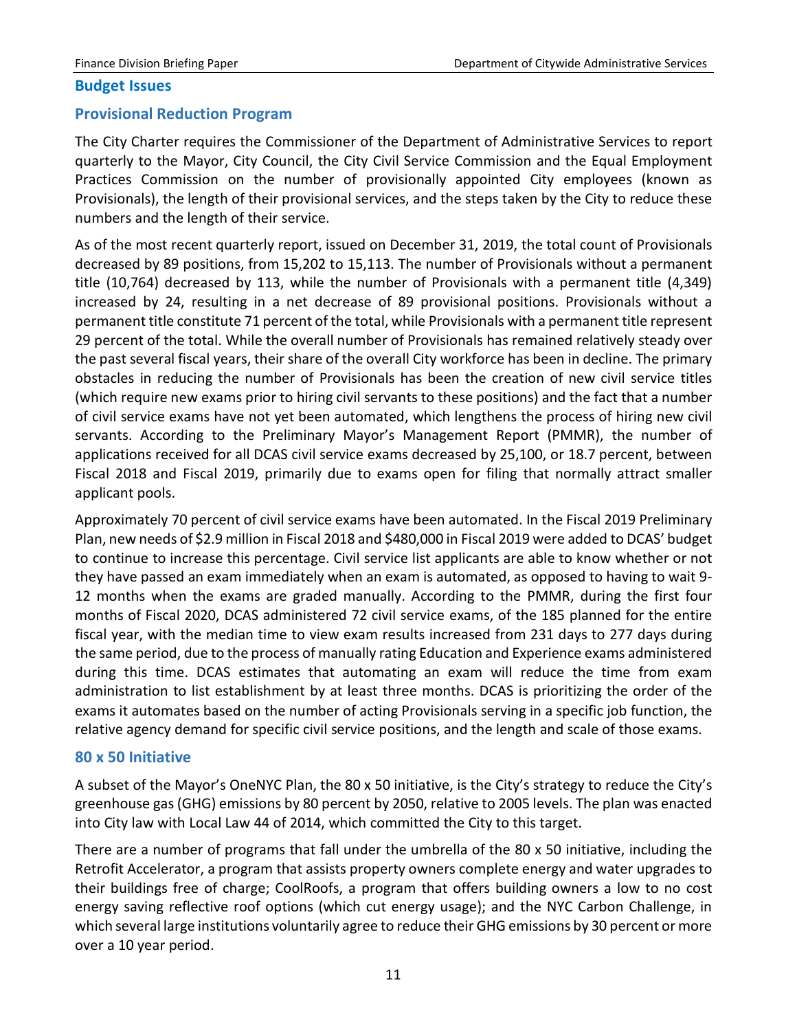## Budget Issues

### Provisional Reduction Program

The City Charter requires the Commissioner of the Department of Administrative Services to report quarterly to the Mayor, City Council, the City Civil Service Commission and the Equal Employment Practices Commission on the number of provisionally appointed City employees (known as Provisionals), the length of their provisional services, and the steps taken by the City to reduce these numbers and the length of their service.

As of the most recent quarterly report, issued on December 31, 2019, the total count of Provisionals decreased by 89 positions, from 15,202 to 15,113. The number of Provisionals without a permanent title (10,764) decreased by 113, while the number of Provisionals with a permanent title (4,349) increased by 24, resulting in a net decrease of 89 provisional positions. Provisionals without a permanent title constitute 71 percent of the total, while Provisionals with a permanent title represent 29 percent of the total. While the overall number of Provisionals has remained relatively steady over the past several fiscal years, their share of the overall City workforce has been in decline. The primary obstacles in reducing the number of Provisionals has been the creation of new civil service titles (which require new exams prior to hiring civil servants to these positions) and the fact that a number of civil service exams have not yet been automated, which lengthens the process of hiring new civil servants. According to the Preliminary Mayor's Management Report (PMMR), the number of applications received for all DCAS civil service exams decreased by 25,100, or 18.7 percent, between Fiscal 2018 and Fiscal 2019, primarily due to exams open for filing that normally attract smaller applicant pools.

Approximately 70 percent of civil service exams have been automated. In the Fiscal 2019 Preliminary Plan, new needs of $2.9 million in Fiscal 2018 and $480,000 in Fiscal 2019 were added to DCAS' budget to continue to increase this percentage. Civil service list applicants are able to know whether or not they have passed an exam immediately when an exam is automated, as opposed to having to wait 9-12 months when the exams are graded manually. According to the PMMR, during the first four months of Fiscal 2020, DCAS administered 72 civil service exams, of the 185 planned for the entire fiscal year, with the median time to view exam results increased from 231 days to 277 days during the same period, due to the process of manually rating Education and Experience exams administered during this time. DCAS estimates that automating an exam will reduce the time from exam administration to list establishment by at least three months. DCAS is prioritizing the order of the exams it automates based on the number of acting Provisionals serving in a specific job function, the relative agency demand for specific civil service positions, and the length and scale of those exams.

### 80 x 50 Initiative

A subset of the Mayor's OneNYC Plan, the 80 x 50 initiative, is the City's strategy to reduce the City's greenhouse gas (GHG) emissions by 80 percent by 2050, relative to 2005 levels. The plan was enacted into City law with Local Law 44 of 2014, which committed the City to this target.

There are a number of programs that fall under the umbrella of the 80 x 50 initiative, including the Retrofit Accelerator, a program that assists property owners complete energy and water upgrades to their buildings free of charge; CoolRoofs, a program that offers building owners a low to no cost energy saving reflective roof options (which cut energy usage); and the NYC Carbon Challenge, in which several large institutions voluntarily agree to reduce their GHG emissions by 30 percent or more over a 10 year period.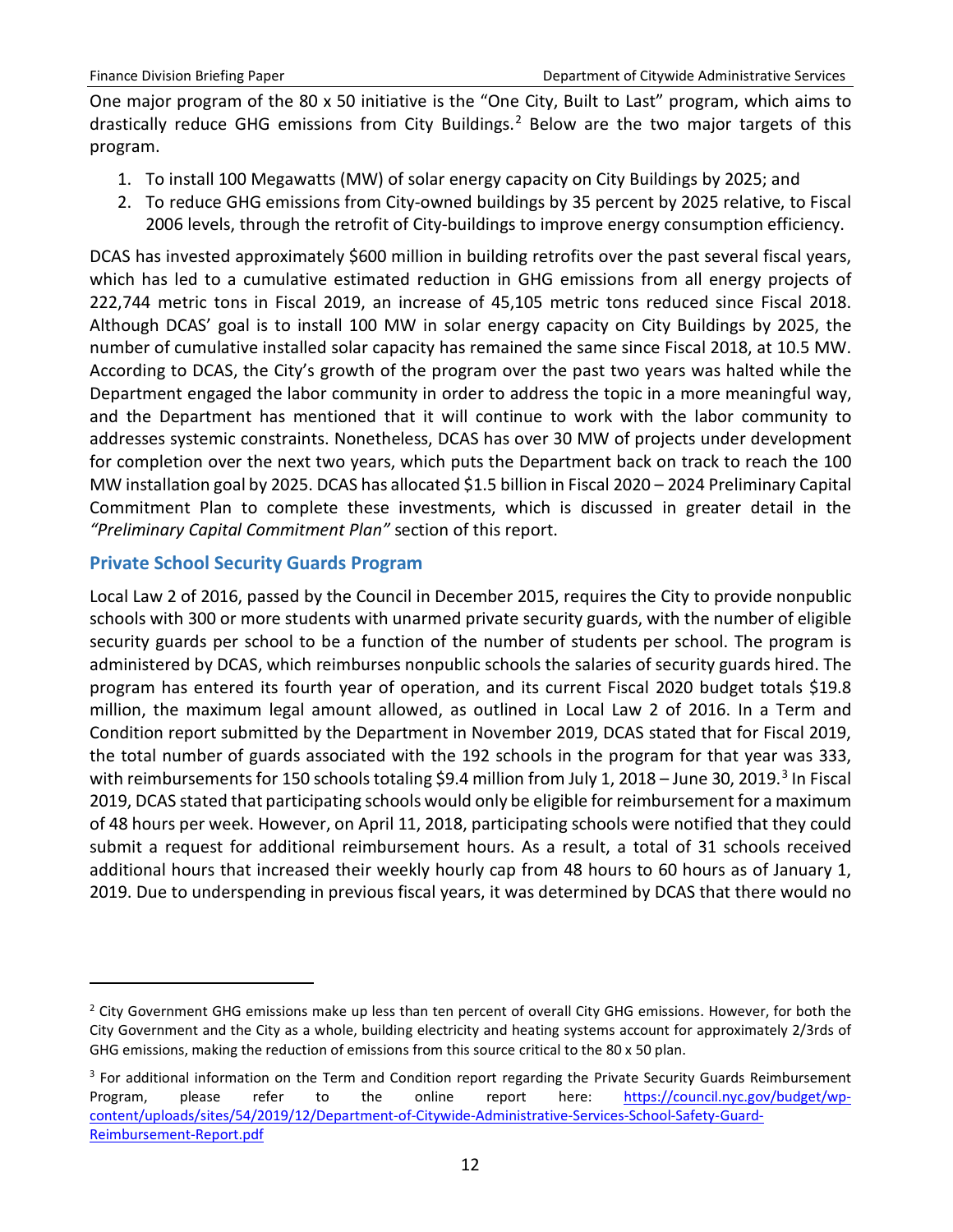One major program of the 80 x 50 initiative is the "One City, Built to Last" program, which aims to drastically reduce GHG emissions from City Buildings.[2] Below are the two major targets of this program.

1. To install 100 Megawatts (MW) of solar energy capacity on City Buildings by 2025; and
2. To reduce GHG emissions from City-owned buildings by 35 percent by 2025 relative, to Fiscal 2006 levels, through the retrofit of City-buildings to improve energy consumption efficiency.

DCAS has invested approximately $600 million in building retrofits over the past several fiscal years, which has led to a cumulative estimated reduction in GHG emissions from all energy projects of 222,744 metric tons in Fiscal 2019, an increase of 45,105 metric tons reduced since Fiscal 2018. Although DCAS' goal is to install 100 MW in solar energy capacity on City Buildings by 2025, the number of cumulative installed solar capacity has remained the same since Fiscal 2018, at 10.5 MW. According to DCAS, the City's growth of the program over the past two years was halted while the Department engaged the labor community in order to address the topic in a more meaningful way, and the Department has mentioned that it will continue to work with the labor community to addresses systemic constraints. Nonetheless, DCAS has over 30 MW of projects under development for completion over the next two years, which puts the Department back on track to reach the 100 MW installation goal by 2025. DCAS has allocated $1.5 billion in Fiscal 2020 – 2024 Preliminary Capital Commitment Plan to complete these investments, which is discussed in greater detail in the *"Preliminary Capital Commitment Plan"* section of this report.

### Private School Security Guards Program

Local Law 2 of 2016, passed by the Council in December 2015, requires the City to provide nonpublic schools with 300 or more students with unarmed private security guards, with the number of eligible security guards per school to be a function of the number of students per school. The program is administered by DCAS, which reimburses nonpublic schools the salaries of security guards hired. The program has entered its fourth year of operation, and its current Fiscal 2020 budget totals $19.8 million, the maximum legal amount allowed, as outlined in Local Law 2 of 2016. In a Term and Condition report submitted by the Department in November 2019, DCAS stated that for Fiscal 2019, the total number of guards associated with the 192 schools in the program for that year was 333, with reimbursements for 150 schools totaling $9.4 million from July 1, 2018 – June 30, 2019.[3] In Fiscal 2019, DCAS stated that participating schools would only be eligible for reimbursement for a maximum of 48 hours per week. However, on April 11, 2018, participating schools were notified that they could submit a request for additional reimbursement hours. As a result, a total of 31 schools received additional hours that increased their weekly hourly cap from 48 hours to 60 hours as of January 1, 2019. Due to underspending in previous fiscal years, it was determined by DCAS that there would no

---

[2] City Government GHG emissions make up less than ten percent of overall City GHG emissions. However, for both the City Government and the City as a whole, building electricity and heating systems account for approximately 2/3rds of GHG emissions, making the reduction of emissions from this source critical to the 80 x 50 plan.

[3] For additional information on the Term and Condition report regarding the Private Security Guards Reimbursement Program, please refer to the online report here: https://council.nyc.gov/budget/wp-content/uploads/sites/54/2019/12/Department-of-Citywide-Administrative-Services-School-Safety-Guard-Reimbursement-Report.pdf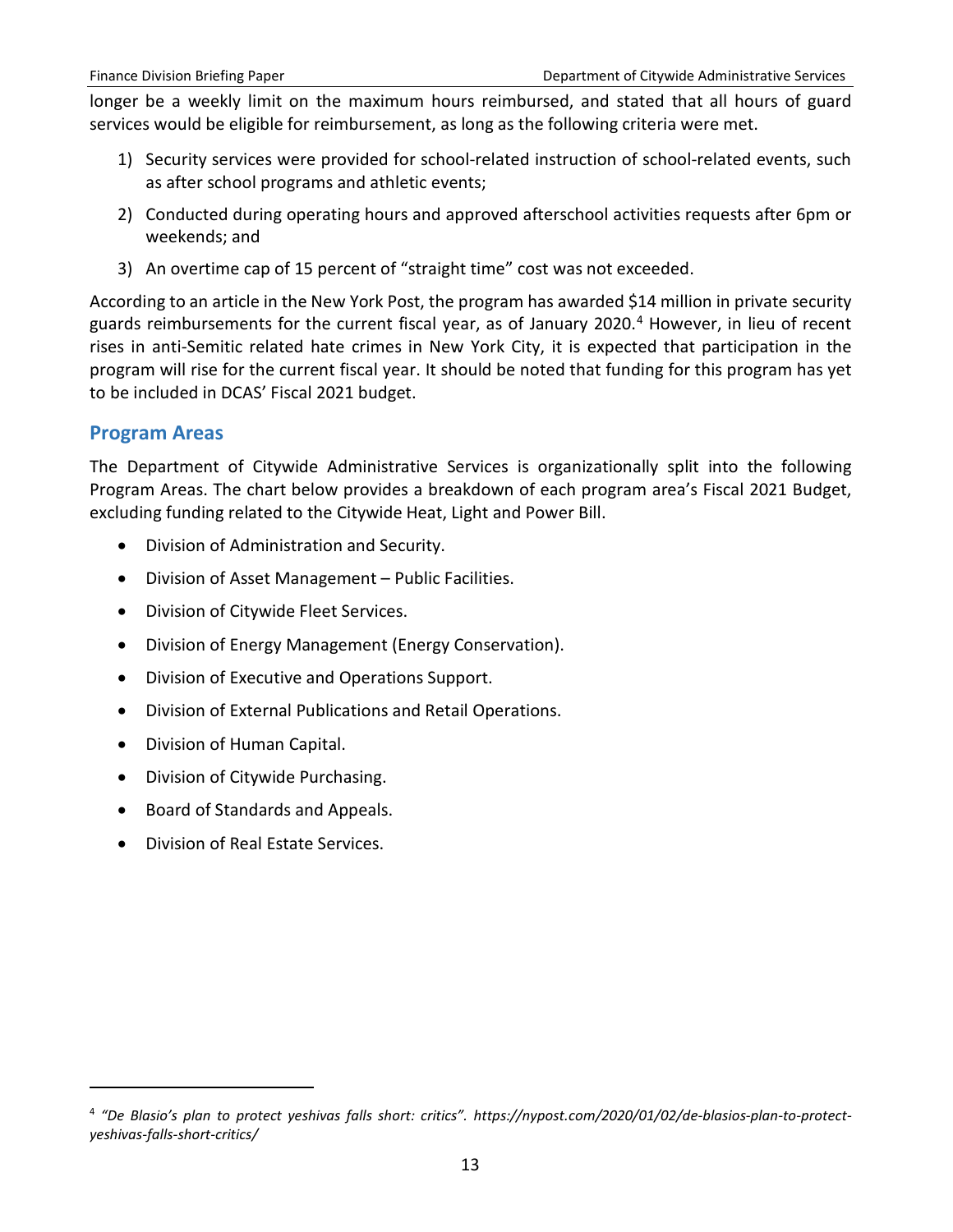longer be a weekly limit on the maximum hours reimbursed, and stated that all hours of guard services would be eligible for reimbursement, as long as the following criteria were met.

1) Security services were provided for school-related instruction of school-related events, such as after school programs and athletic events;
2) Conducted during operating hours and approved afterschool activities requests after 6pm or weekends; and
3) An overtime cap of 15 percent of "straight time" cost was not exceeded.

According to an article in the New York Post, the program has awarded $14 million in private security guards reimbursements for the current fiscal year, as of January 2020.[4] However, in lieu of recent rises in anti-Semitic related hate crimes in New York City, it is expected that participation in the program will rise for the current fiscal year. It should be noted that funding for this program has yet to be included in DCAS' Fiscal 2021 budget.

## Program Areas

The Department of Citywide Administrative Services is organizationally split into the following Program Areas. The chart below provides a breakdown of each program area's Fiscal 2021 Budget, excluding funding related to the Citywide Heat, Light and Power Bill.

- Division of Administration and Security.
- Division of Asset Management – Public Facilities.
- Division of Citywide Fleet Services.
- Division of Energy Management (Energy Conservation).
- Division of Executive and Operations Support.
- Division of External Publications and Retail Operations.
- Division of Human Capital.
- Division of Citywide Purchasing.
- Board of Standards and Appeals.
- Division of Real Estate Services.

---

[4] *"De Blasio's plan to protect yeshivas falls short: critics". https://nypost.com/2020/01/02/de-blasios-plan-to-protect-yeshivas-falls-short-critics/*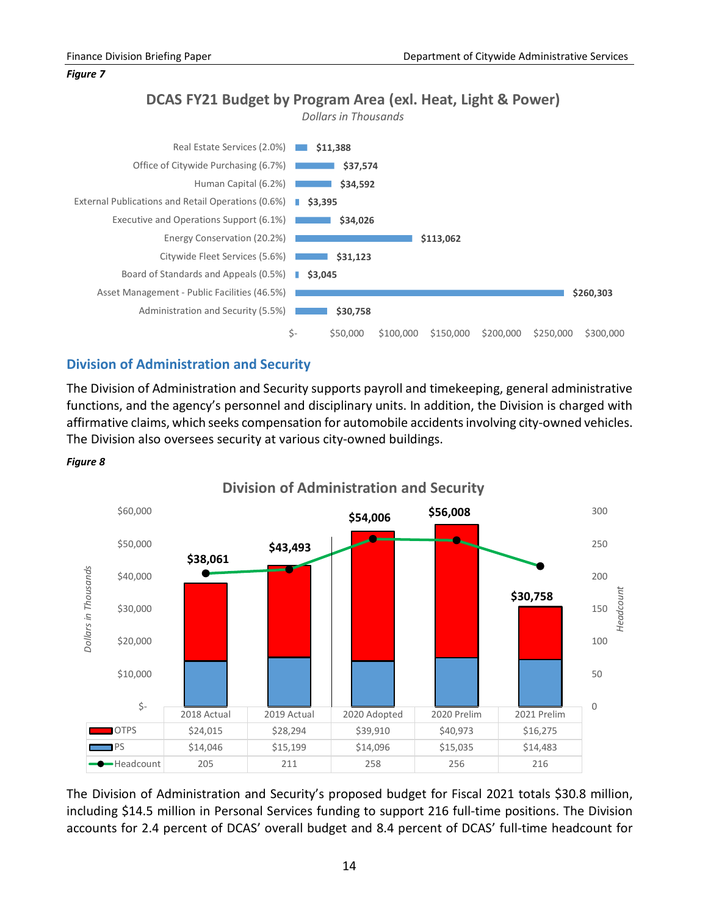*Figure 7*

**DCAS FY21 Budget by Program Area (exl. Heat, Light & Power)**

*Dollars in Thousands*

| Program Area | Budget |
|---|---|
| Real Estate Services (2.0%) | $11,388 |
| Office of Citywide Purchasing (6.7%) | $37,574 |
| Human Capital (6.2%) | $34,592 |
| External Publications and Retail Operations (0.6%) | $3,395 |
| Executive and Operations Support (6.1%) | $34,026 |
| Energy Conservation (20.2%) | $113,062 |
| Citywide Fleet Services (5.6%) | $31,123 |
| Board of Standards and Appeals (0.5%) | $3,045 |
| Asset Management - Public Facilities (46.5%) | $260,303 |
| Administration and Security (5.5%) | $30,758 |

## Division of Administration and Security

The Division of Administration and Security supports payroll and timekeeping, general administrative functions, and the agency's personnel and disciplinary units. In addition, the Division is charged with affirmative claims, which seeks compensation for automobile accidents involving city-owned vehicles. The Division also oversees security at various city-owned buildings.

*Figure 8*

**Division of Administration and Security**

*Dollars in Thousands*

| | 2018 Actual | 2019 Actual | 2020 Adopted | 2020 Prelim | 2021 Prelim |
|---|---|---|---|---|---|
| OTPS | $24,015 | $28,294 | $39,910 | $40,973 | $16,275 |
| PS | $14,046 | $15,199 | $14,096 | $15,035 | $14,483 |
| Total | $38,061 | $43,493 | $54,006 | $56,008 | $30,758 |
| Headcount | 205 | 211 | 258 | 256 | 216 |

The Division of Administration and Security's proposed budget for Fiscal 2021 totals $30.8 million, including $14.5 million in Personal Services funding to support 216 full-time positions. The Division accounts for 2.4 percent of DCAS' overall budget and 8.4 percent of DCAS' full-time headcount for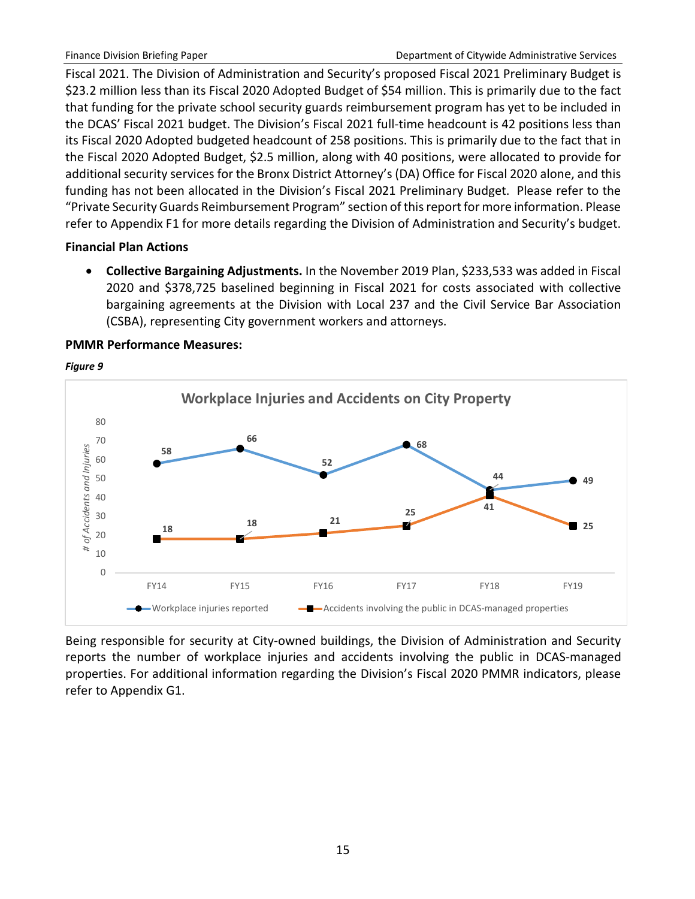Fiscal 2021. The Division of Administration and Security's proposed Fiscal 2021 Preliminary Budget is $23.2 million less than its Fiscal 2020 Adopted Budget of $54 million. This is primarily due to the fact that funding for the private school security guards reimbursement program has yet to be included in the DCAS' Fiscal 2021 budget. The Division's Fiscal 2021 full-time headcount is 42 positions less than its Fiscal 2020 Adopted budgeted headcount of 258 positions. This is primarily due to the fact that in the Fiscal 2020 Adopted Budget, $2.5 million, along with 40 positions, were allocated to provide for additional security services for the Bronx District Attorney's (DA) Office for Fiscal 2020 alone, and this funding has not been allocated in the Division's Fiscal 2021 Preliminary Budget. Please refer to the "Private Security Guards Reimbursement Program" section of this report for more information. Please refer to Appendix F1 for more details regarding the Division of Administration and Security's budget.

**Financial Plan Actions**

- **Collective Bargaining Adjustments.** In the November 2019 Plan, $233,533 was added in Fiscal 2020 and $378,725 baselined beginning in Fiscal 2021 for costs associated with collective bargaining agreements at the Division with Local 237 and the Civil Service Bar Association (CSBA), representing City government workers and attorneys.

**PMMR Performance Measures:**

***Figure 9***

**Workplace Injuries and Accidents on City Property**

| # of Accidents and Injuries | FY14 | FY15 | FY16 | FY17 | FY18 | FY19 |
|---|---|---|---|---|---|---|
| Workplace injuries reported | 58 | 66 | 52 | 68 | 44 | 49 |
| Accidents involving the public in DCAS-managed properties | 18 | 18 | 21 | 25 | 41 | 25 |

Being responsible for security at City-owned buildings, the Division of Administration and Security reports the number of workplace injuries and accidents involving the public in DCAS-managed properties. For additional information regarding the Division's Fiscal 2020 PMMR indicators, please refer to Appendix G1.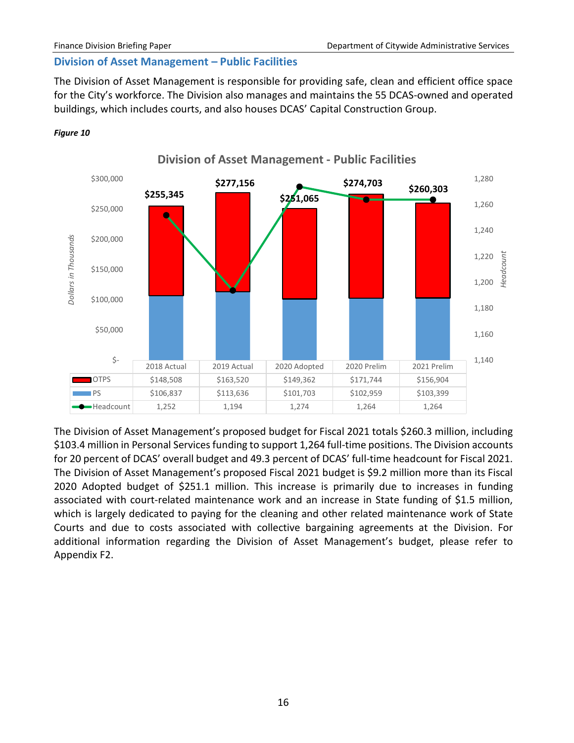## Division of Asset Management – Public Facilities

The Division of Asset Management is responsible for providing safe, clean and efficient office space for the City's workforce. The Division also manages and maintains the 55 DCAS-owned and operated buildings, which includes courts, and also houses DCAS' Capital Construction Group.

***Figure 10***

**Division of Asset Management - Public Facilities**

*Dollars in Thousands*

| | 2018 Actual | 2019 Actual | 2020 Adopted | 2020 Prelim | 2021 Prelim |
|---|---|---|---|---|---|
| OTPS | $148,508 | $163,520 | $149,362 | $171,744 | $156,904 |
| PS | $106,837 | $113,636 | $101,703 | $102,959 | $103,399 |
| Headcount | 1,252 | 1,194 | 1,274 | 1,264 | 1,264 |
| Total | $255,345 | $277,156 | $251,065 | $274,703 | $260,303 |

The Division of Asset Management's proposed budget for Fiscal 2021 totals $260.3 million, including $103.4 million in Personal Services funding to support 1,264 full-time positions. The Division accounts for 20 percent of DCAS' overall budget and 49.3 percent of DCAS' full-time headcount for Fiscal 2021. The Division of Asset Management's proposed Fiscal 2021 budget is $9.2 million more than its Fiscal 2020 Adopted budget of $251.1 million. This increase is primarily due to increases in funding associated with court-related maintenance work and an increase in State funding of $1.5 million, which is largely dedicated to paying for the cleaning and other related maintenance work of State Courts and due to costs associated with collective bargaining agreements at the Division. For additional information regarding the Division of Asset Management's budget, please refer to Appendix F2.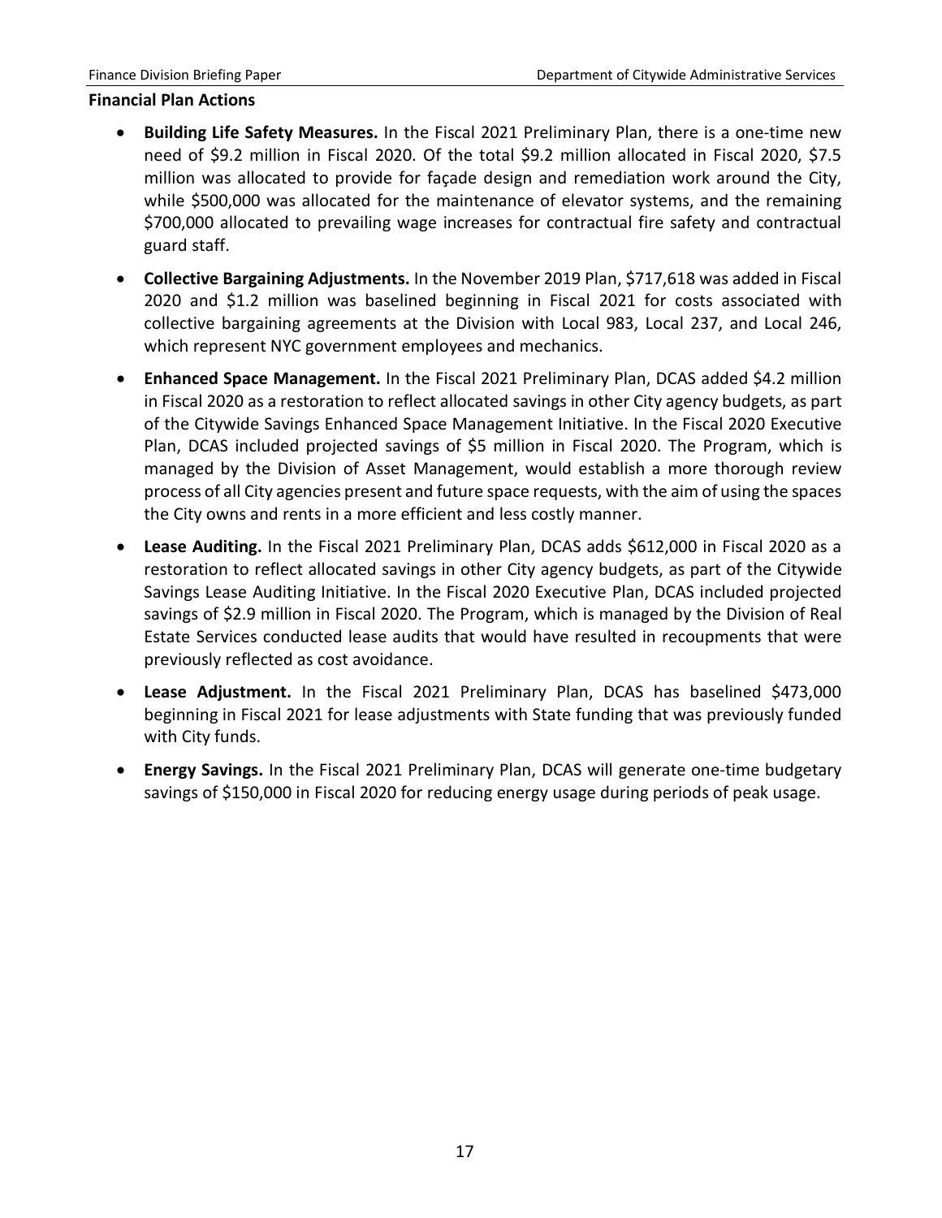**Financial Plan Actions**

- **Building Life Safety Measures.** In the Fiscal 2021 Preliminary Plan, there is a one-time new need of $9.2 million in Fiscal 2020. Of the total $9.2 million allocated in Fiscal 2020, $7.5 million was allocated to provide for façade design and remediation work around the City, while $500,000 was allocated for the maintenance of elevator systems, and the remaining $700,000 allocated to prevailing wage increases for contractual fire safety and contractual guard staff.
- **Collective Bargaining Adjustments.** In the November 2019 Plan, $717,618 was added in Fiscal 2020 and $1.2 million was baselined beginning in Fiscal 2021 for costs associated with collective bargaining agreements at the Division with Local 983, Local 237, and Local 246, which represent NYC government employees and mechanics.
- **Enhanced Space Management.** In the Fiscal 2021 Preliminary Plan, DCAS added $4.2 million in Fiscal 2020 as a restoration to reflect allocated savings in other City agency budgets, as part of the Citywide Savings Enhanced Space Management Initiative. In the Fiscal 2020 Executive Plan, DCAS included projected savings of $5 million in Fiscal 2020. The Program, which is managed by the Division of Asset Management, would establish a more thorough review process of all City agencies present and future space requests, with the aim of using the spaces the City owns and rents in a more efficient and less costly manner.
- **Lease Auditing.** In the Fiscal 2021 Preliminary Plan, DCAS adds $612,000 in Fiscal 2020 as a restoration to reflect allocated savings in other City agency budgets, as part of the Citywide Savings Lease Auditing Initiative. In the Fiscal 2020 Executive Plan, DCAS included projected savings of $2.9 million in Fiscal 2020. The Program, which is managed by the Division of Real Estate Services conducted lease audits that would have resulted in recoupments that were previously reflected as cost avoidance.
- **Lease Adjustment.** In the Fiscal 2021 Preliminary Plan, DCAS has baselined $473,000 beginning in Fiscal 2021 for lease adjustments with State funding that was previously funded with City funds.
- **Energy Savings.** In the Fiscal 2021 Preliminary Plan, DCAS will generate one-time budgetary savings of $150,000 in Fiscal 2020 for reducing energy usage during periods of peak usage.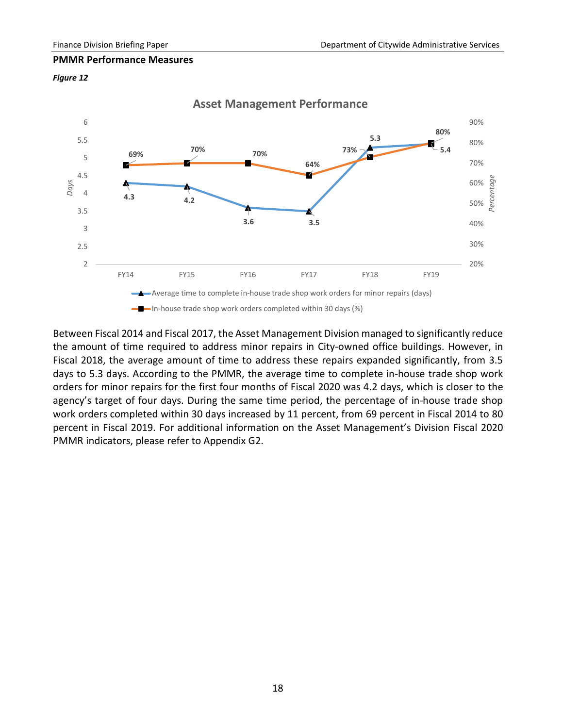**PMMR Performance Measures**

*Figure 12*

**Asset Management Performance**

| | FY14 | FY15 | FY16 | FY17 | FY18 | FY19 |
|---|---|---|---|---|---|---|
| Average time to complete in-house trade shop work orders for minor repairs (days) | 4.3 | 4.2 | 3.6 | 3.5 | 5.3 | 5.4 |
| In-house trade shop work orders completed within 30 days (%) | 69% | 70% | 70% | 64% | 73% | 80% |

Between Fiscal 2014 and Fiscal 2017, the Asset Management Division managed to significantly reduce the amount of time required to address minor repairs in City-owned office buildings. However, in Fiscal 2018, the average amount of time to address these repairs expanded significantly, from 3.5 days to 5.3 days. According to the PMMR, the average time to complete in-house trade shop work orders for minor repairs for the first four months of Fiscal 2020 was 4.2 days, which is closer to the agency's target of four days. During the same time period, the percentage of in-house trade shop work orders completed within 30 days increased by 11 percent, from 69 percent in Fiscal 2014 to 80 percent in Fiscal 2019. For additional information on the Asset Management's Division Fiscal 2020 PMMR indicators, please refer to Appendix G2.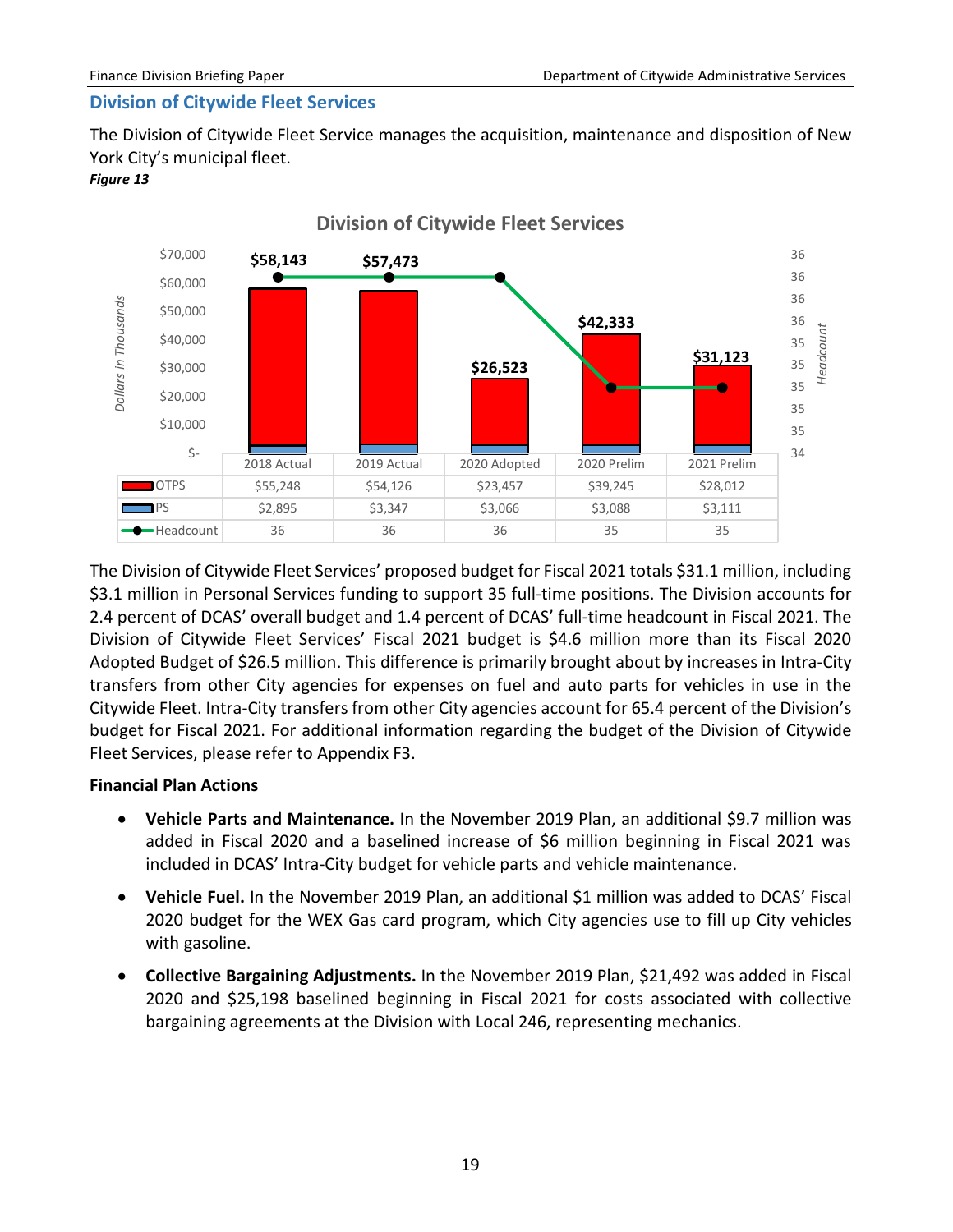## Division of Citywide Fleet Services

The Division of Citywide Fleet Service manages the acquisition, maintenance and disposition of New York City's municipal fleet.

***Figure 13***

**Division of Citywide Fleet Services**

|  | 2018 Actual | 2019 Actual | 2020 Adopted | 2020 Prelim | 2021 Prelim |
|---|---|---|---|---|---|
| Total | $58,143 | $57,473 | $26,523 | $42,333 | $31,123 |
| OTPS | $55,248 | $54,126 | $23,457 | $39,245 | $28,012 |
| PS | $2,895 | $3,347 | $3,066 | $3,088 | $3,111 |
| Headcount | 36 | 36 | 36 | 35 | 35 |

The Division of Citywide Fleet Services' proposed budget for Fiscal 2021 totals $31.1 million, including $3.1 million in Personal Services funding to support 35 full-time positions. The Division accounts for 2.4 percent of DCAS' overall budget and 1.4 percent of DCAS' full-time headcount in Fiscal 2021. The Division of Citywide Fleet Services' Fiscal 2021 budget is $4.6 million more than its Fiscal 2020 Adopted Budget of $26.5 million. This difference is primarily brought about by increases in Intra-City transfers from other City agencies for expenses on fuel and auto parts for vehicles in use in the Citywide Fleet. Intra-City transfers from other City agencies account for 65.4 percent of the Division's budget for Fiscal 2021. For additional information regarding the budget of the Division of Citywide Fleet Services, please refer to Appendix F3.

**Financial Plan Actions**

- **Vehicle Parts and Maintenance.** In the November 2019 Plan, an additional $9.7 million was added in Fiscal 2020 and a baselined increase of $6 million beginning in Fiscal 2021 was included in DCAS' Intra-City budget for vehicle parts and vehicle maintenance.
- **Vehicle Fuel.** In the November 2019 Plan, an additional $1 million was added to DCAS' Fiscal 2020 budget for the WEX Gas card program, which City agencies use to fill up City vehicles with gasoline.
- **Collective Bargaining Adjustments.** In the November 2019 Plan, $21,492 was added in Fiscal 2020 and $25,198 baselined beginning in Fiscal 2021 for costs associated with collective bargaining agreements at the Division with Local 246, representing mechanics.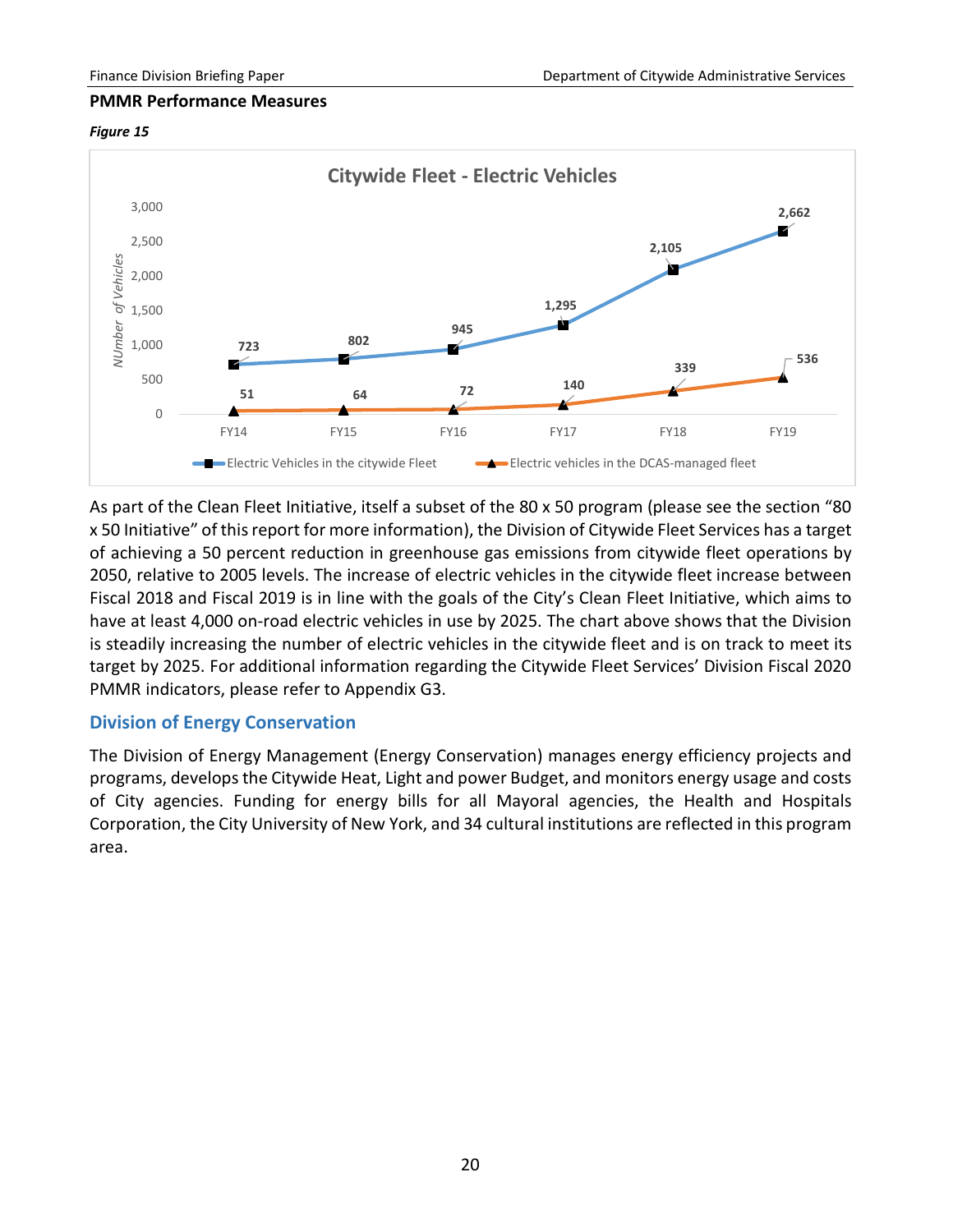**PMMR Performance Measures**

*Figure 15*

**Citywide Fleet - Electric Vehicles**

| | FY14 | FY15 | FY16 | FY17 | FY18 | FY19 |
|---|---|---|---|---|---|---|
| Electric Vehicles in the citywide Fleet | 723 | 802 | 945 | 1,295 | 2,105 | 2,662 |
| Electric vehicles in the DCAS-managed fleet | 51 | 64 | 72 | 140 | 339 | 536 |

As part of the Clean Fleet Initiative, itself a subset of the 80 x 50 program (please see the section "80 x 50 Initiative" of this report for more information), the Division of Citywide Fleet Services has a target of achieving a 50 percent reduction in greenhouse gas emissions from citywide fleet operations by 2050, relative to 2005 levels. The increase of electric vehicles in the citywide fleet increase between Fiscal 2018 and Fiscal 2019 is in line with the goals of the City's Clean Fleet Initiative, which aims to have at least 4,000 on-road electric vehicles in use by 2025. The chart above shows that the Division is steadily increasing the number of electric vehicles in the citywide fleet and is on track to meet its target by 2025. For additional information regarding the Citywide Fleet Services' Division Fiscal 2020 PMMR indicators, please refer to Appendix G3.

## Division of Energy Conservation

The Division of Energy Management (Energy Conservation) manages energy efficiency projects and programs, develops the Citywide Heat, Light and power Budget, and monitors energy usage and costs of City agencies. Funding for energy bills for all Mayoral agencies, the Health and Hospitals Corporation, the City University of New York, and 34 cultural institutions are reflected in this program area.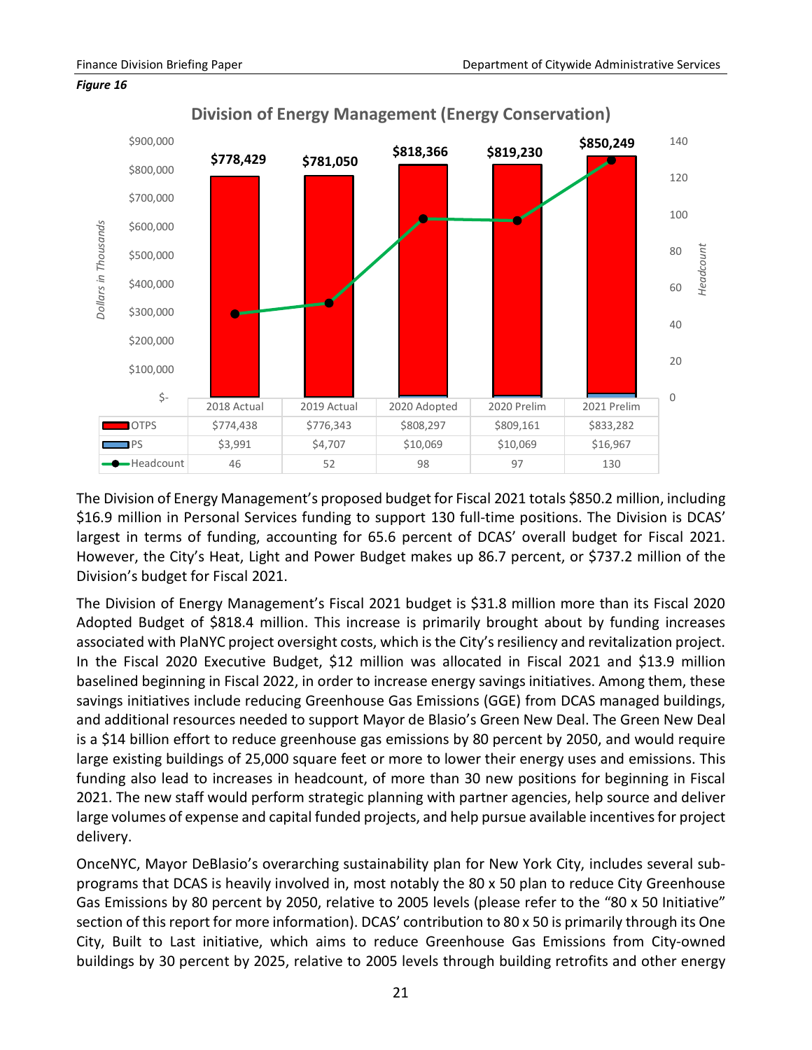*Figure 16*

**Division of Energy Management (Energy Conservation)**

*Dollars in Thousands*

| | 2018 Actual | 2019 Actual | 2020 Adopted | 2020 Prelim | 2021 Prelim |
|---|---|---|---|---|---|
| Total | $778,429 | $781,050 | $818,366 | $819,230 | $850,249 |
| OTPS | $774,438 | $776,343 | $808,297 | $809,161 | $833,282 |
| PS | $3,991 | $4,707 | $10,069 | $10,069 | $16,967 |
| Headcount | 46 | 52 | 98 | 97 | 130 |

The Division of Energy Management's proposed budget for Fiscal 2021 totals $850.2 million, including $16.9 million in Personal Services funding to support 130 full-time positions. The Division is DCAS' largest in terms of funding, accounting for 65.6 percent of DCAS' overall budget for Fiscal 2021. However, the City's Heat, Light and Power Budget makes up 86.7 percent, or $737.2 million of the Division's budget for Fiscal 2021.

The Division of Energy Management's Fiscal 2021 budget is $31.8 million more than its Fiscal 2020 Adopted Budget of $818.4 million. This increase is primarily brought about by funding increases associated with PlaNYC project oversight costs, which is the City's resiliency and revitalization project. In the Fiscal 2020 Executive Budget, $12 million was allocated in Fiscal 2021 and $13.9 million baselined beginning in Fiscal 2022, in order to increase energy savings initiatives. Among them, these savings initiatives include reducing Greenhouse Gas Emissions (GGE) from DCAS managed buildings, and additional resources needed to support Mayor de Blasio's Green New Deal. The Green New Deal is a $14 billion effort to reduce greenhouse gas emissions by 80 percent by 2050, and would require large existing buildings of 25,000 square feet or more to lower their energy uses and emissions. This funding also lead to increases in headcount, of more than 30 new positions for beginning in Fiscal 2021. The new staff would perform strategic planning with partner agencies, help source and deliver large volumes of expense and capital funded projects, and help pursue available incentives for project delivery.

OneNYC, Mayor DeBlasio's overarching sustainability plan for New York City, includes several sub-programs that DCAS is heavily involved in, most notably the 80 x 50 plan to reduce City Greenhouse Gas Emissions by 80 percent by 2050, relative to 2005 levels (please refer to the "80 x 50 Initiative" section of this report for more information). DCAS' contribution to 80 x 50 is primarily through its One City, Built to Last initiative, which aims to reduce Greenhouse Gas Emissions from City-owned buildings by 30 percent by 2025, relative to 2005 levels through building retrofits and other energy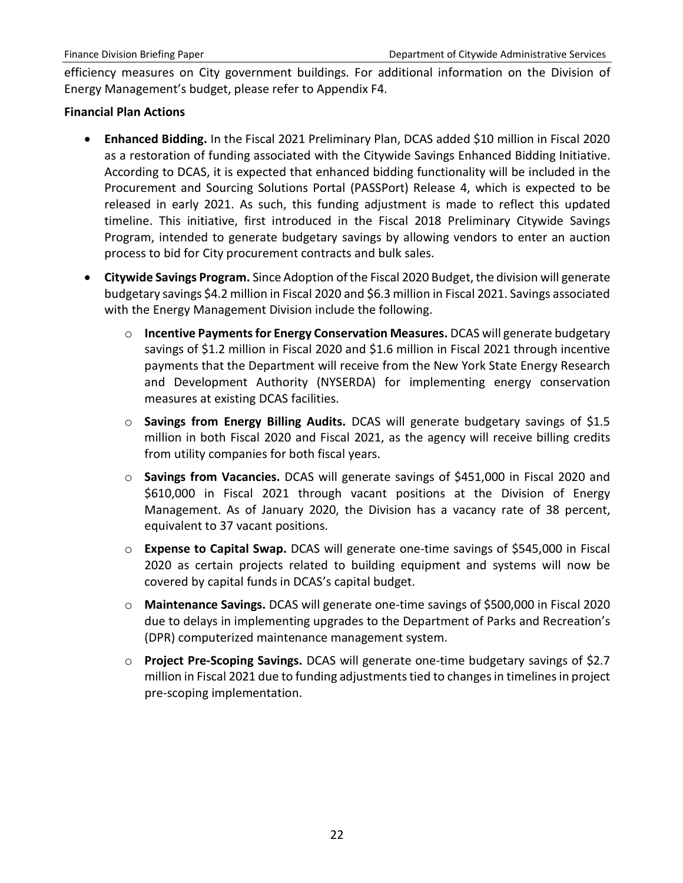efficiency measures on City government buildings. For additional information on the Division of Energy Management's budget, please refer to Appendix F4.

**Financial Plan Actions**

- **Enhanced Bidding.** In the Fiscal 2021 Preliminary Plan, DCAS added $10 million in Fiscal 2020 as a restoration of funding associated with the Citywide Savings Enhanced Bidding Initiative. According to DCAS, it is expected that enhanced bidding functionality will be included in the Procurement and Sourcing Solutions Portal (PASSPort) Release 4, which is expected to be released in early 2021. As such, this funding adjustment is made to reflect this updated timeline. This initiative, first introduced in the Fiscal 2018 Preliminary Citywide Savings Program, intended to generate budgetary savings by allowing vendors to enter an auction process to bid for City procurement contracts and bulk sales.
- **Citywide Savings Program.** Since Adoption of the Fiscal 2020 Budget, the division will generate budgetary savings $4.2 million in Fiscal 2020 and $6.3 million in Fiscal 2021. Savings associated with the Energy Management Division include the following.
  - **Incentive Payments for Energy Conservation Measures.** DCAS will generate budgetary savings of $1.2 million in Fiscal 2020 and $1.6 million in Fiscal 2021 through incentive payments that the Department will receive from the New York State Energy Research and Development Authority (NYSERDA) for implementing energy conservation measures at existing DCAS facilities.
  - **Savings from Energy Billing Audits.** DCAS will generate budgetary savings of $1.5 million in both Fiscal 2020 and Fiscal 2021, as the agency will receive billing credits from utility companies for both fiscal years.
  - **Savings from Vacancies.** DCAS will generate savings of $451,000 in Fiscal 2020 and $610,000 in Fiscal 2021 through vacant positions at the Division of Energy Management. As of January 2020, the Division has a vacancy rate of 38 percent, equivalent to 37 vacant positions.
  - **Expense to Capital Swap.** DCAS will generate one-time savings of $545,000 in Fiscal 2020 as certain projects related to building equipment and systems will now be covered by capital funds in DCAS's capital budget.
  - **Maintenance Savings.** DCAS will generate one-time savings of $500,000 in Fiscal 2020 due to delays in implementing upgrades to the Department of Parks and Recreation's (DPR) computerized maintenance management system.
  - **Project Pre-Scoping Savings.** DCAS will generate one-time budgetary savings of $2.7 million in Fiscal 2021 due to funding adjustments tied to changes in timelines in project pre-scoping implementation.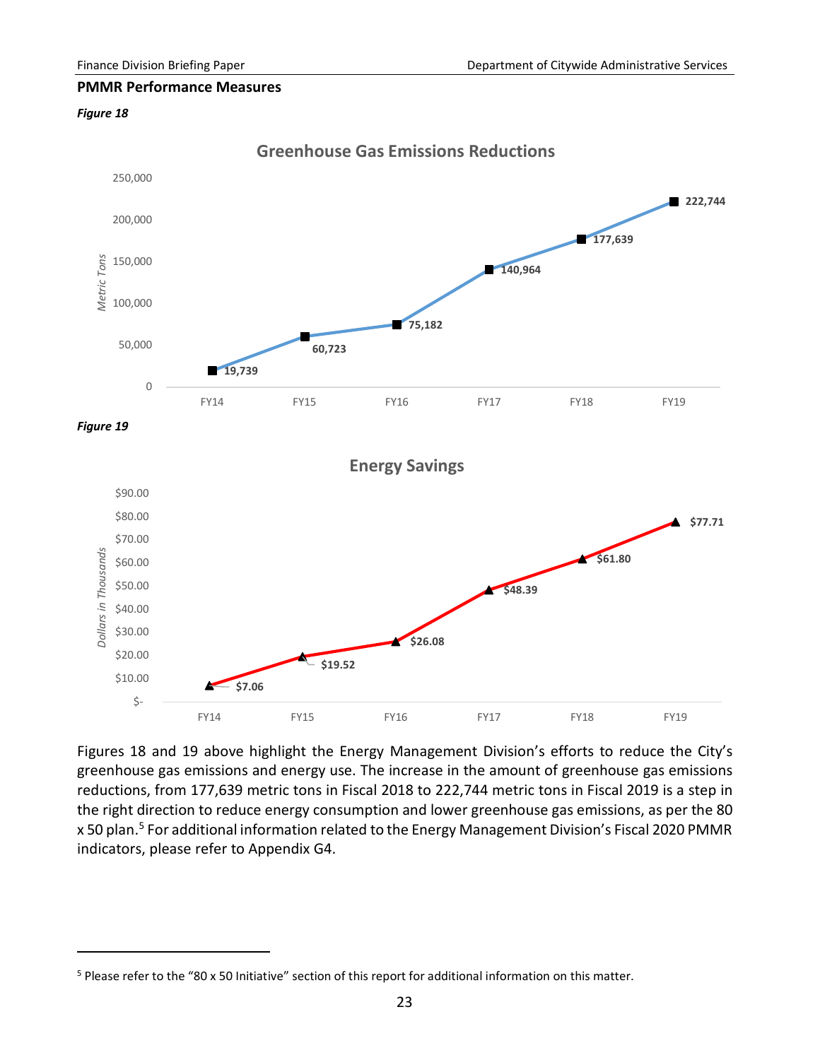**PMMR Performance Measures**

***Figure 18***

**Greenhouse Gas Emissions Reductions**

| | FY14 | FY15 | FY16 | FY17 | FY18 | FY19 |
|---|---|---|---|---|---|---|
| Metric Tons | 19,739 | 60,723 | 75,182 | 140,964 | 177,639 | 222,744 |

***Figure 19***

**Energy Savings**

| | FY14 | FY15 | FY16 | FY17 | FY18 | FY19 |
|---|---|---|---|---|---|---|
| Dollars in Thousands | $7.06 | $19.52 | $26.08 | $48.39 | $61.80 | $77.71 |

Figures 18 and 19 above highlight the Energy Management Division's efforts to reduce the City's greenhouse gas emissions and energy use. The increase in the amount of greenhouse gas emissions reductions, from 177,639 metric tons in Fiscal 2018 to 222,744 metric tons in Fiscal 2019 is a step in the right direction to reduce energy consumption and lower greenhouse gas emissions, as per the 80 x 50 plan.[5] For additional information related to the Energy Management Division's Fiscal 2020 PMMR indicators, please refer to Appendix G4.

[5] Please refer to the "80 x 50 Initiative" section of this report for additional information on this matter.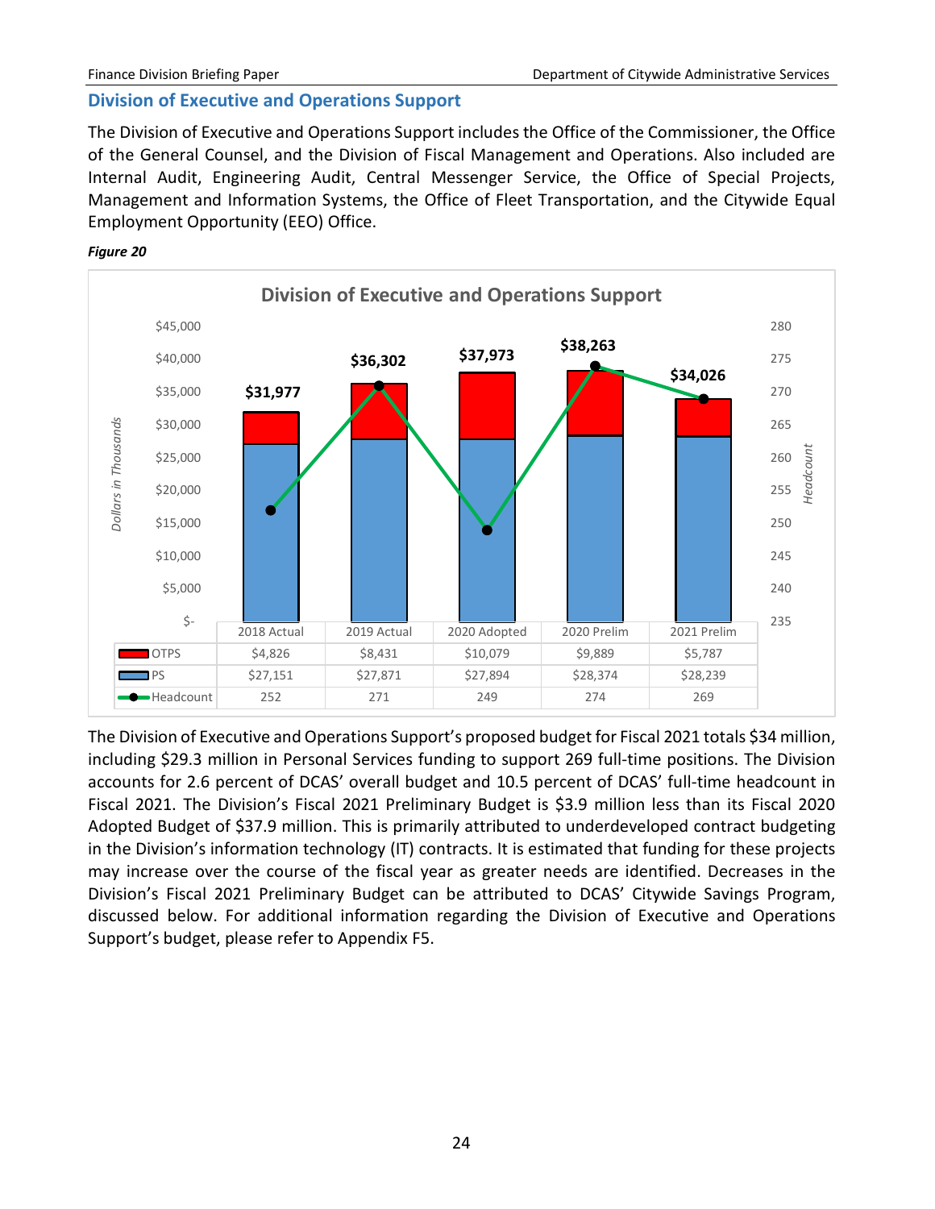## Division of Executive and Operations Support

The Division of Executive and Operations Support includes the Office of the Commissioner, the Office of the General Counsel, and the Division of Fiscal Management and Operations. Also included are Internal Audit, Engineering Audit, Central Messenger Service, the Office of Special Projects, Management and Information Systems, the Office of Fleet Transportation, and the Citywide Equal Employment Opportunity (EEO) Office.

***Figure 20***

**Division of Executive and Operations Support**

*Dollars in Thousands*

| | 2018 Actual | 2019 Actual | 2020 Adopted | 2020 Prelim | 2021 Prelim |
|---|---|---|---|---|---|
| Total | $31,977 | $36,302 | $37,973 | $38,263 | $34,026 |
| OTPS | $4,826 | $8,431 | $10,079 | $9,889 | $5,787 |
| PS | $27,151 | $27,871 | $27,894 | $28,374 | $28,239 |
| Headcount | 252 | 271 | 249 | 274 | 269 |

The Division of Executive and Operations Support's proposed budget for Fiscal 2021 totals $34 million, including $29.3 million in Personal Services funding to support 269 full-time positions. The Division accounts for 2.6 percent of DCAS' overall budget and 10.5 percent of DCAS' full-time headcount in Fiscal 2021. The Division's Fiscal 2021 Preliminary Budget is $3.9 million less than its Fiscal 2020 Adopted Budget of $37.9 million. This is primarily attributed to underdeveloped contract budgeting in the Division's information technology (IT) contracts. It is estimated that funding for these projects may increase over the course of the fiscal year as greater needs are identified. Decreases in the Division's Fiscal 2021 Preliminary Budget can be attributed to DCAS' Citywide Savings Program, discussed below. For additional information regarding the Division of Executive and Operations Support's budget, please refer to Appendix F5.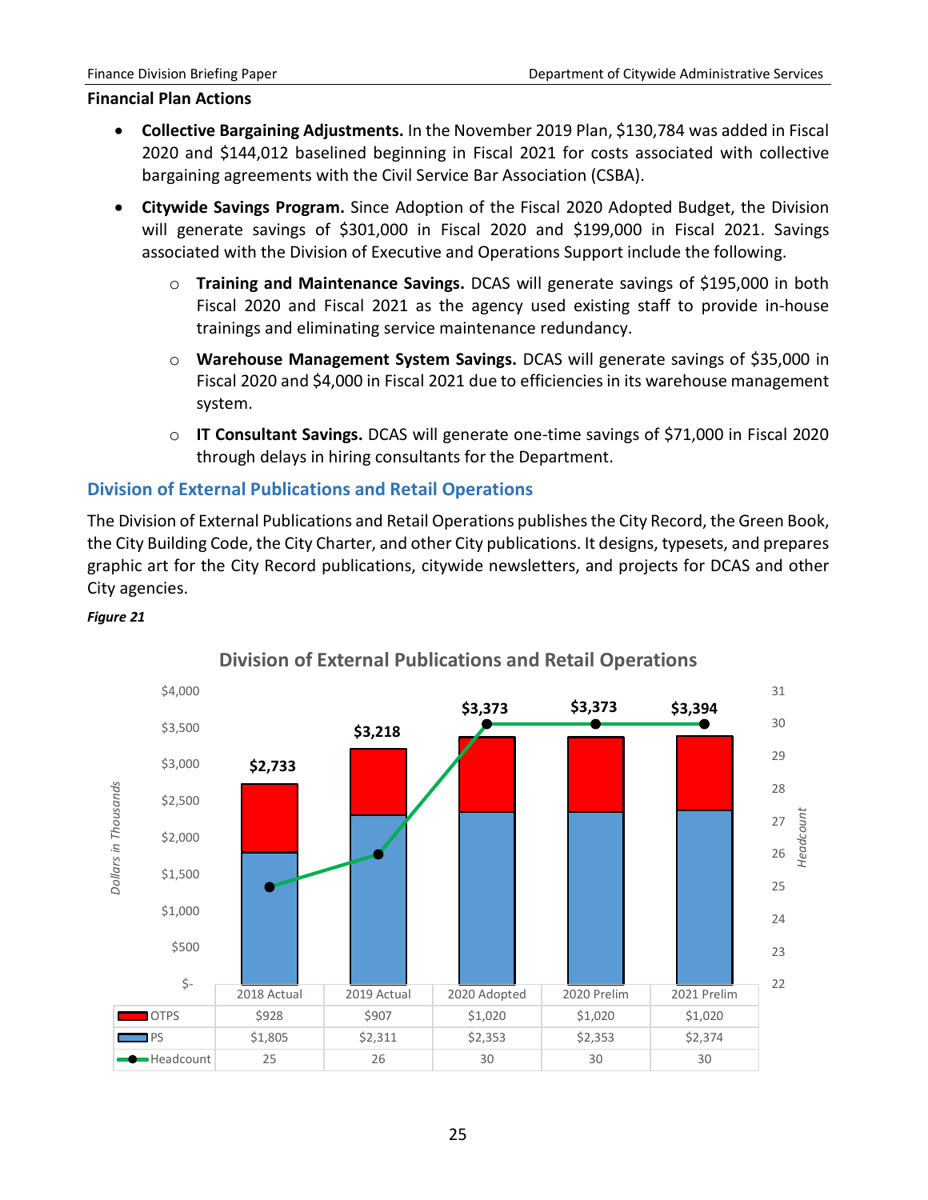**Financial Plan Actions**

- **Collective Bargaining Adjustments.** In the November 2019 Plan, $130,784 was added in Fiscal 2020 and $144,012 baselined beginning in Fiscal 2021 for costs associated with collective bargaining agreements with the Civil Service Bar Association (CSBA).
- **Citywide Savings Program.** Since Adoption of the Fiscal 2020 Adopted Budget, the Division will generate savings of $301,000 in Fiscal 2020 and $199,000 in Fiscal 2021. Savings associated with the Division of Executive and Operations Support include the following.
  - **Training and Maintenance Savings.** DCAS will generate savings of $195,000 in both Fiscal 2020 and Fiscal 2021 as the agency used existing staff to provide in-house trainings and eliminating service maintenance redundancy.
  - **Warehouse Management System Savings.** DCAS will generate savings of $35,000 in Fiscal 2020 and $4,000 in Fiscal 2021 due to efficiencies in its warehouse management system.
  - **IT Consultant Savings.** DCAS will generate one-time savings of $71,000 in Fiscal 2020 through delays in hiring consultants for the Department.

## Division of External Publications and Retail Operations

The Division of External Publications and Retail Operations publishes the City Record, the Green Book, the City Building Code, the City Charter, and other City publications. It designs, typesets, and prepares graphic art for the City Record publications, citywide newsletters, and projects for DCAS and other City agencies.

*Figure 21*

**Division of External Publications and Retail Operations**

(Dollars in Thousands)

| | 2018 Actual | 2019 Actual | 2020 Adopted | 2020 Prelim | 2021 Prelim |
|---|---|---|---|---|---|
| OTPS | $928 | $907 | $1,020 | $1,020 | $1,020 |
| PS | $1,805 | $2,311 | $2,353 | $2,353 | $2,374 |
| Total | $2,733 | $3,218 | $3,373 | $3,373 | $3,394 |
| Headcount | 25 | 26 | 30 | 30 | 30 |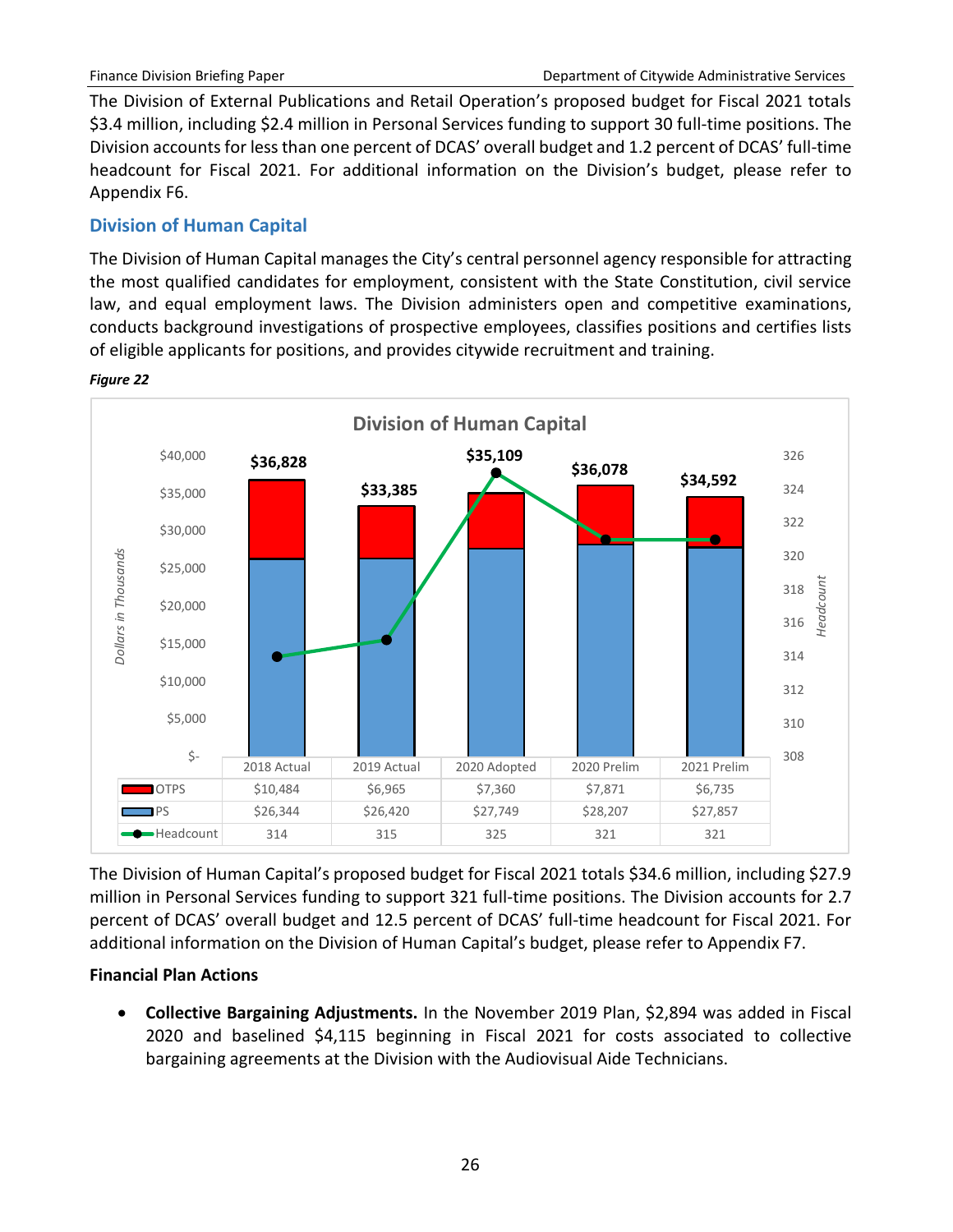The Division of External Publications and Retail Operation's proposed budget for Fiscal 2021 totals $3.4 million, including $2.4 million in Personal Services funding to support 30 full-time positions. The Division accounts for less than one percent of DCAS' overall budget and 1.2 percent of DCAS' full-time headcount for Fiscal 2021. For additional information on the Division's budget, please refer to Appendix F6.

## Division of Human Capital

The Division of Human Capital manages the City's central personnel agency responsible for attracting the most qualified candidates for employment, consistent with the State Constitution, civil service law, and equal employment laws. The Division administers open and competitive examinations, conducts background investigations of prospective employees, classifies positions and certifies lists of eligible applicants for positions, and provides citywide recruitment and training.

*Figure 22*

**Division of Human Capital**

| | 2018 Actual | 2019 Actual | 2020 Adopted | 2020 Prelim | 2021 Prelim |
|---|---|---|---|---|---|
| Total | $36,828 | $33,385 | $35,109 | $36,078 | $34,592 |
| OTPS | $10,484 | $6,965 | $7,360 | $7,871 | $6,735 |
| PS | $26,344 | $26,420 | $27,749 | $28,207 | $27,857 |
| Headcount | 314 | 315 | 325 | 321 | 321 |

Dollars in Thousands

The Division of Human Capital's proposed budget for Fiscal 2021 totals $34.6 million, including $27.9 million in Personal Services funding to support 321 full-time positions. The Division accounts for 2.7 percent of DCAS' overall budget and 12.5 percent of DCAS' full-time headcount for Fiscal 2021. For additional information on the Division of Human Capital's budget, please refer to Appendix F7.

**Financial Plan Actions**

- **Collective Bargaining Adjustments.** In the November 2019 Plan, $2,894 was added in Fiscal 2020 and baselined $4,115 beginning in Fiscal 2021 for costs associated to collective bargaining agreements at the Division with the Audiovisual Aide Technicians.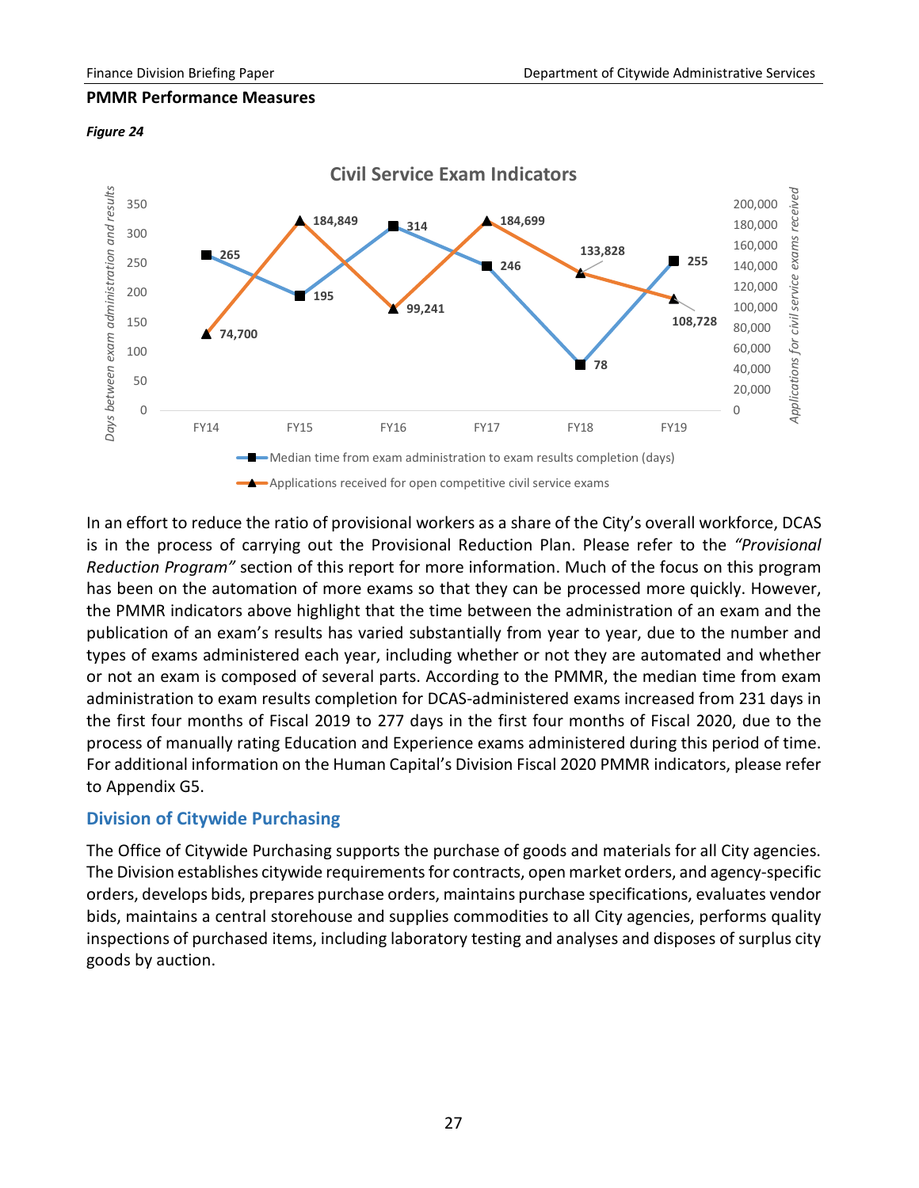**PMMR Performance Measures**

*Figure 24*

**Civil Service Exam Indicators**

| | FY14 | FY15 | FY16 | FY17 | FY18 | FY19 |
|---|---|---|---|---|---|---|
| Median time from exam administration to exam results completion (days) | 265 | 195 | 314 | 246 | 78 | 255 |
| Applications received for open competitive civil service exams | 74,700 | 184,849 | 99,241 | 184,699 | 133,828 | 108,728 |

In an effort to reduce the ratio of provisional workers as a share of the City's overall workforce, DCAS is in the process of carrying out the Provisional Reduction Plan. Please refer to the *"Provisional Reduction Program"* section of this report for more information. Much of the focus on this program has been on the automation of more exams so that they can be processed more quickly. However, the PMMR indicators above highlight that the time between the administration of an exam and the publication of an exam's results has varied substantially from year to year, due to the number and types of exams administered each year, including whether or not they are automated and whether or not an exam is composed of several parts. According to the PMMR, the median time from exam administration to exam results completion for DCAS-administered exams increased from 231 days in the first four months of Fiscal 2019 to 277 days in the first four months of Fiscal 2020, due to the process of manually rating Education and Experience exams administered during this period of time. For additional information on the Human Capital's Division Fiscal 2020 PMMR indicators, please refer to Appendix G5.

## Division of Citywide Purchasing

The Office of Citywide Purchasing supports the purchase of goods and materials for all City agencies. The Division establishes citywide requirements for contracts, open market orders, and agency-specific orders, develops bids, prepares purchase orders, maintains purchase specifications, evaluates vendor bids, maintains a central storehouse and supplies commodities to all City agencies, performs quality inspections of purchased items, including laboratory testing and analyses and disposes of surplus city goods by auction.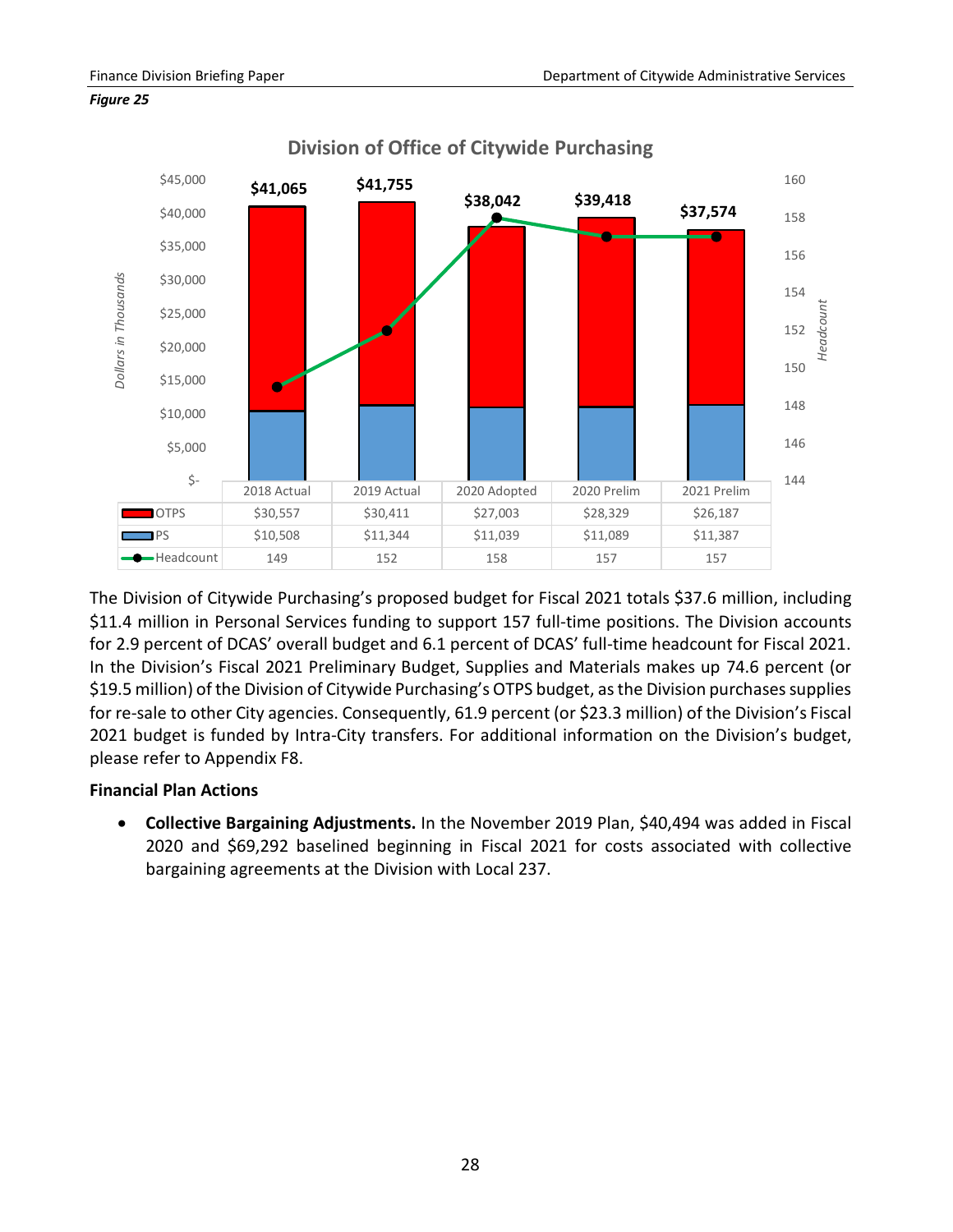*Figure 25*

**Division of Office of Citywide Purchasing**

| | 2018 Actual | 2019 Actual | 2020 Adopted | 2020 Prelim | 2021 Prelim |
|---|---|---|---|---|---|
| OTPS | $30,557 | $30,411 | $27,003 | $28,329 | $26,187 |
| PS | $10,508 | $11,344 | $11,039 | $11,089 | $11,387 |
| Headcount | 149 | 152 | 158 | 157 | 157 |
| Total | $41,065 | $41,755 | $38,042 | $39,418 | $37,574 |

*Dollars in Thousands*

The Division of Citywide Purchasing's proposed budget for Fiscal 2021 totals $37.6 million, including $11.4 million in Personal Services funding to support 157 full-time positions. The Division accounts for 2.9 percent of DCAS' overall budget and 6.1 percent of DCAS' full-time headcount for Fiscal 2021. In the Division's Fiscal 2021 Preliminary Budget, Supplies and Materials makes up 74.6 percent (or $19.5 million) of the Division of Citywide Purchasing's OTPS budget, as the Division purchases supplies for re-sale to other City agencies. Consequently, 61.9 percent (or $23.3 million) of the Division's Fiscal 2021 budget is funded by Intra-City transfers. For additional information on the Division's budget, please refer to Appendix F8.

**Financial Plan Actions**

- **Collective Bargaining Adjustments.** In the November 2019 Plan, $40,494 was added in Fiscal 2020 and $69,292 baselined beginning in Fiscal 2021 for costs associated with collective bargaining agreements at the Division with Local 237.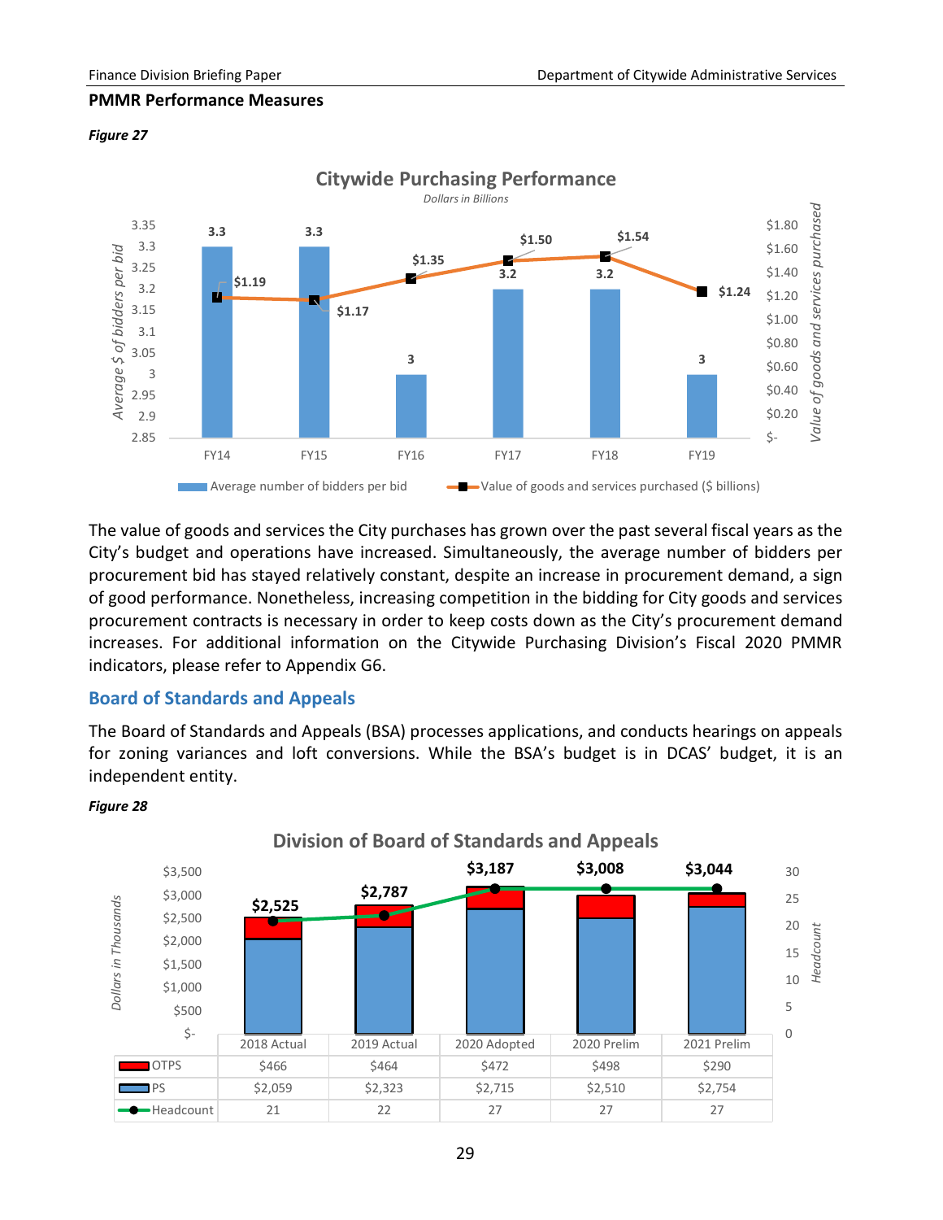**PMMR Performance Measures**

***Figure 27***

**Citywide Purchasing Performance**

*Dollars in Billions*

| | FY14 | FY15 | FY16 | FY17 | FY18 | FY19 |
|---|---|---|---|---|---|---|
| Average number of bidders per bid | 3.3 | 3.3 | 3 | 3.2 | 3.2 | 3 |
| Value of goods and services purchased ($ billions) | $1.19 | $1.17 | $1.35 | $1.50 | $1.54 | $1.24 |

The value of goods and services the City purchases has grown over the past several fiscal years as the City's budget and operations have increased. Simultaneously, the average number of bidders per procurement bid has stayed relatively constant, despite an increase in procurement demand, a sign of good performance. Nonetheless, increasing competition in the bidding for City goods and services procurement contracts is necessary in order to keep costs down as the City's procurement demand increases. For additional information on the Citywide Purchasing Division's Fiscal 2020 PMMR indicators, please refer to Appendix G6.

## Board of Standards and Appeals

The Board of Standards and Appeals (BSA) processes applications, and conducts hearings on appeals for zoning variances and loft conversions. While the BSA's budget is in DCAS' budget, it is an independent entity.

***Figure 28***

**Division of Board of Standards and Appeals**

*Dollars in Thousands*

| | 2018 Actual | 2019 Actual | 2020 Adopted | 2020 Prelim | 2021 Prelim |
|---|---|---|---|---|---|
| Total | $2,525 | $2,787 | $3,187 | $3,008 | $3,044 |
| OTPS | $466 | $464 | $472 | $498 | $290 |
| PS | $2,059 | $2,323 | $2,715 | $2,510 | $2,754 |
| Headcount | 21 | 22 | 27 | 27 | 27 |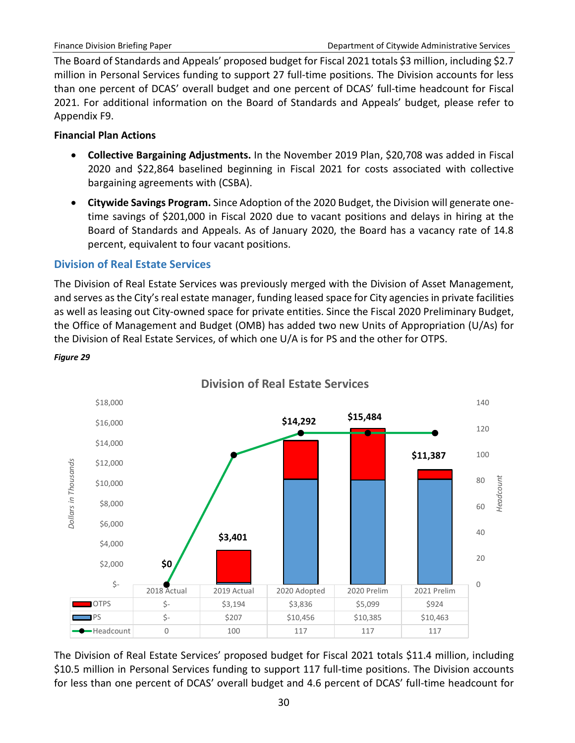The Board of Standards and Appeals' proposed budget for Fiscal 2021 totals $3 million, including $2.7 million in Personal Services funding to support 27 full-time positions. The Division accounts for less than one percent of DCAS' overall budget and one percent of DCAS' full-time headcount for Fiscal 2021. For additional information on the Board of Standards and Appeals' budget, please refer to Appendix F9.

**Financial Plan Actions**

- **Collective Bargaining Adjustments.** In the November 2019 Plan, $20,708 was added in Fiscal 2020 and $22,864 baselined beginning in Fiscal 2021 for costs associated with collective bargaining agreements with (CSBA).
- **Citywide Savings Program.** Since Adoption of the 2020 Budget, the Division will generate one-time savings of $201,000 in Fiscal 2020 due to vacant positions and delays in hiring at the Board of Standards and Appeals. As of January 2020, the Board has a vacancy rate of 14.8 percent, equivalent to four vacant positions.

## Division of Real Estate Services

The Division of Real Estate Services was previously merged with the Division of Asset Management, and serves as the City's real estate manager, funding leased space for City agencies in private facilities as well as leasing out City-owned space for private entities. Since the Fiscal 2020 Preliminary Budget, the Office of Management and Budget (OMB) has added two new Units of Appropriation (U/As) for the Division of Real Estate Services, of which one U/A is for PS and the other for OTPS.

*Figure 29*

**Division of Real Estate Services** (Dollars in Thousands)

| | 2018 Actual | 2019 Actual | 2020 Adopted | 2020 Prelim | 2021 Prelim |
|---|---|---|---|---|---|
| OTPS | $- | $3,194 | $3,836 | $5,099 | $924 |
| PS | $- | $207 | $10,456 | $10,385 | $10,463 |
| Total | $0 | $3,401 | $14,292 | $15,484 | $11,387 |
| Headcount | 0 | 100 | 117 | 117 | 117 |

The Division of Real Estate Services' proposed budget for Fiscal 2021 totals $11.4 million, including $10.5 million in Personal Services funding to support 117 full-time positions. The Division accounts for less than one percent of DCAS' overall budget and 4.6 percent of DCAS' full-time headcount for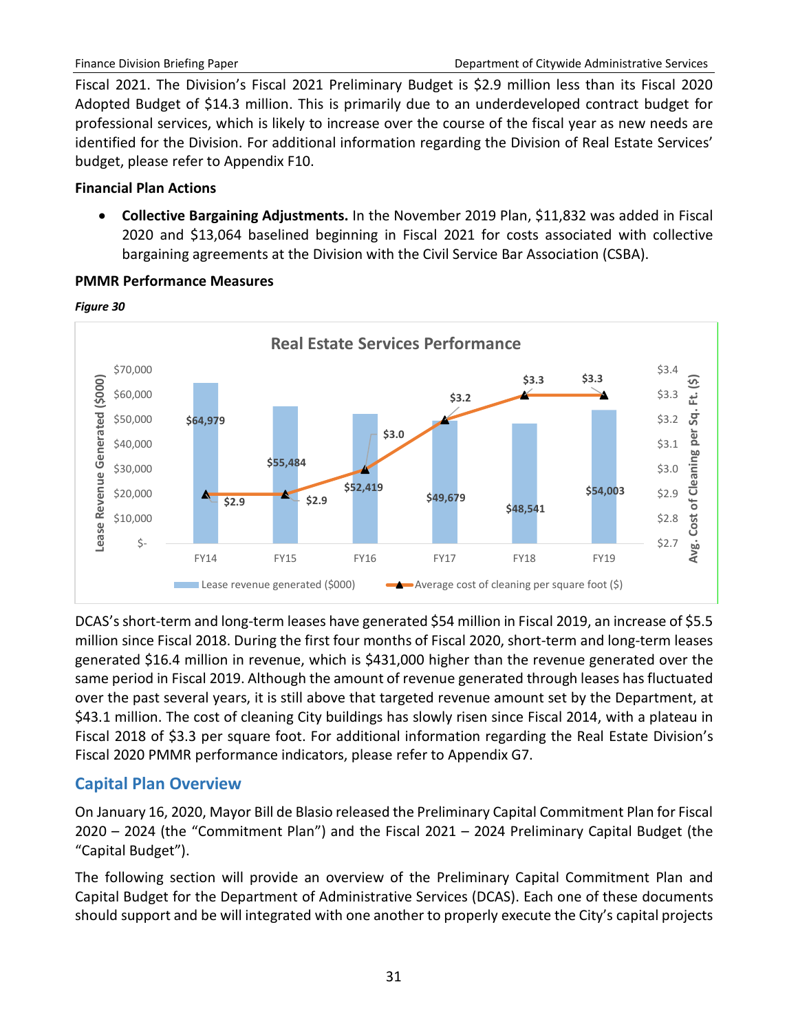Fiscal 2021. The Division's Fiscal 2021 Preliminary Budget is $2.9 million less than its Fiscal 2020 Adopted Budget of $14.3 million. This is primarily due to an underdeveloped contract budget for professional services, which is likely to increase over the course of the fiscal year as new needs are identified for the Division. For additional information regarding the Division of Real Estate Services' budget, please refer to Appendix F10.

**Financial Plan Actions**

- **Collective Bargaining Adjustments.** In the November 2019 Plan, $11,832 was added in Fiscal 2020 and $13,064 baselined beginning in Fiscal 2021 for costs associated with collective bargaining agreements at the Division with the Civil Service Bar Association (CSBA).

**PMMR Performance Measures**

*Figure 30*

**Real Estate Services Performance**

| | FY14 | FY15 | FY16 | FY17 | FY18 | FY19 |
|---|---|---|---|---|---|---|
| Lease revenue generated ($000) | $64,979 | $55,484 | $52,419 | $49,679 | $48,541 | $54,003 |
| Average cost of cleaning per square foot ($) | $2.9 | $2.9 | $3.0 | $3.2 | $3.3 | $3.3 |

DCAS's short-term and long-term leases have generated $54 million in Fiscal 2019, an increase of $5.5 million since Fiscal 2018. During the first four months of Fiscal 2020, short-term and long-term leases generated $16.4 million in revenue, which is $431,000 higher than the revenue generated over the same period in Fiscal 2019. Although the amount of revenue generated through leases has fluctuated over the past several years, it is still above that targeted revenue amount set by the Department, at $43.1 million. The cost of cleaning City buildings has slowly risen since Fiscal 2014, with a plateau in Fiscal 2018 of $3.3 per square foot. For additional information regarding the Real Estate Division's Fiscal 2020 PMMR performance indicators, please refer to Appendix G7.

## Capital Plan Overview

On January 16, 2020, Mayor Bill de Blasio released the Preliminary Capital Commitment Plan for Fiscal 2020 – 2024 (the "Commitment Plan") and the Fiscal 2021 – 2024 Preliminary Capital Budget (the "Capital Budget").

The following section will provide an overview of the Preliminary Capital Commitment Plan and Capital Budget for the Department of Administrative Services (DCAS). Each one of these documents should support and be will integrated with one another to properly execute the City's capital projects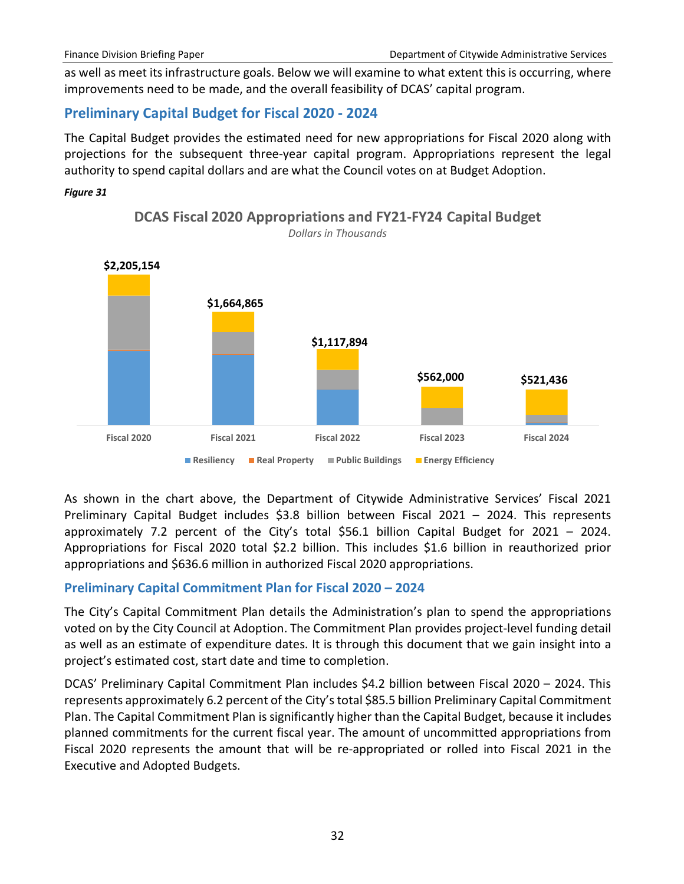as well as meet its infrastructure goals. Below we will examine to what extent this is occurring, where improvements need to be made, and the overall feasibility of DCAS' capital program.

## Preliminary Capital Budget for Fiscal 2020 - 2024

The Capital Budget provides the estimated need for new appropriations for Fiscal 2020 along with projections for the subsequent three-year capital program. Appropriations represent the legal authority to spend capital dollars and are what the Council votes on at Budget Adoption.

***Figure 31***

**DCAS Fiscal 2020 Appropriations and FY21-FY24 Capital Budget**

*Dollars in Thousands*

| | Fiscal 2020 | Fiscal 2021 | Fiscal 2022 | Fiscal 2023 | Fiscal 2024 |
|---|---|---|---|---|---|
| Total | $2,205,154 | $1,664,865 | $1,117,894 | $562,000 | $521,436 |

Legend: Resiliency, Real Property, Public Buildings, Energy Efficiency

As shown in the chart above, the Department of Citywide Administrative Services' Fiscal 2021 Preliminary Capital Budget includes $3.8 billion between Fiscal 2021 – 2024. This represents approximately 7.2 percent of the City's total $56.1 billion Capital Budget for 2021 – 2024. Appropriations for Fiscal 2020 total $2.2 billion. This includes $1.6 billion in reauthorized prior appropriations and $636.6 million in authorized Fiscal 2020 appropriations.

## Preliminary Capital Commitment Plan for Fiscal 2020 – 2024

The City's Capital Commitment Plan details the Administration's plan to spend the appropriations voted on by the City Council at Adoption. The Commitment Plan provides project-level funding detail as well as an estimate of expenditure dates. It is through this document that we gain insight into a project's estimated cost, start date and time to completion.

DCAS' Preliminary Capital Commitment Plan includes $4.2 billion between Fiscal 2020 – 2024. This represents approximately 6.2 percent of the City's total $85.5 billion Preliminary Capital Commitment Plan. The Capital Commitment Plan is significantly higher than the Capital Budget, because it includes planned commitments for the current fiscal year. The amount of uncommitted appropriations from Fiscal 2020 represents the amount that will be re-appropriated or rolled into Fiscal 2021 in the Executive and Adopted Budgets.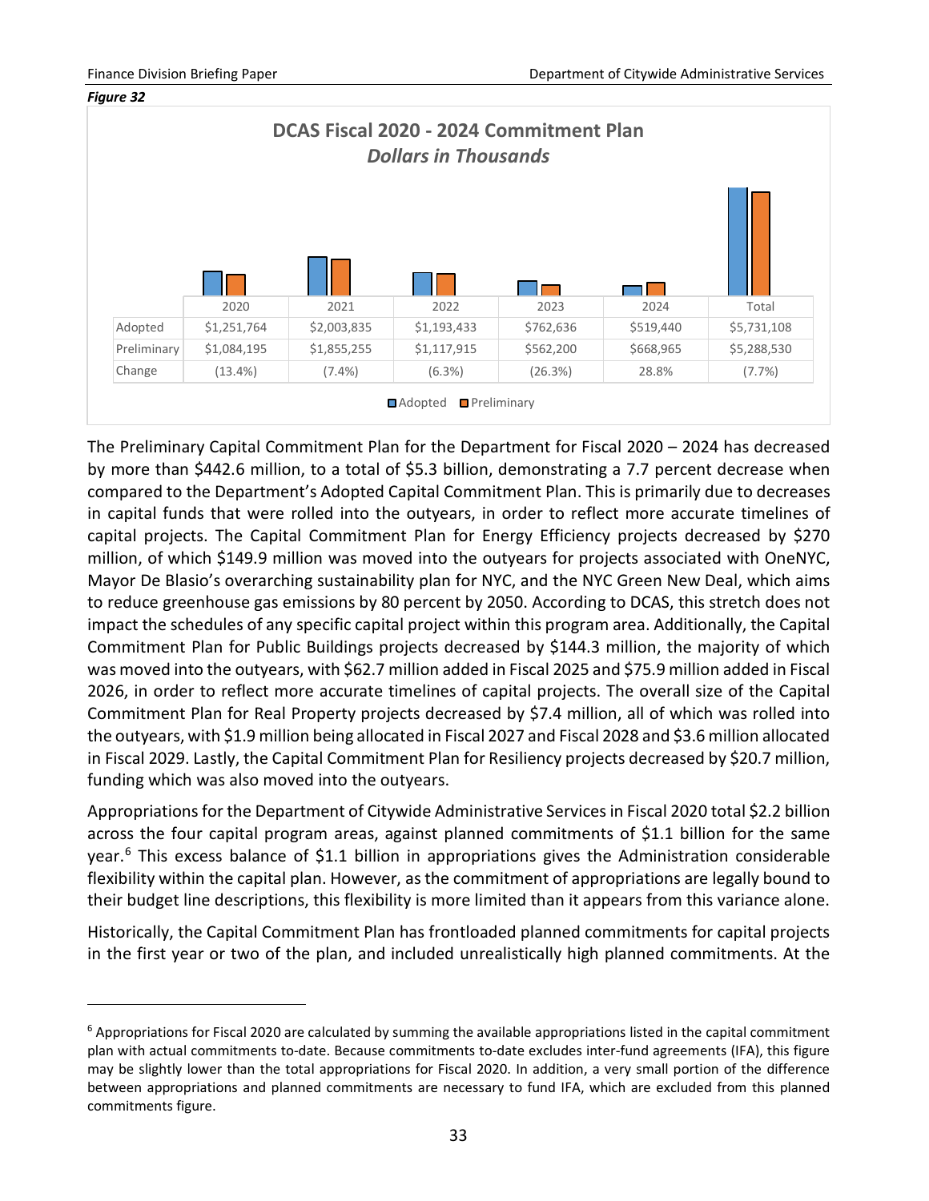*Figure 32*

**DCAS Fiscal 2020 - 2024 Commitment Plan**
***Dollars in Thousands***

| | 2020 | 2021 | 2022 | 2023 | 2024 | Total |
|---|---|---|---|---|---|---|
| Adopted | $1,251,764 | $2,003,835 | $1,193,433 | $762,636 | $519,440 | $5,731,108 |
| Preliminary | $1,084,195 | $1,855,255 | $1,117,915 | $562,200 | $668,965 | $5,288,530 |
| Change | (13.4%) | (7.4%) | (6.3%) | (26.3%) | 28.8% | (7.7%) |

The Preliminary Capital Commitment Plan for the Department for Fiscal 2020 – 2024 has decreased by more than $442.6 million, to a total of $5.3 billion, demonstrating a 7.7 percent decrease when compared to the Department's Adopted Capital Commitment Plan. This is primarily due to decreases in capital funds that were rolled into the outyears, in order to reflect more accurate timelines of capital projects. The Capital Commitment Plan for Energy Efficiency projects decreased by $270 million, of which $149.9 million was moved into the outyears for projects associated with OneNYC, Mayor De Blasio's overarching sustainability plan for NYC, and the NYC Green New Deal, which aims to reduce greenhouse gas emissions by 80 percent by 2050. According to DCAS, this stretch does not impact the schedules of any specific capital project within this program area. Additionally, the Capital Commitment Plan for Public Buildings projects decreased by $144.3 million, the majority of which was moved into the outyears, with $62.7 million added in Fiscal 2025 and $75.9 million added in Fiscal 2026, in order to reflect more accurate timelines of capital projects. The overall size of the Capital Commitment Plan for Real Property projects decreased by $7.4 million, all of which was rolled into the outyears, with $1.9 million being allocated in Fiscal 2027 and Fiscal 2028 and $3.6 million allocated in Fiscal 2029. Lastly, the Capital Commitment Plan for Resiliency projects decreased by $20.7 million, funding which was also moved into the outyears.

Appropriations for the Department of Citywide Administrative Services in Fiscal 2020 total $2.2 billion across the four capital program areas, against planned commitments of $1.1 billion for the same year.[6] This excess balance of $1.1 billion in appropriations gives the Administration considerable flexibility within the capital plan. However, as the commitment of appropriations are legally bound to their budget line descriptions, this flexibility is more limited than it appears from this variance alone.

Historically, the Capital Commitment Plan has frontloaded planned commitments for capital projects in the first year or two of the plan, and included unrealistically high planned commitments. At the

[6] Appropriations for Fiscal 2020 are calculated by summing the available appropriations listed in the capital commitment plan with actual commitments to-date. Because commitments to-date excludes inter-fund agreements (IFA), this figure may be slightly lower than the total appropriations for Fiscal 2020. In addition, a very small portion of the difference between appropriations and planned commitments are necessary to fund IFA, which are excluded from this planned commitments figure.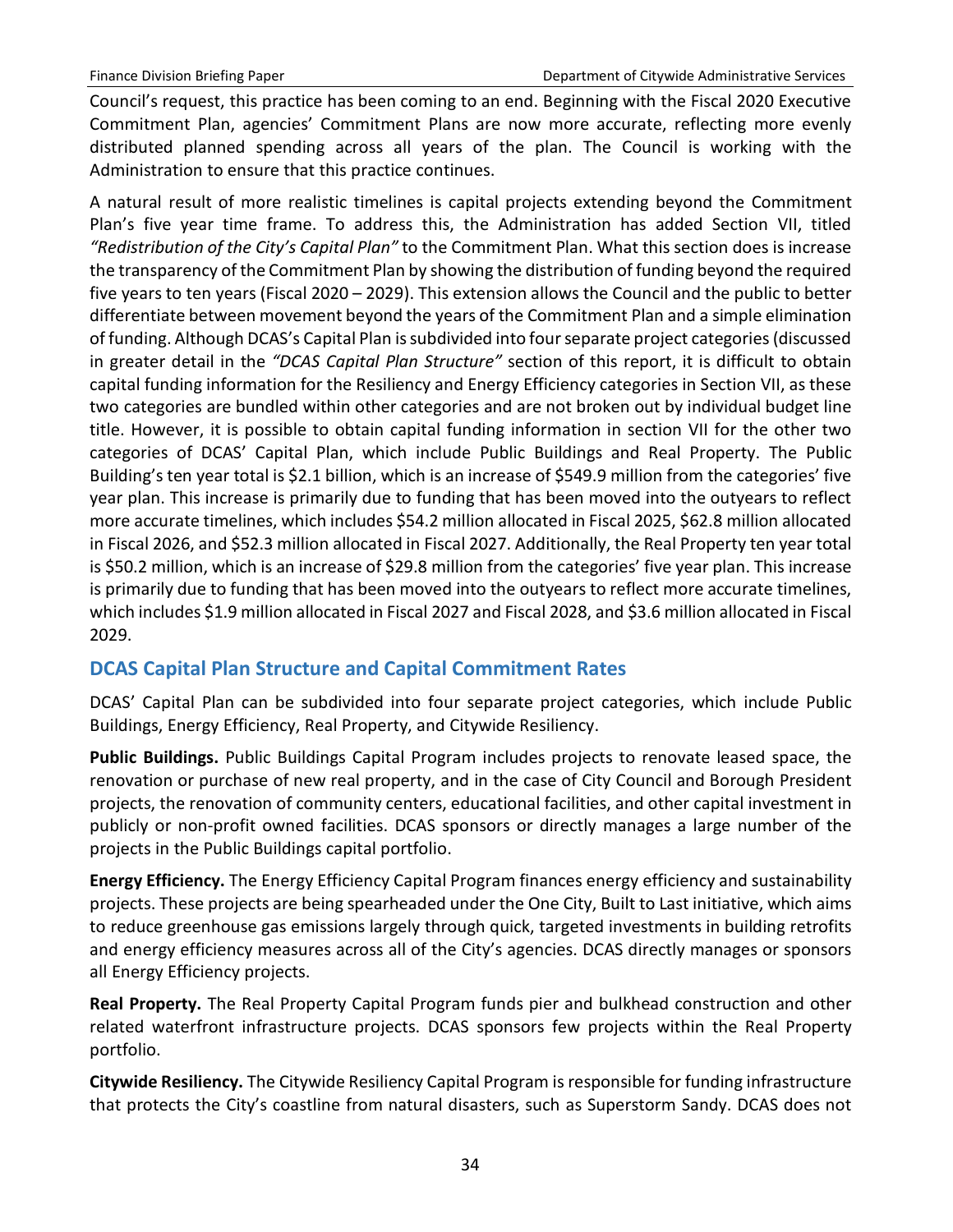Council's request, this practice has been coming to an end. Beginning with the Fiscal 2020 Executive Commitment Plan, agencies' Commitment Plans are now more accurate, reflecting more evenly distributed planned spending across all years of the plan. The Council is working with the Administration to ensure that this practice continues.

A natural result of more realistic timelines is capital projects extending beyond the Commitment Plan's five year time frame. To address this, the Administration has added Section VII, titled *"Redistribution of the City's Capital Plan"* to the Commitment Plan. What this section does is increase the transparency of the Commitment Plan by showing the distribution of funding beyond the required five years to ten years (Fiscal 2020 – 2029). This extension allows the Council and the public to better differentiate between movement beyond the years of the Commitment Plan and a simple elimination of funding. Although DCAS's Capital Plan is subdivided into four separate project categories (discussed in greater detail in the *"DCAS Capital Plan Structure"* section of this report, it is difficult to obtain capital funding information for the Resiliency and Energy Efficiency categories in Section VII, as these two categories are bundled within other categories and are not broken out by individual budget line title. However, it is possible to obtain capital funding information in section VII for the other two categories of DCAS' Capital Plan, which include Public Buildings and Real Property. The Public Building's ten year total is $2.1 billion, which is an increase of $549.9 million from the categories' five year plan. This increase is primarily due to funding that has been moved into the outyears to reflect more accurate timelines, which includes $54.2 million allocated in Fiscal 2025, $62.8 million allocated in Fiscal 2026, and $52.3 million allocated in Fiscal 2027. Additionally, the Real Property ten year total is $50.2 million, which is an increase of $29.8 million from the categories' five year plan. This increase is primarily due to funding that has been moved into the outyears to reflect more accurate timelines, which includes $1.9 million allocated in Fiscal 2027 and Fiscal 2028, and $3.6 million allocated in Fiscal 2029.

## DCAS Capital Plan Structure and Capital Commitment Rates

DCAS' Capital Plan can be subdivided into four separate project categories, which include Public Buildings, Energy Efficiency, Real Property, and Citywide Resiliency.

**Public Buildings.** Public Buildings Capital Program includes projects to renovate leased space, the renovation or purchase of new real property, and in the case of City Council and Borough President projects, the renovation of community centers, educational facilities, and other capital investment in publicly or non-profit owned facilities. DCAS sponsors or directly manages a large number of the projects in the Public Buildings capital portfolio.

**Energy Efficiency.** The Energy Efficiency Capital Program finances energy efficiency and sustainability projects. These projects are being spearheaded under the One City, Built to Last initiative, which aims to reduce greenhouse gas emissions largely through quick, targeted investments in building retrofits and energy efficiency measures across all of the City's agencies. DCAS directly manages or sponsors all Energy Efficiency projects.

**Real Property.** The Real Property Capital Program funds pier and bulkhead construction and other related waterfront infrastructure projects. DCAS sponsors few projects within the Real Property portfolio.

**Citywide Resiliency.** The Citywide Resiliency Capital Program is responsible for funding infrastructure that protects the City's coastline from natural disasters, such as Superstorm Sandy. DCAS does not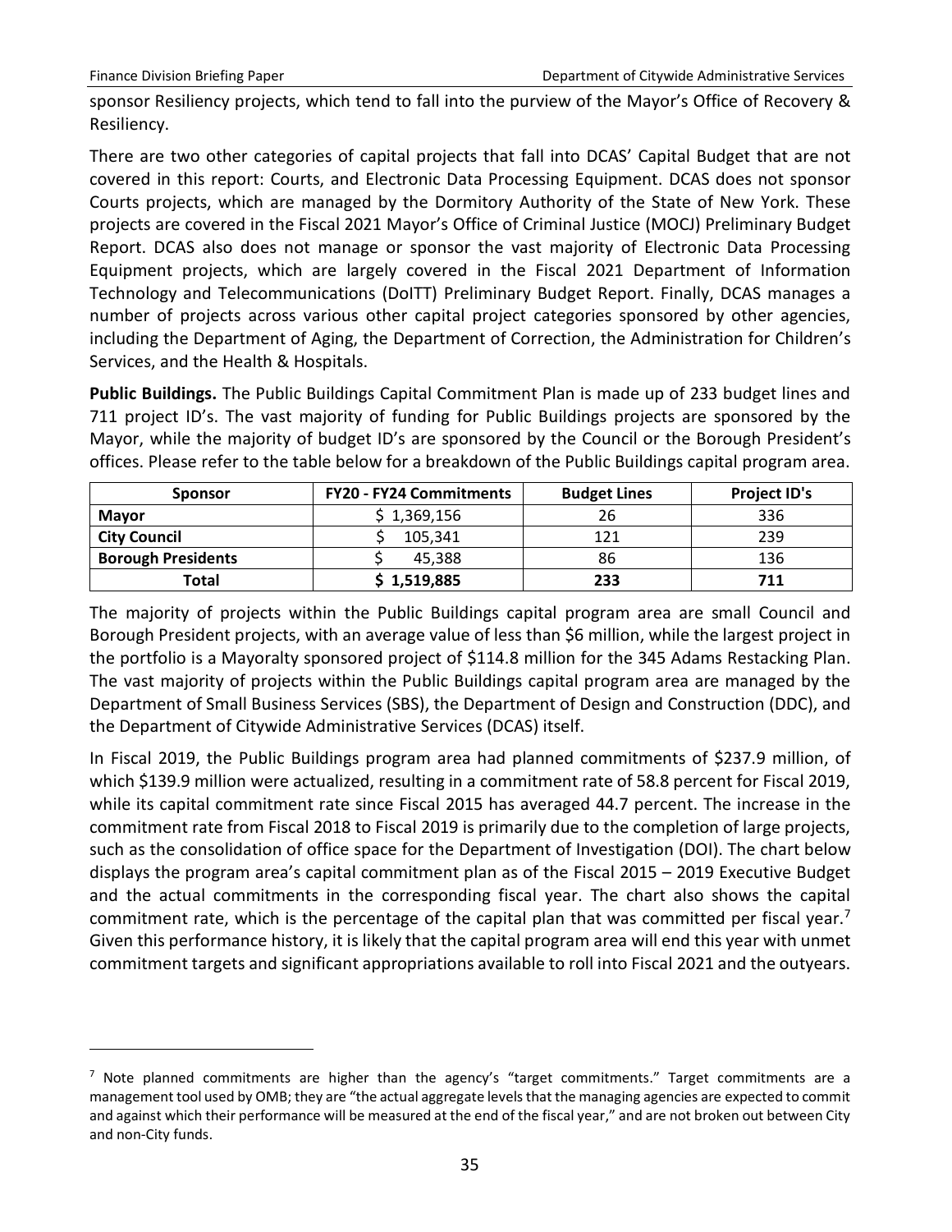sponsor Resiliency projects, which tend to fall into the purview of the Mayor's Office of Recovery & Resiliency.

There are two other categories of capital projects that fall into DCAS' Capital Budget that are not covered in this report: Courts, and Electronic Data Processing Equipment. DCAS does not sponsor Courts projects, which are managed by the Dormitory Authority of the State of New York. These projects are covered in the Fiscal 2021 Mayor's Office of Criminal Justice (MOCJ) Preliminary Budget Report. DCAS also does not manage or sponsor the vast majority of Electronic Data Processing Equipment projects, which are largely covered in the Fiscal 2021 Department of Information Technology and Telecommunications (DoITT) Preliminary Budget Report. Finally, DCAS manages a number of projects across various other capital project categories sponsored by other agencies, including the Department of Aging, the Department of Correction, the Administration for Children's Services, and the Health & Hospitals.

**Public Buildings.** The Public Buildings Capital Commitment Plan is made up of 233 budget lines and 711 project ID's. The vast majority of funding for Public Buildings projects are sponsored by the Mayor, while the majority of budget ID's are sponsored by the Council or the Borough President's offices. Please refer to the table below for a breakdown of the Public Buildings capital program area.

| Sponsor | FY20 - FY24 Commitments | Budget Lines | Project ID's |
|---|---|---|---|
| **Mayor** | $ 1,369,156 | 26 | 336 |
| **City Council** | $ 105,341 | 121 | 239 |
| **Borough Presidents** | $ 45,388 | 86 | 136 |
| **Total** | **$ 1,519,885** | **233** | **711** |

The majority of projects within the Public Buildings capital program area are small Council and Borough President projects, with an average value of less than $6 million, while the largest project in the portfolio is a Mayoralty sponsored project of $114.8 million for the 345 Adams Restacking Plan. The vast majority of projects within the Public Buildings capital program area are managed by the Department of Small Business Services (SBS), the Department of Design and Construction (DDC), and the Department of Citywide Administrative Services (DCAS) itself.

In Fiscal 2019, the Public Buildings program area had planned commitments of $237.9 million, of which $139.9 million were actualized, resulting in a commitment rate of 58.8 percent for Fiscal 2019, while its capital commitment rate since Fiscal 2015 has averaged 44.7 percent. The increase in the commitment rate from Fiscal 2018 to Fiscal 2019 is primarily due to the completion of large projects, such as the consolidation of office space for the Department of Investigation (DOI). The chart below displays the program area's capital commitment plan as of the Fiscal 2015 – 2019 Executive Budget and the actual commitments in the corresponding fiscal year. The chart also shows the capital commitment rate, which is the percentage of the capital plan that was committed per fiscal year.[7] Given this performance history, it is likely that the capital program area will end this year with unmet commitment targets and significant appropriations available to roll into Fiscal 2021 and the outyears.

[7] Note planned commitments are higher than the agency's "target commitments." Target commitments are a management tool used by OMB; they are "the actual aggregate levels that the managing agencies are expected to commit and against which their performance will be measured at the end of the fiscal year," and are not broken out between City and non-City funds.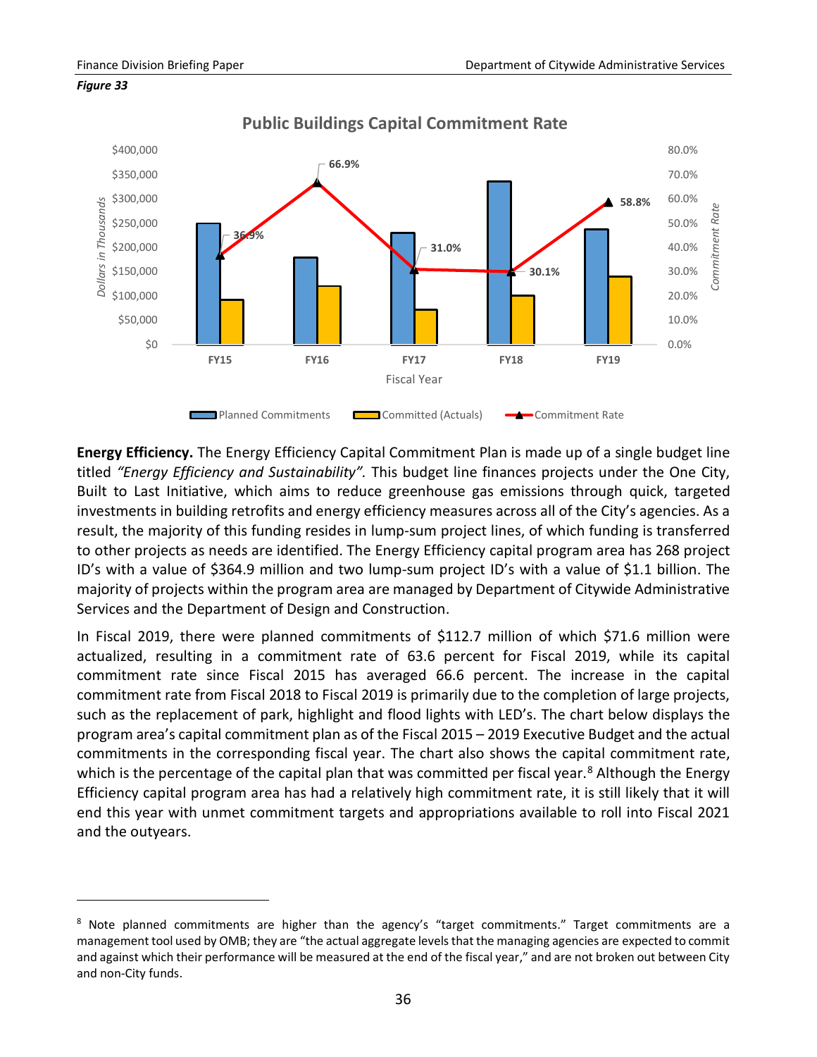*Figure 33*

**Public Buildings Capital Commitment Rate**

| Fiscal Year | Commitment Rate |
|---|---|
| FY15 | 36.9% |
| FY16 | 66.9% |
| FY17 | 31.0% |
| FY18 | 30.1% |
| FY19 | 58.8% |

Planned Commitments | Committed (Actuals) | Commitment Rate

**Energy Efficiency.** The Energy Efficiency Capital Commitment Plan is made up of a single budget line titled *"Energy Efficiency and Sustainability".* This budget line finances projects under the One City, Built to Last Initiative, which aims to reduce greenhouse gas emissions through quick, targeted investments in building retrofits and energy efficiency measures across all of the City's agencies. As a result, the majority of this funding resides in lump-sum project lines, of which funding is transferred to other projects as needs are identified. The Energy Efficiency capital program area has 268 project ID's with a value of $364.9 million and two lump-sum project ID's with a value of $1.1 billion. The majority of projects within the program area are managed by Department of Citywide Administrative Services and the Department of Design and Construction.

In Fiscal 2019, there were planned commitments of $112.7 million of which $71.6 million were actualized, resulting in a commitment rate of 63.6 percent for Fiscal 2019, while its capital commitment rate since Fiscal 2015 has averaged 66.6 percent. The increase in the capital commitment rate from Fiscal 2018 to Fiscal 2019 is primarily due to the completion of large projects, such as the replacement of park, highlight and flood lights with LED's. The chart below displays the program area's capital commitment plan as of the Fiscal 2015 – 2019 Executive Budget and the actual commitments in the corresponding fiscal year. The chart also shows the capital commitment rate, which is the percentage of the capital plan that was committed per fiscal year.[8] Although the Energy Efficiency capital program area has had a relatively high commitment rate, it is still likely that it will end this year with unmet commitment targets and appropriations available to roll into Fiscal 2021 and the outyears.

---

[8] Note planned commitments are higher than the agency's "target commitments." Target commitments are a management tool used by OMB; they are "the actual aggregate levels that the managing agencies are expected to commit and against which their performance will be measured at the end of the fiscal year," and are not broken out between City and non-City funds.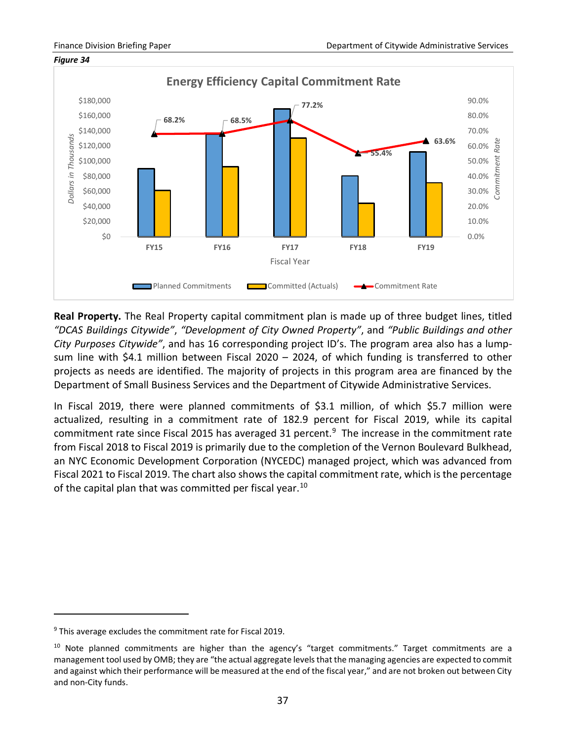*Figure 34*

**Energy Efficiency Capital Commitment Rate**

| Fiscal Year | Commitment Rate |
|---|---|
| FY15 | 68.2% |
| FY16 | 68.5% |
| FY17 | 77.2% |
| FY18 | 55.4% |
| FY19 | 63.6% |

Planned Commitments | Committed (Actuals) | Commitment Rate

**Real Property.** The Real Property capital commitment plan is made up of three budget lines, titled *"DCAS Buildings Citywide"*, *"Development of City Owned Property"*, and *"Public Buildings and other City Purposes Citywide"*, and has 16 corresponding project ID's. The program area also has a lump-sum line with $4.1 million between Fiscal 2020 – 2024, of which funding is transferred to other projects as needs are identified. The majority of projects in this program area are financed by the Department of Small Business Services and the Department of Citywide Administrative Services.

In Fiscal 2019, there were planned commitments of $3.1 million, of which $5.7 million were actualized, resulting in a commitment rate of 182.9 percent for Fiscal 2019, while its capital commitment rate since Fiscal 2015 has averaged 31 percent.[9] The increase in the commitment rate from Fiscal 2018 to Fiscal 2019 is primarily due to the completion of the Vernon Boulevard Bulkhead, an NYC Economic Development Corporation (NYCEDC) managed project, which was advanced from Fiscal 2021 to Fiscal 2019. The chart also shows the capital commitment rate, which is the percentage of the capital plan that was committed per fiscal year.[10]

[9] This average excludes the commitment rate for Fiscal 2019.

[10] Note planned commitments are higher than the agency's "target commitments." Target commitments are a management tool used by OMB; they are "the actual aggregate levels that the managing agencies are expected to commit and against which their performance will be measured at the end of the fiscal year," and are not broken out between City and non-City funds.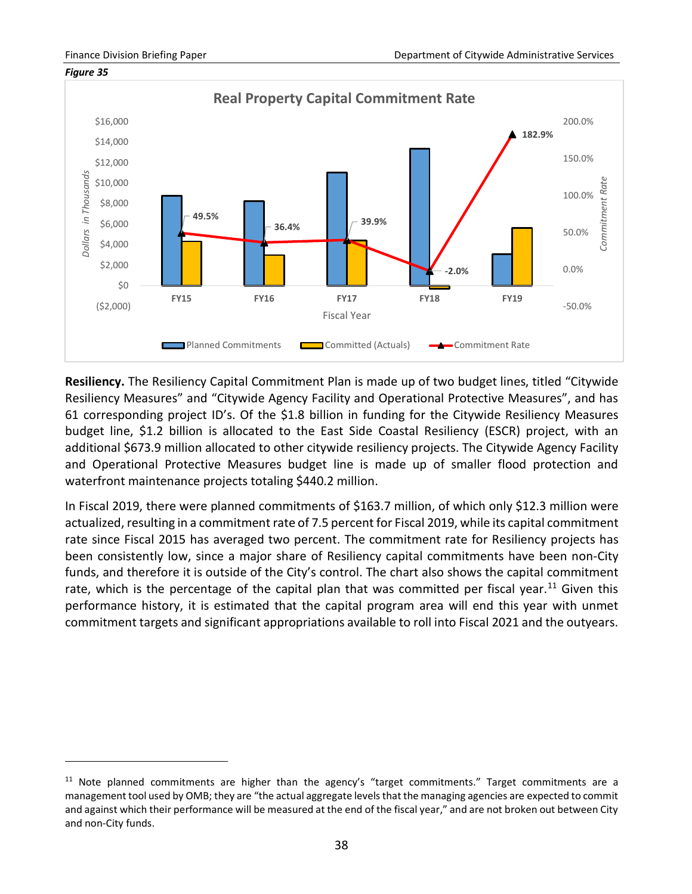*Figure 35*

**Real Property Capital Commitment Rate**

**Resiliency.** The Resiliency Capital Commitment Plan is made up of two budget lines, titled "Citywide Resiliency Measures" and "Citywide Agency Facility and Operational Protective Measures", and has 61 corresponding project ID's. Of the $1.8 billion in funding for the Citywide Resiliency Measures budget line, $1.2 billion is allocated to the East Side Coastal Resiliency (ESCR) project, with an additional $673.9 million allocated to other citywide resiliency projects. The Citywide Agency Facility and Operational Protective Measures budget line is made up of smaller flood protection and waterfront maintenance projects totaling $440.2 million.

In Fiscal 2019, there were planned commitments of $163.7 million, of which only $12.3 million were actualized, resulting in a commitment rate of 7.5 percent for Fiscal 2019, while its capital commitment rate since Fiscal 2015 has averaged two percent. The commitment rate for Resiliency projects has been consistently low, since a major share of Resiliency capital commitments have been non-City funds, and therefore it is outside of the City's control. The chart also shows the capital commitment rate, which is the percentage of the capital plan that was committed per fiscal year.[11] Given this performance history, it is estimated that the capital program area will end this year with unmet commitment targets and significant appropriations available to roll into Fiscal 2021 and the outyears.

[11] Note planned commitments are higher than the agency's "target commitments." Target commitments are a management tool used by OMB; they are "the actual aggregate levels that the managing agencies are expected to commit and against which their performance will be measured at the end of the fiscal year," and are not broken out between City and non-City funds.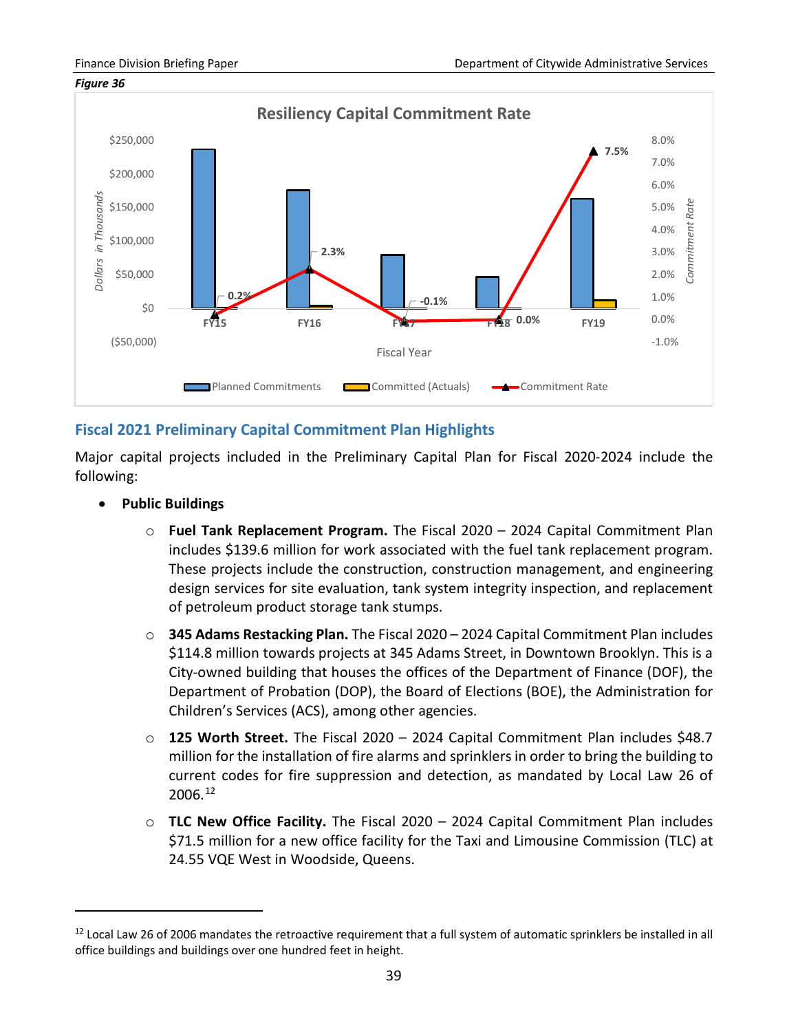*Figure 36*

**Resiliency Capital Commitment Rate**

Fiscal 2021 Preliminary Capital Commitment Plan Highlights

## Fiscal 2021 Preliminary Capital Commitment Plan Highlights

Major capital projects included in the Preliminary Capital Plan for Fiscal 2020-2024 include the following:

- **Public Buildings**
  - **Fuel Tank Replacement Program.** The Fiscal 2020 – 2024 Capital Commitment Plan includes $139.6 million for work associated with the fuel tank replacement program. These projects include the construction, construction management, and engineering design services for site evaluation, tank system integrity inspection, and replacement of petroleum product storage tank stumps.
  - **345 Adams Restacking Plan.** The Fiscal 2020 – 2024 Capital Commitment Plan includes $114.8 million towards projects at 345 Adams Street, in Downtown Brooklyn. This is a City-owned building that houses the offices of the Department of Finance (DOF), the Department of Probation (DOP), the Board of Elections (BOE), the Administration for Children's Services (ACS), among other agencies.
  - **125 Worth Street.** The Fiscal 2020 – 2024 Capital Commitment Plan includes $48.7 million for the installation of fire alarms and sprinklers in order to bring the building to current codes for fire suppression and detection, as mandated by Local Law 26 of 2006.[12]
  - **TLC New Office Facility.** The Fiscal 2020 – 2024 Capital Commitment Plan includes $71.5 million for a new office facility for the Taxi and Limousine Commission (TLC) at 24.55 VQE West in Woodside, Queens.

[12] Local Law 26 of 2006 mandates the retroactive requirement that a full system of automatic sprinklers be installed in all office buildings and buildings over one hundred feet in height.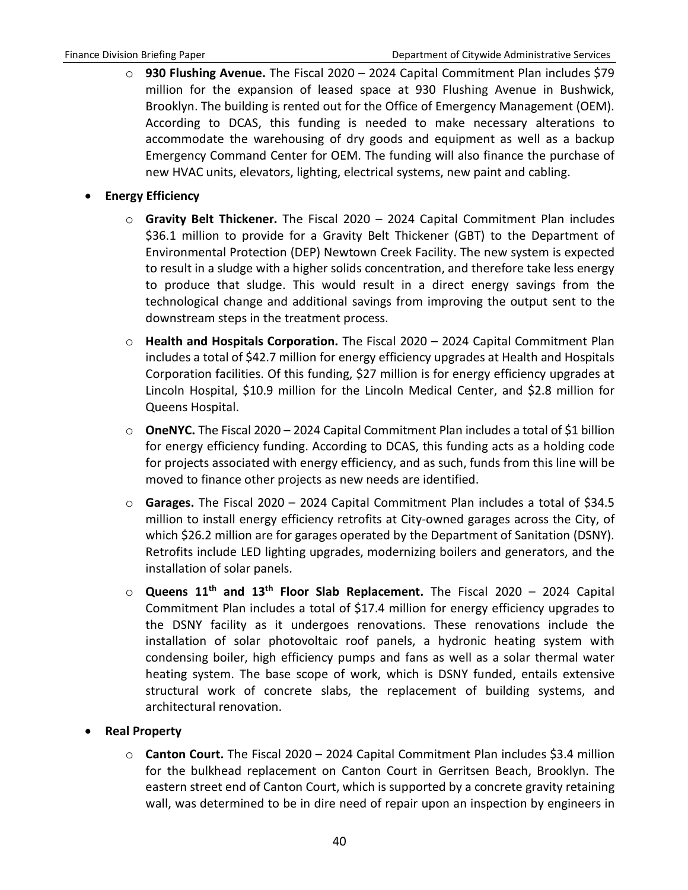- **930 Flushing Avenue.** The Fiscal 2020 – 2024 Capital Commitment Plan includes $79 million for the expansion of leased space at 930 Flushing Avenue in Bushwick, Brooklyn. The building is rented out for the Office of Emergency Management (OEM). According to DCAS, this funding is needed to make necessary alterations to accommodate the warehousing of dry goods and equipment as well as a backup Emergency Command Center for OEM. The funding will also finance the purchase of new HVAC units, elevators, lighting, electrical systems, new paint and cabling.

- **Energy Efficiency**
  - **Gravity Belt Thickener.** The Fiscal 2020 – 2024 Capital Commitment Plan includes $36.1 million to provide for a Gravity Belt Thickener (GBT) to the Department of Environmental Protection (DEP) Newtown Creek Facility. The new system is expected to result in a sludge with a higher solids concentration, and therefore take less energy to produce that sludge. This would result in a direct energy savings from the technological change and additional savings from improving the output sent to the downstream steps in the treatment process.
  - **Health and Hospitals Corporation.** The Fiscal 2020 – 2024 Capital Commitment Plan includes a total of $42.7 million for energy efficiency upgrades at Health and Hospitals Corporation facilities. Of this funding, $27 million is for energy efficiency upgrades at Lincoln Hospital, $10.9 million for the Lincoln Medical Center, and $2.8 million for Queens Hospital.
  - **OneNYC.** The Fiscal 2020 – 2024 Capital Commitment Plan includes a total of $1 billion for energy efficiency funding. According to DCAS, this funding acts as a holding code for projects associated with energy efficiency, and as such, funds from this line will be moved to finance other projects as new needs are identified.
  - **Garages.** The Fiscal 2020 – 2024 Capital Commitment Plan includes a total of $34.5 million to install energy efficiency retrofits at City-owned garages across the City, of which $26.2 million are for garages operated by the Department of Sanitation (DSNY). Retrofits include LED lighting upgrades, modernizing boilers and generators, and the installation of solar panels.
  - **Queens 11th and 13th Floor Slab Replacement.** The Fiscal 2020 – 2024 Capital Commitment Plan includes a total of $17.4 million for energy efficiency upgrades to the DSNY facility as it undergoes renovations. These renovations include the installation of solar photovoltaic roof panels, a hydronic heating system with condensing boiler, high efficiency pumps and fans as well as a solar thermal water heating system. The base scope of work, which is DSNY funded, entails extensive structural work of concrete slabs, the replacement of building systems, and architectural renovation.

- **Real Property**
  - **Canton Court.** The Fiscal 2020 – 2024 Capital Commitment Plan includes $3.4 million for the bulkhead replacement on Canton Court in Gerritsen Beach, Brooklyn. The eastern street end of Canton Court, which is supported by a concrete gravity retaining wall, was determined to be in dire need of repair upon an inspection by engineers in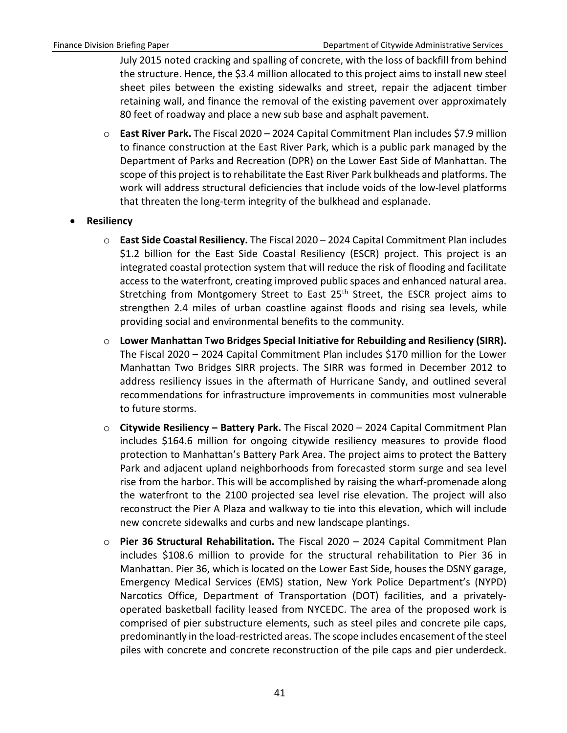July 2015 noted cracking and spalling of concrete, with the loss of backfill from behind the structure. Hence, the $3.4 million allocated to this project aims to install new steel sheet piles between the existing sidewalks and street, repair the adjacent timber retaining wall, and finance the removal of the existing pavement over approximately 80 feet of roadway and place a new sub base and asphalt pavement.

- **East River Park.** The Fiscal 2020 – 2024 Capital Commitment Plan includes $7.9 million to finance construction at the East River Park, which is a public park managed by the Department of Parks and Recreation (DPR) on the Lower East Side of Manhattan. The scope of this project is to rehabilitate the East River Park bulkheads and platforms. The work will address structural deficiencies that include voids of the low-level platforms that threaten the long-term integrity of the bulkhead and esplanade.

- **Resiliency**
  - **East Side Coastal Resiliency.** The Fiscal 2020 – 2024 Capital Commitment Plan includes $1.2 billion for the East Side Coastal Resiliency (ESCR) project. This project is an integrated coastal protection system that will reduce the risk of flooding and facilitate access to the waterfront, creating improved public spaces and enhanced natural area. Stretching from Montgomery Street to East 25th Street, the ESCR project aims to strengthen 2.4 miles of urban coastline against floods and rising sea levels, while providing social and environmental benefits to the community.
  - **Lower Manhattan Two Bridges Special Initiative for Rebuilding and Resiliency (SIRR).** The Fiscal 2020 – 2024 Capital Commitment Plan includes $170 million for the Lower Manhattan Two Bridges SIRR projects. The SIRR was formed in December 2012 to address resiliency issues in the aftermath of Hurricane Sandy, and outlined several recommendations for infrastructure improvements in communities most vulnerable to future storms.
  - **Citywide Resiliency – Battery Park.** The Fiscal 2020 – 2024 Capital Commitment Plan includes $164.6 million for ongoing citywide resiliency measures to provide flood protection to Manhattan's Battery Park Area. The project aims to protect the Battery Park and adjacent upland neighborhoods from forecasted storm surge and sea level rise from the harbor. This will be accomplished by raising the wharf-promenade along the waterfront to the 2100 projected sea level rise elevation. The project will also reconstruct the Pier A Plaza and walkway to tie into this elevation, which will include new concrete sidewalks and curbs and new landscape plantings.
  - **Pier 36 Structural Rehabilitation.** The Fiscal 2020 – 2024 Capital Commitment Plan includes $108.6 million to provide for the structural rehabilitation to Pier 36 in Manhattan. Pier 36, which is located on the Lower East Side, houses the DSNY garage, Emergency Medical Services (EMS) station, New York Police Department's (NYPD) Narcotics Office, Department of Transportation (DOT) facilities, and a privately-operated basketball facility leased from NYCEDC. The area of the proposed work is comprised of pier substructure elements, such as steel piles and concrete pile caps, predominantly in the load-restricted areas. The scope includes encasement of the steel piles with concrete and concrete reconstruction of the pile caps and pier underdeck.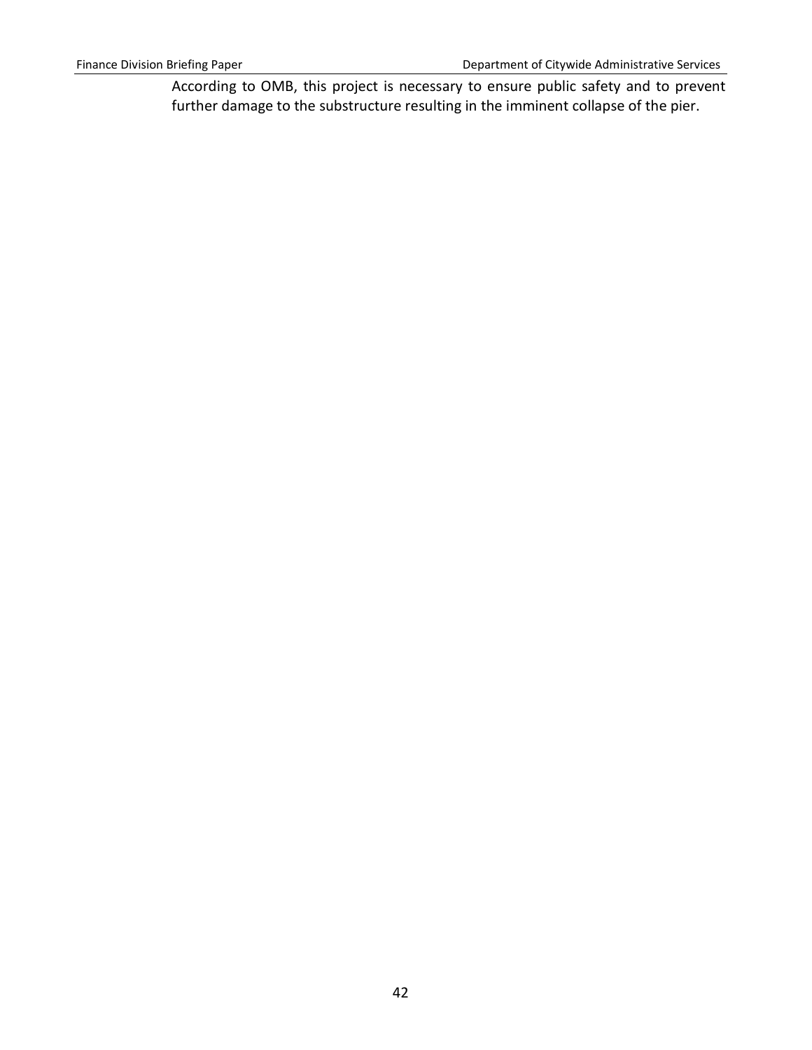According to OMB, this project is necessary to ensure public safety and to prevent further damage to the substructure resulting in the imminent collapse of the pier.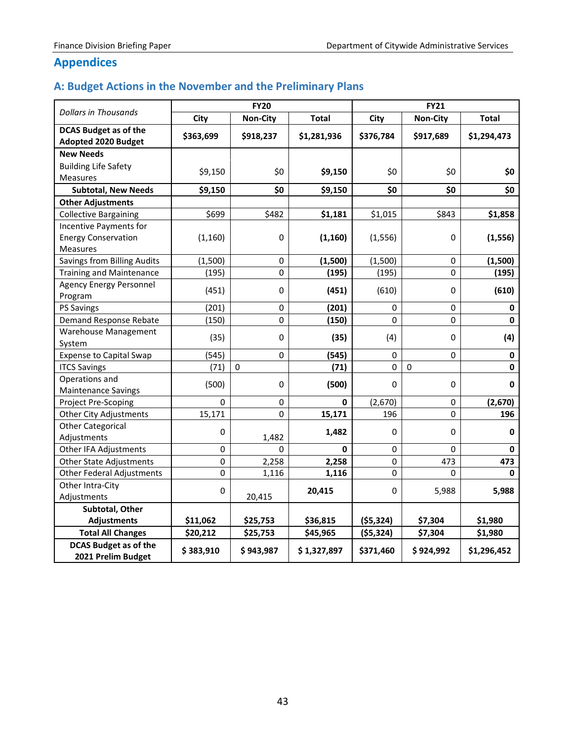## Appendices

### A: Budget Actions in the November and the Preliminary Plans

| *Dollars in Thousands* | FY20 | | | FY21 | | |
|---|---|---|---|---|---|---|
| | City | Non-City | Total | City | Non-City | Total |
| **DCAS Budget as of the Adopted 2020 Budget** | **$363,699** | **$918,237** | **$1,281,936** | **$376,784** | **$917,689** | **$1,294,473** |
| **New Needs** | | | | | | |
| Building Life Safety Measures | $9,150 | $0 | **$9,150** | $0 | $0 | **$0** |
| **Subtotal, New Needs** | **$9,150** | **$0** | **$9,150** | **$0** | **$0** | **$0** |
| **Other Adjustments** | | | | | | |
| Collective Bargaining | $699 | $482 | **$1,181** | $1,015 | $843 | **$1,858** |
| Incentive Payments for Energy Conservation Measures | (1,160) | 0 | **(1,160)** | (1,556) | 0 | **(1,556)** |
| Savings from Billing Audits | (1,500) | 0 | **(1,500)** | (1,500) | 0 | **(1,500)** |
| Training and Maintenance | (195) | 0 | **(195)** | (195) | 0 | **(195)** |
| Agency Energy Personnel Program | (451) | 0 | **(451)** | (610) | 0 | **(610)** |
| PS Savings | (201) | 0 | **(201)** | 0 | 0 | **0** |
| Demand Response Rebate | (150) | 0 | **(150)** | 0 | 0 | **0** |
| Warehouse Management System | (35) | 0 | **(35)** | (4) | 0 | **(4)** |
| Expense to Capital Swap | (545) | 0 | **(545)** | 0 | 0 | **0** |
| ITCS Savings | (71) | 0 | **(71)** | 0 | 0 | **0** |
| Operations and Maintenance Savings | (500) | 0 | **(500)** | 0 | 0 | **0** |
| Project Pre-Scoping | 0 | 0 | **0** | (2,670) | 0 | **(2,670)** |
| Other City Adjustments | 15,171 | 0 | **15,171** | 196 | 0 | **196** |
| Other Categorical Adjustments | 0 | 1,482 | **1,482** | 0 | 0 | **0** |
| Other IFA Adjustments | 0 | 0 | **0** | 0 | 0 | **0** |
| Other State Adjustments | 0 | 2,258 | **2,258** | 0 | 473 | **473** |
| Other Federal Adjustments | 0 | 1,116 | **1,116** | 0 | 0 | **0** |
| Other Intra-City Adjustments | 0 | 20,415 | **20,415** | 0 | 5,988 | **5,988** |
| **Subtotal, Other Adjustments** | **$11,062** | **$25,753** | **$36,815** | **($5,324)** | **$7,304** | **$1,980** |
| **Total All Changes** | **$20,212** | **$25,753** | **$45,965** | **($5,324)** | **$7,304** | **$1,980** |
| **DCAS Budget as of the 2021 Prelim Budget** | **$ 383,910** | **$ 943,987** | **$ 1,327,897** | **$371,460** | **$ 924,992** | **$1,296,452** |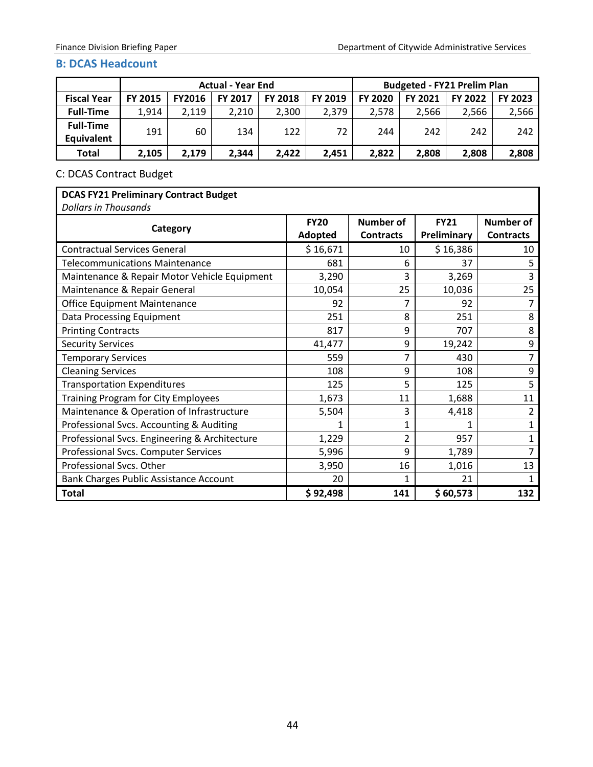## B: DCAS Headcount

| | Actual - Year End | | | | | Budgeted - FY21 Prelim Plan | | | |
|---|---|---|---|---|---|---|---|---|---|
| **Fiscal Year** | **FY 2015** | **FY2016** | **FY 2017** | **FY 2018** | **FY 2019** | **FY 2020** | **FY 2021** | **FY 2022** | **FY 2023** |
| **Full-Time** | 1,914 | 2,119 | 2,210 | 2,300 | 2,379 | 2,578 | 2,566 | 2,566 | 2,566 |
| **Full-Time Equivalent** | 191 | 60 | 134 | 122 | 72 | 244 | 242 | 242 | 242 |
| **Total** | **2,105** | **2,179** | **2,344** | **2,422** | **2,451** | **2,822** | **2,808** | **2,808** | **2,808** |

C: DCAS Contract Budget

**DCAS FY21 Preliminary Contract Budget**
*Dollars in Thousands*

| Category | FY20 Adopted | Number of Contracts | FY21 Preliminary | Number of Contracts |
|---|---|---|---|---|
| Contractual Services General | $ 16,671 | 10 | $ 16,386 | 10 |
| Telecommunications Maintenance | 681 | 6 | 37 | 5 |
| Maintenance & Repair Motor Vehicle Equipment | 3,290 | 3 | 3,269 | 3 |
| Maintenance & Repair General | 10,054 | 25 | 10,036 | 25 |
| Office Equipment Maintenance | 92 | 7 | 92 | 7 |
| Data Processing Equipment | 251 | 8 | 251 | 8 |
| Printing Contracts | 817 | 9 | 707 | 8 |
| Security Services | 41,477 | 9 | 19,242 | 9 |
| Temporary Services | 559 | 7 | 430 | 7 |
| Cleaning Services | 108 | 9 | 108 | 9 |
| Transportation Expenditures | 125 | 5 | 125 | 5 |
| Training Program for City Employees | 1,673 | 11 | 1,688 | 11 |
| Maintenance & Operation of Infrastructure | 5,504 | 3 | 4,418 | 2 |
| Professional Svcs. Accounting & Auditing | 1 | 1 | 1 | 1 |
| Professional Svcs. Engineering & Architecture | 1,229 | 2 | 957 | 1 |
| Professional Svcs. Computer Services | 5,996 | 9 | 1,789 | 7 |
| Professional Svcs. Other | 3,950 | 16 | 1,016 | 13 |
| Bank Charges Public Assistance Account | 20 | 1 | 21 | 1 |
| **Total** | **$ 92,498** | **141** | **$ 60,573** | **132** |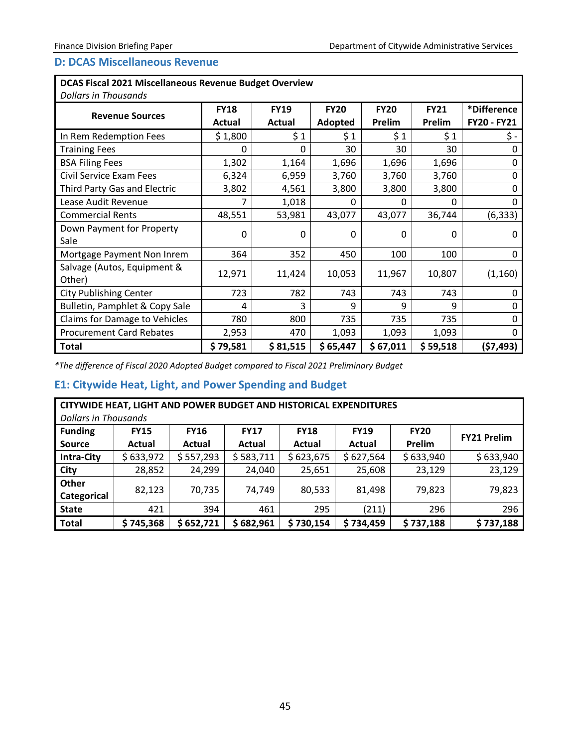## D: DCAS Miscellaneous Revenue

| DCAS Fiscal 2021 Miscellaneous Revenue Budget Overview<br>*Dollars in Thousands* | | | | | | |
|---|---|---|---|---|---|---|
| **Revenue Sources** | **FY18 Actual** | **FY19 Actual** | **FY20 Adopted** | **FY20 Prelim** | **FY21 Prelim** | ***Difference FY20 - FY21** |
| In Rem Redemption Fees | $ 1,800 | $ 1 | $ 1 | $ 1 | $ 1 | $ - |
| Training Fees | 0 | 0 | 30 | 30 | 30 | 0 |
| BSA Filing Fees | 1,302 | 1,164 | 1,696 | 1,696 | 1,696 | 0 |
| Civil Service Exam Fees | 6,324 | 6,959 | 3,760 | 3,760 | 3,760 | 0 |
| Third Party Gas and Electric | 3,802 | 4,561 | 3,800 | 3,800 | 3,800 | 0 |
| Lease Audit Revenue | 7 | 1,018 | 0 | 0 | 0 | 0 |
| Commercial Rents | 48,551 | 53,981 | 43,077 | 43,077 | 36,744 | (6,333) |
| Down Payment for Property Sale | 0 | 0 | 0 | 0 | 0 | 0 |
| Mortgage Payment Non Inrem | 364 | 352 | 450 | 100 | 100 | 0 |
| Salvage (Autos, Equipment & Other) | 12,971 | 11,424 | 10,053 | 11,967 | 10,807 | (1,160) |
| City Publishing Center | 723 | 782 | 743 | 743 | 743 | 0 |
| Bulletin, Pamphlet & Copy Sale | 4 | 3 | 9 | 9 | 9 | 0 |
| Claims for Damage to Vehicles | 780 | 800 | 735 | 735 | 735 | 0 |
| Procurement Card Rebates | 2,953 | 470 | 1,093 | 1,093 | 1,093 | 0 |
| **Total** | **$ 79,581** | **$ 81,515** | **$ 65,447** | **$ 67,011** | **$ 59,518** | **($7,493)** |

*\*The difference of Fiscal 2020 Adopted Budget compared to Fiscal 2021 Preliminary Budget*

## E1: Citywide Heat, Light, and Power Spending and Budget

| CITYWIDE HEAT, LIGHT AND POWER BUDGET AND HISTORICAL EXPENDITURES<br>*Dollars in Thousands* | | | | | | | |
|---|---|---|---|---|---|---|---|
| **Funding Source** | **FY15 Actual** | **FY16 Actual** | **FY17 Actual** | **FY18 Actual** | **FY19 Actual** | **FY20 Prelim** | **FY21 Prelim** |
| **Intra-City** | $ 633,972 | $ 557,293 | $ 583,711 | $ 623,675 | $ 627,564 | $ 633,940 | $ 633,940 |
| **City** | 28,852 | 24,299 | 24,040 | 25,651 | 25,608 | 23,129 | 23,129 |
| **Other Categorical** | 82,123 | 70,735 | 74,749 | 80,533 | 81,498 | 79,823 | 79,823 |
| **State** | 421 | 394 | 461 | 295 | (211) | 296 | 296 |
| **Total** | **$ 745,368** | **$ 652,721** | **$ 682,961** | **$ 730,154** | **$ 734,459** | **$ 737,188** | **$ 737,188** |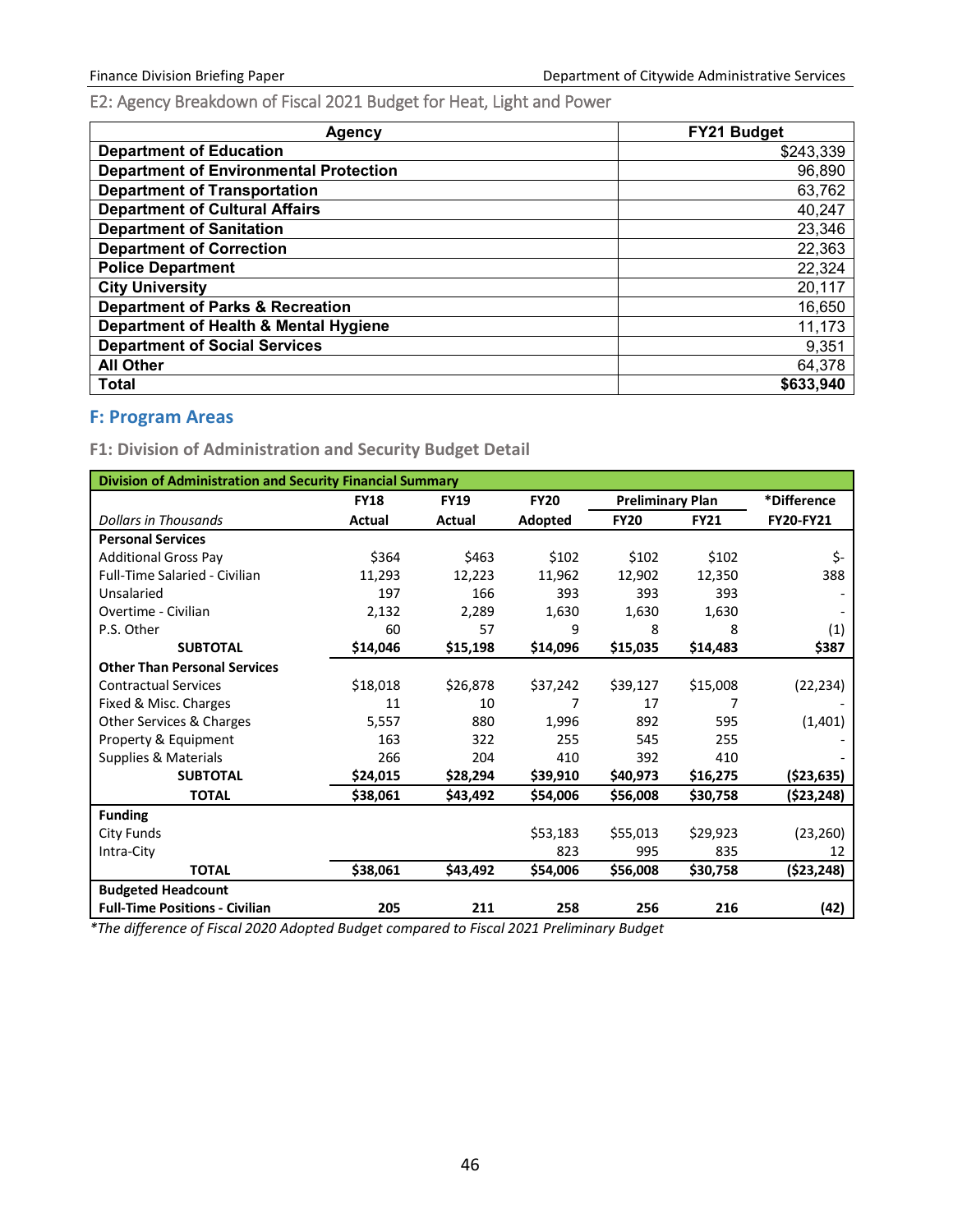### E2: Agency Breakdown of Fiscal 2021 Budget for Heat, Light and Power

| Agency | FY21 Budget |
|---|---|
| **Department of Education** | $243,339 |
| **Department of Environmental Protection** | 96,890 |
| **Department of Transportation** | 63,762 |
| **Department of Cultural Affairs** | 40,247 |
| **Department of Sanitation** | 23,346 |
| **Department of Correction** | 22,363 |
| **Police Department** | 22,324 |
| **City University** | 20,117 |
| **Department of Parks & Recreation** | 16,650 |
| **Department of Health & Mental Hygiene** | 11,173 |
| **Department of Social Services** | 9,351 |
| **All Other** | 64,378 |
| **Total** | **$633,940** |

## F: Program Areas

### F1: Division of Administration and Security Budget Detail

| Division of Administration and Security Financial Summary | | | | | | |
|---|---|---|---|---|---|---|
| | **FY18** | **FY19** | **FY20** | **Preliminary Plan** | | ***Difference** |
| *Dollars in Thousands* | **Actual** | **Actual** | **Adopted** | **FY20** | **FY21** | **FY20-FY21** |
| **Personal Services** | | | | | | |
| Additional Gross Pay | $364 | $463 | $102 | $102 | $102 | $- |
| Full-Time Salaried - Civilian | 11,293 | 12,223 | 11,962 | 12,902 | 12,350 | 388 |
| Unsalaried | 197 | 166 | 393 | 393 | 393 | - |
| Overtime - Civilian | 2,132 | 2,289 | 1,630 | 1,630 | 1,630 | - |
| P.S. Other | 60 | 57 | 9 | 8 | 8 | (1) |
| **SUBTOTAL** | **$14,046** | **$15,198** | **$14,096** | **$15,035** | **$14,483** | **$387** |
| **Other Than Personal Services** | | | | | | |
| Contractual Services | $18,018 | $26,878 | $37,242 | $39,127 | $15,008 | (22,234) |
| Fixed & Misc. Charges | 11 | 10 | 7 | 17 | 7 | - |
| Other Services & Charges | 5,557 | 880 | 1,996 | 892 | 595 | (1,401) |
| Property & Equipment | 163 | 322 | 255 | 545 | 255 | - |
| Supplies & Materials | 266 | 204 | 410 | 392 | 410 | - |
| **SUBTOTAL** | **$24,015** | **$28,294** | **$39,910** | **$40,973** | **$16,275** | **($23,635)** |
| **TOTAL** | **$38,061** | **$43,492** | **$54,006** | **$56,008** | **$30,758** | **($23,248)** |
| **Funding** | | | | | | |
| City Funds | | | $53,183 | $55,013 | $29,923 | (23,260) |
| Intra-City | | | 823 | 995 | 835 | 12 |
| **TOTAL** | **$38,061** | **$43,492** | **$54,006** | **$56,008** | **$30,758** | **($23,248)** |
| **Budgeted Headcount** | | | | | | |
| **Full-Time Positions - Civilian** | **205** | **211** | **258** | **256** | **216** | **(42)** |

*\*The difference of Fiscal 2020 Adopted Budget compared to Fiscal 2021 Preliminary Budget*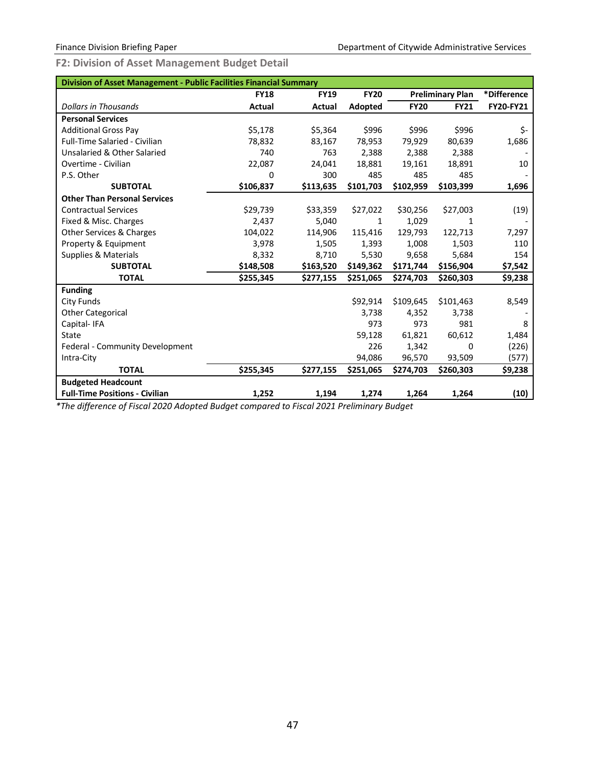## F2: Division of Asset Management Budget Detail

| Division of Asset Management - Public Facilities Financial Summary | | | | | | |
|---|---|---|---|---|---|---|
| | FY18 | FY19 | FY20 | Preliminary Plan | | *Difference |
| Dollars in Thousands | Actual | Actual | Adopted | FY20 | FY21 | FY20-FY21 |
| **Personal Services** | | | | | | |
| Additional Gross Pay | $5,178 | $5,364 | $996 | $996 | $996 | $- |
| Full-Time Salaried - Civilian | 78,832 | 83,167 | 78,953 | 79,929 | 80,639 | 1,686 |
| Unsalaried & Other Salaried | 740 | 763 | 2,388 | 2,388 | 2,388 | - |
| Overtime - Civilian | 22,087 | 24,041 | 18,881 | 19,161 | 18,891 | 10 |
| P.S. Other | 0 | 300 | 485 | 485 | 485 | - |
| **SUBTOTAL** | **$106,837** | **$113,635** | **$101,703** | **$102,959** | **$103,399** | **1,696** |
| **Other Than Personal Services** | | | | | | |
| Contractual Services | $29,739 | $33,359 | $27,022 | $30,256 | $27,003 | (19) |
| Fixed & Misc. Charges | 2,437 | 5,040 | 1 | 1,029 | 1 | - |
| Other Services & Charges | 104,022 | 114,906 | 115,416 | 129,793 | 122,713 | 7,297 |
| Property & Equipment | 3,978 | 1,505 | 1,393 | 1,008 | 1,503 | 110 |
| Supplies & Materials | 8,332 | 8,710 | 5,530 | 9,658 | 5,684 | 154 |
| **SUBTOTAL** | **$148,508** | **$163,520** | **$149,362** | **$171,744** | **$156,904** | **$7,542** |
| **TOTAL** | **$255,345** | **$277,155** | **$251,065** | **$274,703** | **$260,303** | **$9,238** |
| **Funding** | | | | | | |
| City Funds | | | $92,914 | $109,645 | $101,463 | 8,549 |
| Other Categorical | | | 3,738 | 4,352 | 3,738 | - |
| Capital- IFA | | | 973 | 973 | 981 | 8 |
| State | | | 59,128 | 61,821 | 60,612 | 1,484 |
| Federal - Community Development | | | 226 | 1,342 | 0 | (226) |
| Intra-City | | | 94,086 | 96,570 | 93,509 | (577) |
| **TOTAL** | **$255,345** | **$277,155** | **$251,065** | **$274,703** | **$260,303** | **$9,238** |
| **Budgeted Headcount** | | | | | | |
| **Full-Time Positions - Civilian** | **1,252** | **1,194** | **1,274** | **1,264** | **1,264** | **(10)** |

*\*The difference of Fiscal 2020 Adopted Budget compared to Fiscal 2021 Preliminary Budget*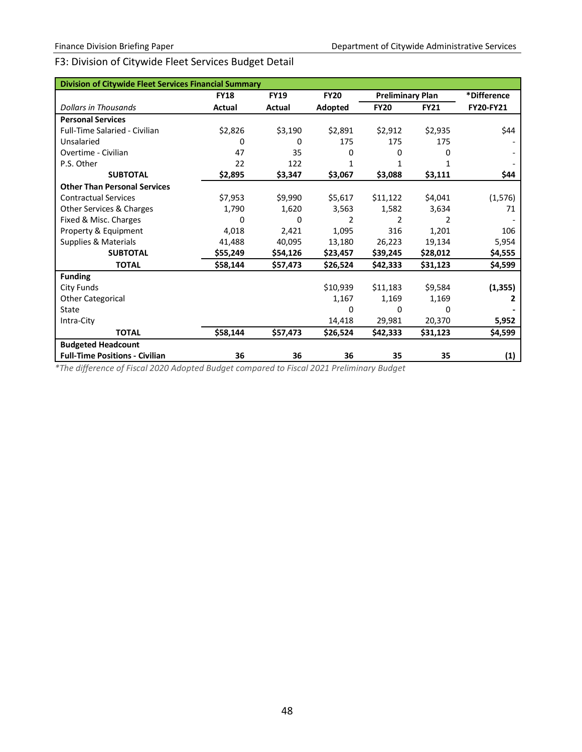## F3: Division of Citywide Fleet Services Budget Detail

| Division of Citywide Fleet Services Financial Summary | | | | | | |
|---|---|---|---|---|---|---|
| | **FY18** | **FY19** | **FY20** | **Preliminary Plan** | | ***Difference** |
| *Dollars in Thousands* | **Actual** | **Actual** | **Adopted** | **FY20** | **FY21** | **FY20-FY21** |
| **Personal Services** | | | | | | |
| Full-Time Salaried - Civilian | $2,826 | $3,190 | $2,891 | $2,912 | $2,935 | $44 |
| Unsalaried | 0 | 0 | 175 | 175 | 175 | - |
| Overtime - Civilian | 47 | 35 | 0 | 0 | 0 | - |
| P.S. Other | 22 | 122 | 1 | 1 | 1 | - |
| **SUBTOTAL** | **$2,895** | **$3,347** | **$3,067** | **$3,088** | **$3,111** | **$44** |
| **Other Than Personal Services** | | | | | | |
| Contractual Services | $7,953 | $9,990 | $5,617 | $11,122 | $4,041 | (1,576) |
| Other Services & Charges | 1,790 | 1,620 | 3,563 | 1,582 | 3,634 | 71 |
| Fixed & Misc. Charges | 0 | 0 | 2 | 2 | 2 | - |
| Property & Equipment | 4,018 | 2,421 | 1,095 | 316 | 1,201 | 106 |
| Supplies & Materials | 41,488 | 40,095 | 13,180 | 26,223 | 19,134 | 5,954 |
| **SUBTOTAL** | **$55,249** | **$54,126** | **$23,457** | **$39,245** | **$28,012** | **$4,555** |
| **TOTAL** | **$58,144** | **$57,473** | **$26,524** | **$42,333** | **$31,123** | **$4,599** |
| **Funding** | | | | | | |
| City Funds | | | $10,939 | $11,183 | $9,584 | **(1,355)** |
| Other Categorical | | | 1,167 | 1,169 | 1,169 | **2** |
| State | | | 0 | 0 | 0 | **-** |
| Intra-City | | | 14,418 | 29,981 | 20,370 | **5,952** |
| **TOTAL** | **$58,144** | **$57,473** | **$26,524** | **$42,333** | **$31,123** | **$4,599** |
| **Budgeted Headcount** | | | | | | |
| **Full-Time Positions - Civilian** | **36** | **36** | **36** | **35** | **35** | **(1)** |

*\*The difference of Fiscal 2020 Adopted Budget compared to Fiscal 2021 Preliminary Budget*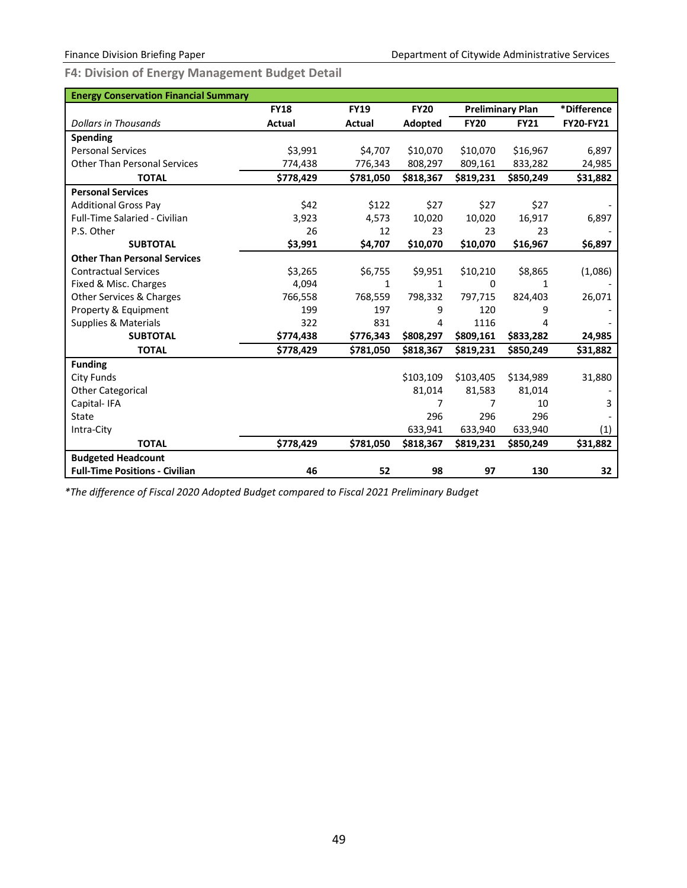### F4: Division of Energy Management Budget Detail

| Energy Conservation Financial Summary | | | | | | |
|---|---|---|---|---|---|---|
| | FY18 | FY19 | FY20 | Preliminary Plan | | *Difference |
| *Dollars in Thousands* | Actual | Actual | Adopted | FY20 | FY21 | FY20-FY21 |
| **Spending** | | | | | | |
| Personal Services | $3,991 | $4,707 | $10,070 | $10,070 | $16,967 | 6,897 |
| Other Than Personal Services | 774,438 | 776,343 | 808,297 | 809,161 | 833,282 | 24,985 |
| **TOTAL** | **$778,429** | **$781,050** | **$818,367** | **$819,231** | **$850,249** | **$31,882** |
| **Personal Services** | | | | | | |
| Additional Gross Pay | $42 | $122 | $27 | $27 | $27 | - |
| Full-Time Salaried - Civilian | 3,923 | 4,573 | 10,020 | 10,020 | 16,917 | 6,897 |
| P.S. Other | 26 | 12 | 23 | 23 | 23 | - |
| **SUBTOTAL** | **$3,991** | **$4,707** | **$10,070** | **$10,070** | **$16,967** | **$6,897** |
| **Other Than Personal Services** | | | | | | |
| Contractual Services | $3,265 | $6,755 | $9,951 | $10,210 | $8,865 | (1,086) |
| Fixed & Misc. Charges | 4,094 | 1 | 1 | 0 | 1 | - |
| Other Services & Charges | 766,558 | 768,559 | 798,332 | 797,715 | 824,403 | 26,071 |
| Property & Equipment | 199 | 197 | 9 | 120 | 9 | - |
| Supplies & Materials | 322 | 831 | 4 | 1116 | 4 | - |
| **SUBTOTAL** | **$774,438** | **$776,343** | **$808,297** | **$809,161** | **$833,282** | **24,985** |
| **TOTAL** | **$778,429** | **$781,050** | **$818,367** | **$819,231** | **$850,249** | **$31,882** |
| **Funding** | | | | | | |
| City Funds | | | $103,109 | $103,405 | $134,989 | 31,880 |
| Other Categorical | | | 81,014 | 81,583 | 81,014 | - |
| Capital- IFA | | | 7 | 7 | 10 | 3 |
| State | | | 296 | 296 | 296 | - |
| Intra-City | | | 633,941 | 633,940 | 633,940 | (1) |
| **TOTAL** | **$778,429** | **$781,050** | **$818,367** | **$819,231** | **$850,249** | **$31,882** |
| **Budgeted Headcount** | | | | | | |
| **Full-Time Positions - Civilian** | **46** | **52** | **98** | **97** | **130** | **32** |

*\*The difference of Fiscal 2020 Adopted Budget compared to Fiscal 2021 Preliminary Budget*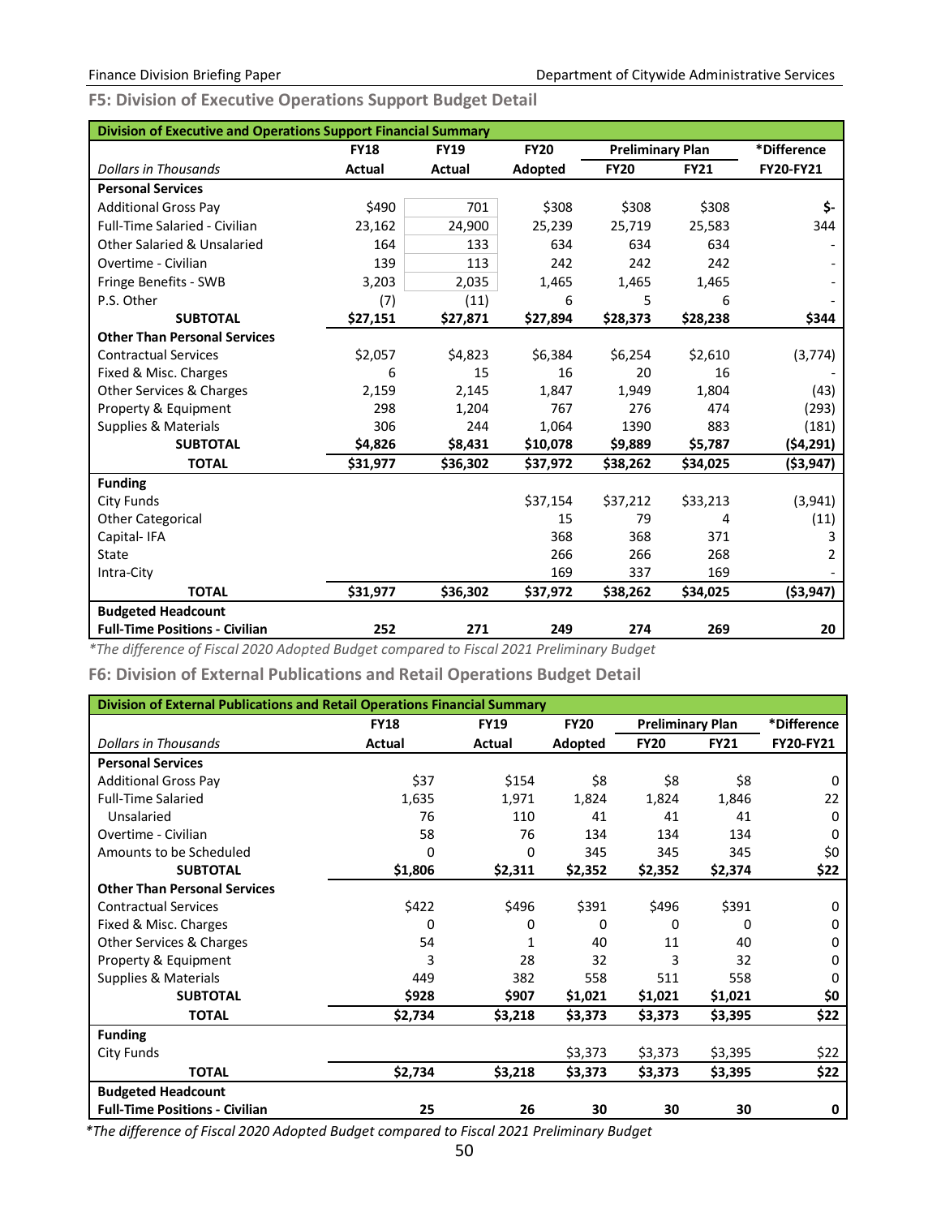### F5: Division of Executive Operations Support Budget Detail

| Division of Executive and Operations Support Financial Summary | | | | | | |
|---|---|---|---|---|---|---|
| | FY18 | FY19 | FY20 | Preliminary Plan | | *Difference |
| *Dollars in Thousands* | Actual | Actual | Adopted | FY20 | FY21 | FY20-FY21 |
| **Personal Services** | | | | | | |
| Additional Gross Pay | $490 | 701 | $308 | $308 | $308 | $- |
| Full-Time Salaried - Civilian | 23,162 | 24,900 | 25,239 | 25,719 | 25,583 | 344 |
| Other Salaried & Unsalaried | 164 | 133 | 634 | 634 | 634 | - |
| Overtime - Civilian | 139 | 113 | 242 | 242 | 242 | - |
| Fringe Benefits - SWB | 3,203 | 2,035 | 1,465 | 1,465 | 1,465 | - |
| P.S. Other | (7) | (11) | 6 | 5 | 6 | - |
| **SUBTOTAL** | **$27,151** | **$27,871** | **$27,894** | **$28,373** | **$28,238** | **$344** |
| **Other Than Personal Services** | | | | | | |
| Contractual Services | $2,057 | $4,823 | $6,384 | $6,254 | $2,610 | (3,774) |
| Fixed & Misc. Charges | 6 | 15 | 16 | 20 | 16 | - |
| Other Services & Charges | 2,159 | 2,145 | 1,847 | 1,949 | 1,804 | (43) |
| Property & Equipment | 298 | 1,204 | 767 | 276 | 474 | (293) |
| Supplies & Materials | 306 | 244 | 1,064 | 1390 | 883 | (181) |
| **SUBTOTAL** | **$4,826** | **$8,431** | **$10,078** | **$9,889** | **$5,787** | **($4,291)** |
| **TOTAL** | **$31,977** | **$36,302** | **$37,972** | **$38,262** | **$34,025** | **($3,947)** |
| **Funding** | | | | | | |
| City Funds | | | $37,154 | $37,212 | $33,213 | (3,941) |
| Other Categorical | | | 15 | 79 | 4 | (11) |
| Capital- IFA | | | 368 | 368 | 371 | 3 |
| State | | | 266 | 266 | 268 | 2 |
| Intra-City | | | 169 | 337 | 169 | - |
| **TOTAL** | **$31,977** | **$36,302** | **$37,972** | **$38,262** | **$34,025** | **($3,947)** |
| **Budgeted Headcount** | | | | | | |
| **Full-Time Positions - Civilian** | **252** | **271** | **249** | **274** | **269** | **20** |

*\*The difference of Fiscal 2020 Adopted Budget compared to Fiscal 2021 Preliminary Budget*

### F6: Division of External Publications and Retail Operations Budget Detail

| Division of External Publications and Retail Operations Financial Summary | | | | | | |
|---|---|---|---|---|---|---|
| | FY18 | FY19 | FY20 | Preliminary Plan | | *Difference |
| *Dollars in Thousands* | Actual | Actual | Adopted | FY20 | FY21 | FY20-FY21 |
| **Personal Services** | | | | | | |
| Additional Gross Pay | $37 | $154 | $8 | $8 | $8 | 0 |
| Full-Time Salaried | 1,635 | 1,971 | 1,824 | 1,824 | 1,846 | 22 |
| Unsalaried | 76 | 110 | 41 | 41 | 41 | 0 |
| Overtime - Civilian | 58 | 76 | 134 | 134 | 134 | 0 |
| Amounts to be Scheduled | 0 | 0 | 345 | 345 | 345 | $0 |
| **SUBTOTAL** | **$1,806** | **$2,311** | **$2,352** | **$2,352** | **$2,374** | **$22** |
| **Other Than Personal Services** | | | | | | |
| Contractual Services | $422 | $496 | $391 | $496 | $391 | 0 |
| Fixed & Misc. Charges | 0 | 0 | 0 | 0 | 0 | 0 |
| Other Services & Charges | 54 | 1 | 40 | 11 | 40 | 0 |
| Property & Equipment | 3 | 28 | 32 | 3 | 32 | 0 |
| Supplies & Materials | 449 | 382 | 558 | 511 | 558 | 0 |
| **SUBTOTAL** | **$928** | **$907** | **$1,021** | **$1,021** | **$1,021** | **$0** |
| **TOTAL** | **$2,734** | **$3,218** | **$3,373** | **$3,373** | **$3,395** | **$22** |
| **Funding** | | | | | | |
| City Funds | | | $3,373 | $3,373 | $3,395 | $22 |
| **TOTAL** | **$2,734** | **$3,218** | **$3,373** | **$3,373** | **$3,395** | **$22** |
| **Budgeted Headcount** | | | | | | |
| **Full-Time Positions - Civilian** | **25** | **26** | **30** | **30** | **30** | **0** |

*\*The difference of Fiscal 2020 Adopted Budget compared to Fiscal 2021 Preliminary Budget*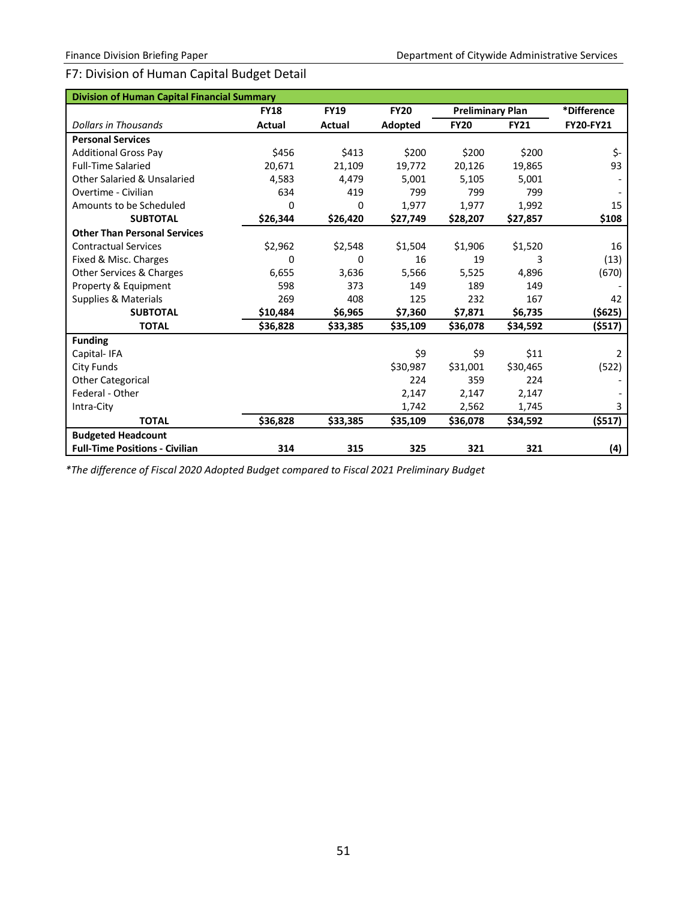## F7: Division of Human Capital Budget Detail

| Division of Human Capital Financial Summary | | | | | | |
|---|---|---|---|---|---|---|
| | FY18 | FY19 | FY20 | Preliminary Plan | | *Difference |
| *Dollars in Thousands* | Actual | Actual | Adopted | FY20 | FY21 | FY20-FY21 |
| **Personal Services** | | | | | | |
| Additional Gross Pay | $456 | $413 | $200 | $200 | $200 | $- |
| Full-Time Salaried | 20,671 | 21,109 | 19,772 | 20,126 | 19,865 | 93 |
| Other Salaried & Unsalaried | 4,583 | 4,479 | 5,001 | 5,105 | 5,001 | - |
| Overtime - Civilian | 634 | 419 | 799 | 799 | 799 | - |
| Amounts to be Scheduled | 0 | 0 | 1,977 | 1,977 | 1,992 | 15 |
| **SUBTOTAL** | **$26,344** | **$26,420** | **$27,749** | **$28,207** | **$27,857** | **$108** |
| **Other Than Personal Services** | | | | | | |
| Contractual Services | $2,962 | $2,548 | $1,504 | $1,906 | $1,520 | 16 |
| Fixed & Misc. Charges | 0 | 0 | 16 | 19 | 3 | (13) |
| Other Services & Charges | 6,655 | 3,636 | 5,566 | 5,525 | 4,896 | (670) |
| Property & Equipment | 598 | 373 | 149 | 189 | 149 | - |
| Supplies & Materials | 269 | 408 | 125 | 232 | 167 | 42 |
| **SUBTOTAL** | **$10,484** | **$6,965** | **$7,360** | **$7,871** | **$6,735** | **($625)** |
| **TOTAL** | **$36,828** | **$33,385** | **$35,109** | **$36,078** | **$34,592** | **($517)** |
| **Funding** | | | | | | |
| Capital- IFA | | | $9 | $9 | $11 | 2 |
| City Funds | | | $30,987 | $31,001 | $30,465 | (522) |
| Other Categorical | | | 224 | 359 | 224 | - |
| Federal - Other | | | 2,147 | 2,147 | 2,147 | - |
| Intra-City | | | 1,742 | 2,562 | 1,745 | 3 |
| **TOTAL** | **$36,828** | **$33,385** | **$35,109** | **$36,078** | **$34,592** | **($517)** |
| **Budgeted Headcount** | | | | | | |
| **Full-Time Positions - Civilian** | **314** | **315** | **325** | **321** | **321** | **(4)** |

*\*The difference of Fiscal 2020 Adopted Budget compared to Fiscal 2021 Preliminary Budget*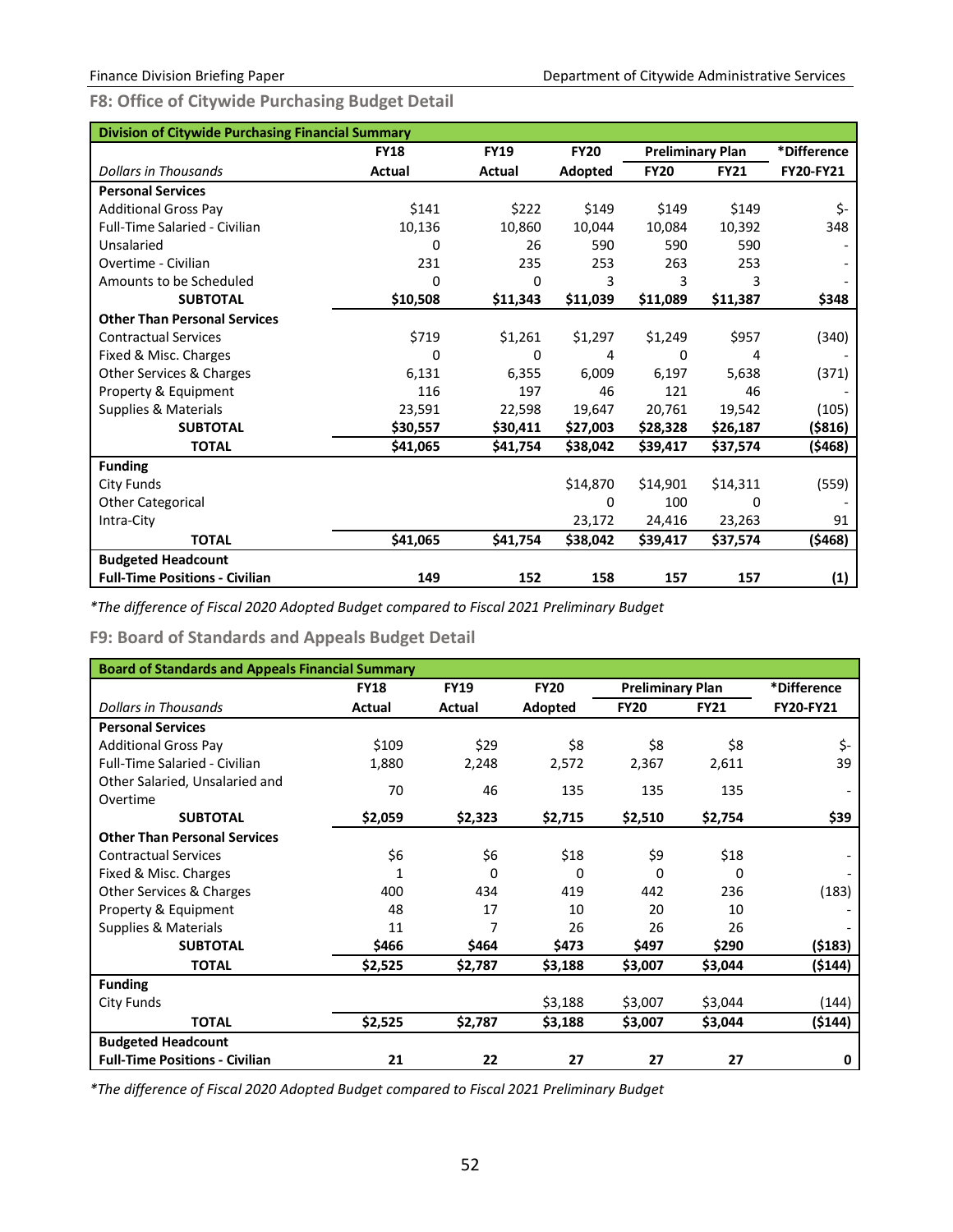## F8: Office of Citywide Purchasing Budget Detail

| Division of Citywide Purchasing Financial Summary | | | | | | |
|---|---|---|---|---|---|---|
| | FY18 | FY19 | FY20 | Preliminary Plan | | *Difference |
| *Dollars in Thousands* | Actual | Actual | Adopted | FY20 | FY21 | FY20-FY21 |
| **Personal Services** | | | | | | |
| Additional Gross Pay | $141 | $222 | $149 | $149 | $149 | $- |
| Full-Time Salaried - Civilian | 10,136 | 10,860 | 10,044 | 10,084 | 10,392 | 348 |
| Unsalaried | 0 | 26 | 590 | 590 | 590 | - |
| Overtime - Civilian | 231 | 235 | 253 | 263 | 253 | - |
| Amounts to be Scheduled | 0 | 0 | 3 | 3 | 3 | - |
| **SUBTOTAL** | **$10,508** | **$11,343** | **$11,039** | **$11,089** | **$11,387** | **$348** |
| **Other Than Personal Services** | | | | | | |
| Contractual Services | $719 | $1,261 | $1,297 | $1,249 | $957 | (340) |
| Fixed & Misc. Charges | 0 | 0 | 4 | 0 | 4 | - |
| Other Services & Charges | 6,131 | 6,355 | 6,009 | 6,197 | 5,638 | (371) |
| Property & Equipment | 116 | 197 | 46 | 121 | 46 | - |
| Supplies & Materials | 23,591 | 22,598 | 19,647 | 20,761 | 19,542 | (105) |
| **SUBTOTAL** | **$30,557** | **$30,411** | **$27,003** | **$28,328** | **$26,187** | **($816)** |
| **TOTAL** | **$41,065** | **$41,754** | **$38,042** | **$39,417** | **$37,574** | **($468)** |
| **Funding** | | | | | | |
| City Funds | | | $14,870 | $14,901 | $14,311 | (559) |
| Other Categorical | | | 0 | 100 | 0 | - |
| Intra-City | | | 23,172 | 24,416 | 23,263 | 91 |
| **TOTAL** | **$41,065** | **$41,754** | **$38,042** | **$39,417** | **$37,574** | **($468)** |
| **Budgeted Headcount** | | | | | | |
| **Full-Time Positions - Civilian** | **149** | **152** | **158** | **157** | **157** | **(1)** |

*\*The difference of Fiscal 2020 Adopted Budget compared to Fiscal 2021 Preliminary Budget*

## F9: Board of Standards and Appeals Budget Detail

| Board of Standards and Appeals Financial Summary | | | | | | |
|---|---|---|---|---|---|---|
| | FY18 | FY19 | FY20 | Preliminary Plan | | *Difference |
| *Dollars in Thousands* | Actual | Actual | Adopted | FY20 | FY21 | FY20-FY21 |
| **Personal Services** | | | | | | |
| Additional Gross Pay | $109 | $29 | $8 | $8 | $8 | $- |
| Full-Time Salaried - Civilian | 1,880 | 2,248 | 2,572 | 2,367 | 2,611 | 39 |
| Other Salaried, Unsalaried and Overtime | 70 | 46 | 135 | 135 | 135 | - |
| **SUBTOTAL** | **$2,059** | **$2,323** | **$2,715** | **$2,510** | **$2,754** | **$39** |
| **Other Than Personal Services** | | | | | | |
| Contractual Services | $6 | $6 | $18 | $9 | $18 | - |
| Fixed & Misc. Charges | 1 | 0 | 0 | 0 | 0 | - |
| Other Services & Charges | 400 | 434 | 419 | 442 | 236 | (183) |
| Property & Equipment | 48 | 17 | 10 | 20 | 10 | - |
| Supplies & Materials | 11 | 7 | 26 | 26 | 26 | - |
| **SUBTOTAL** | **$466** | **$464** | **$473** | **$497** | **$290** | **($183)** |
| **TOTAL** | **$2,525** | **$2,787** | **$3,188** | **$3,007** | **$3,044** | **($144)** |
| **Funding** | | | | | | |
| City Funds | | | $3,188 | $3,007 | $3,044 | (144) |
| **TOTAL** | **$2,525** | **$2,787** | **$3,188** | **$3,007** | **$3,044** | **($144)** |
| **Budgeted Headcount** | | | | | | |
| **Full-Time Positions - Civilian** | **21** | **22** | **27** | **27** | **27** | **0** |

*\*The difference of Fiscal 2020 Adopted Budget compared to Fiscal 2021 Preliminary Budget*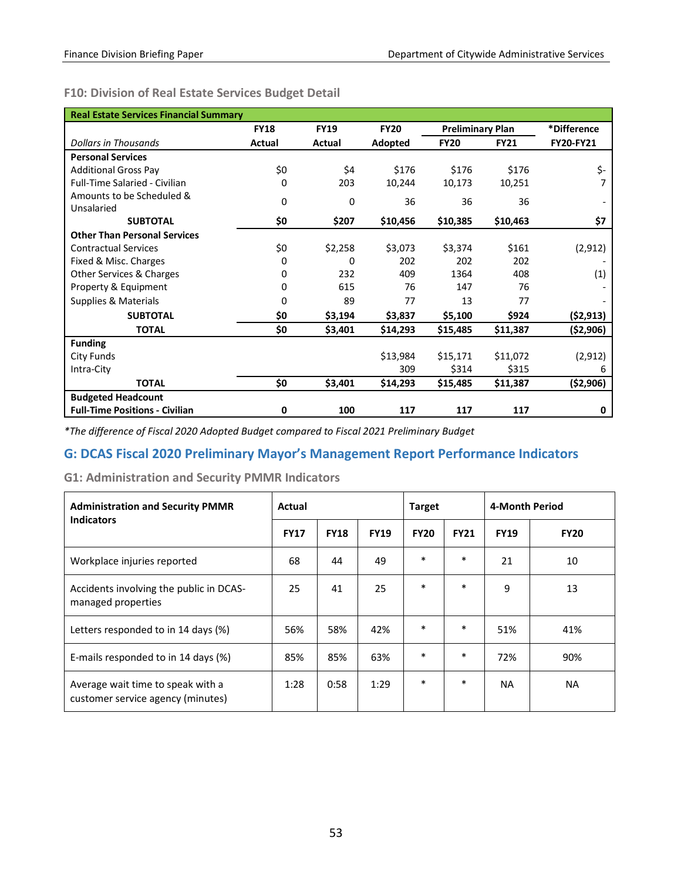### F10: Division of Real Estate Services Budget Detail

| Real Estate Services Financial Summary | | | | | | |
|---|---|---|---|---|---|---|
| | FY18 | FY19 | FY20 | Preliminary Plan | | *Difference |
| *Dollars in Thousands* | Actual | Actual | Adopted | FY20 | FY21 | FY20-FY21 |
| **Personal Services** | | | | | | |
| Additional Gross Pay | $0 | $4 | $176 | $176 | $176 | $- |
| Full-Time Salaried - Civilian | 0 | 203 | 10,244 | 10,173 | 10,251 | 7 |
| Amounts to be Scheduled & Unsalaried | 0 | 0 | 36 | 36 | 36 | - |
| **SUBTOTAL** | **$0** | **$207** | **$10,456** | **$10,385** | **$10,463** | **$7** |
| **Other Than Personal Services** | | | | | | |
| Contractual Services | $0 | $2,258 | $3,073 | $3,374 | $161 | (2,912) |
| Fixed & Misc. Charges | 0 | 0 | 202 | 202 | 202 | - |
| Other Services & Charges | 0 | 232 | 409 | 1364 | 408 | (1) |
| Property & Equipment | 0 | 615 | 76 | 147 | 76 | - |
| Supplies & Materials | 0 | 89 | 77 | 13 | 77 | - |
| **SUBTOTAL** | **$0** | **$3,194** | **$3,837** | **$5,100** | **$924** | **($2,913)** |
| **TOTAL** | **$0** | **$3,401** | **$14,293** | **$15,485** | **$11,387** | **($2,906)** |
| **Funding** | | | | | | |
| City Funds | | | $13,984 | $15,171 | $11,072 | (2,912) |
| Intra-City | | | 309 | $314 | $315 | 6 |
| **TOTAL** | **$0** | **$3,401** | **$14,293** | **$15,485** | **$11,387** | **($2,906)** |
| **Budgeted Headcount** | | | | | | |
| **Full-Time Positions - Civilian** | **0** | **100** | **117** | **117** | **117** | **0** |

*\*The difference of Fiscal 2020 Adopted Budget compared to Fiscal 2021 Preliminary Budget*

## G: DCAS Fiscal 2020 Preliminary Mayor's Management Report Performance Indicators

### G1: Administration and Security PMMR Indicators

| Administration and Security PMMR Indicators | Actual | | | Target | | 4-Month Period | |
|---|---|---|---|---|---|---|---|
| | FY17 | FY18 | FY19 | FY20 | FY21 | FY19 | FY20 |
| Workplace injuries reported | 68 | 44 | 49 | * | * | 21 | 10 |
| Accidents involving the public in DCAS-managed properties | 25 | 41 | 25 | * | * | 9 | 13 |
| Letters responded to in 14 days (%) | 56% | 58% | 42% | * | * | 51% | 41% |
| E-mails responded to in 14 days (%) | 85% | 85% | 63% | * | * | 72% | 90% |
| Average wait time to speak with a customer service agency (minutes) | 1:28 | 0:58 | 1:29 | * | * | NA | NA |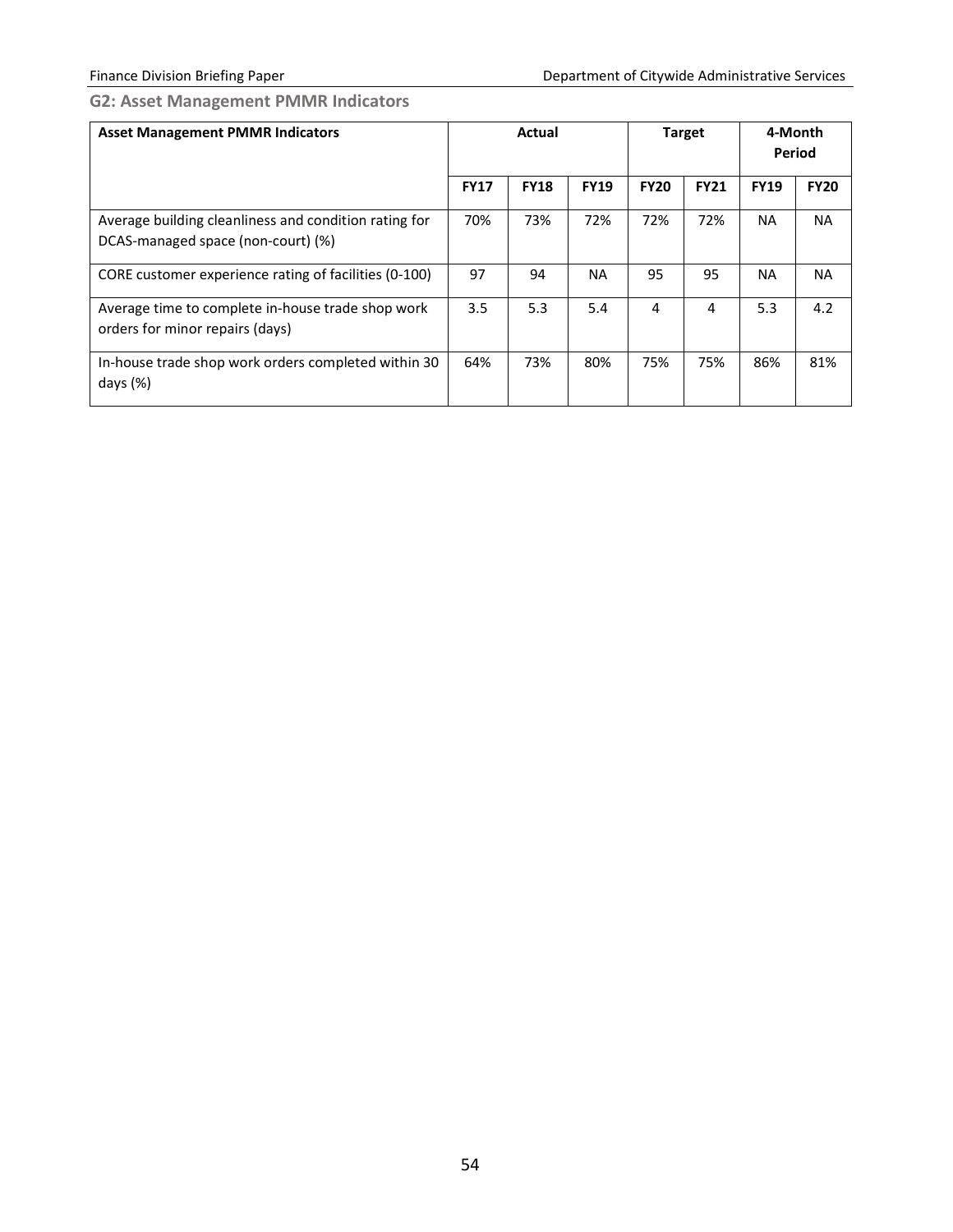### G2: Asset Management PMMR Indicators

| Asset Management PMMR Indicators | Actual | | | Target | | 4-Month Period | |
|---|---|---|---|---|---|---|---|
| | FY17 | FY18 | FY19 | FY20 | FY21 | FY19 | FY20 |
| Average building cleanliness and condition rating for DCAS-managed space (non-court) (%) | 70% | 73% | 72% | 72% | 72% | NA | NA |
| CORE customer experience rating of facilities (0-100) | 97 | 94 | NA | 95 | 95 | NA | NA |
| Average time to complete in-house trade shop work orders for minor repairs (days) | 3.5 | 5.3 | 5.4 | 4 | 4 | 5.3 | 4.2 |
| In-house trade shop work orders completed within 30 days (%) | 64% | 73% | 80% | 75% | 75% | 86% | 81% |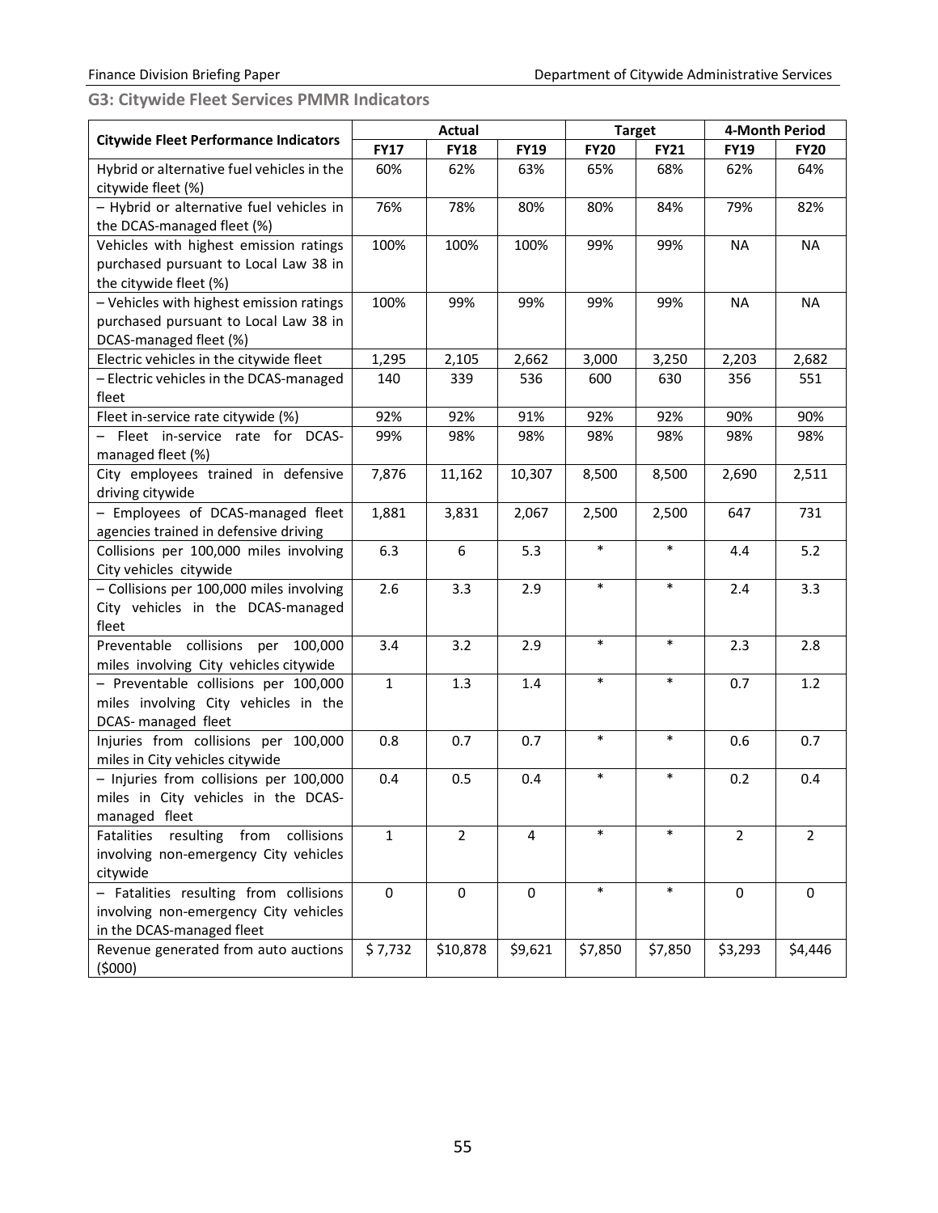### G3: Citywide Fleet Services PMMR Indicators

| Citywide Fleet Performance Indicators | Actual | | | Target | | 4-Month Period | |
|---|---|---|---|---|---|---|---|
| | FY17 | FY18 | FY19 | FY20 | FY21 | FY19 | FY20 |
| Hybrid or alternative fuel vehicles in the citywide fleet (%) | 60% | 62% | 63% | 65% | 68% | 62% | 64% |
| – Hybrid or alternative fuel vehicles in the DCAS-managed fleet (%) | 76% | 78% | 80% | 80% | 84% | 79% | 82% |
| Vehicles with highest emission ratings purchased pursuant to Local Law 38 in the citywide fleet (%) | 100% | 100% | 100% | 99% | 99% | NA | NA |
| – Vehicles with highest emission ratings purchased pursuant to Local Law 38 in DCAS-managed fleet (%) | 100% | 99% | 99% | 99% | 99% | NA | NA |
| Electric vehicles in the citywide fleet | 1,295 | 2,105 | 2,662 | 3,000 | 3,250 | 2,203 | 2,682 |
| – Electric vehicles in the DCAS-managed fleet | 140 | 339 | 536 | 600 | 630 | 356 | 551 |
| Fleet in-service rate citywide (%) | 92% | 92% | 91% | 92% | 92% | 90% | 90% |
| – Fleet in-service rate for DCAS-managed fleet (%) | 99% | 98% | 98% | 98% | 98% | 98% | 98% |
| City employees trained in defensive driving citywide | 7,876 | 11,162 | 10,307 | 8,500 | 8,500 | 2,690 | 2,511 |
| – Employees of DCAS-managed fleet agencies trained in defensive driving | 1,881 | 3,831 | 2,067 | 2,500 | 2,500 | 647 | 731 |
| Collisions per 100,000 miles involving City vehicles citywide | 6.3 | 6 | 5.3 | * | * | 4.4 | 5.2 |
| – Collisions per 100,000 miles involving City vehicles in the DCAS-managed fleet | 2.6 | 3.3 | 2.9 | * | * | 2.4 | 3.3 |
| Preventable collisions per 100,000 miles involving City vehicles citywide | 3.4 | 3.2 | 2.9 | * | * | 2.3 | 2.8 |
| – Preventable collisions per 100,000 miles involving City vehicles in the DCAS- managed fleet | 1 | 1.3 | 1.4 | * | * | 0.7 | 1.2 |
| Injuries from collisions per 100,000 miles in City vehicles citywide | 0.8 | 0.7 | 0.7 | * | * | 0.6 | 0.7 |
| – Injuries from collisions per 100,000 miles in City vehicles in the DCAS-managed fleet | 0.4 | 0.5 | 0.4 | * | * | 0.2 | 0.4 |
| Fatalities resulting from collisions involving non-emergency City vehicles citywide | 1 | 2 | 4 | * | * | 2 | 2 |
| – Fatalities resulting from collisions involving non-emergency City vehicles in the DCAS-managed fleet | 0 | 0 | 0 | * | * | 0 | 0 |
| Revenue generated from auto auctions ($000) | $ 7,732 | $10,878 | $9,621 | $7,850 | $7,850 | $3,293 | $4,446 |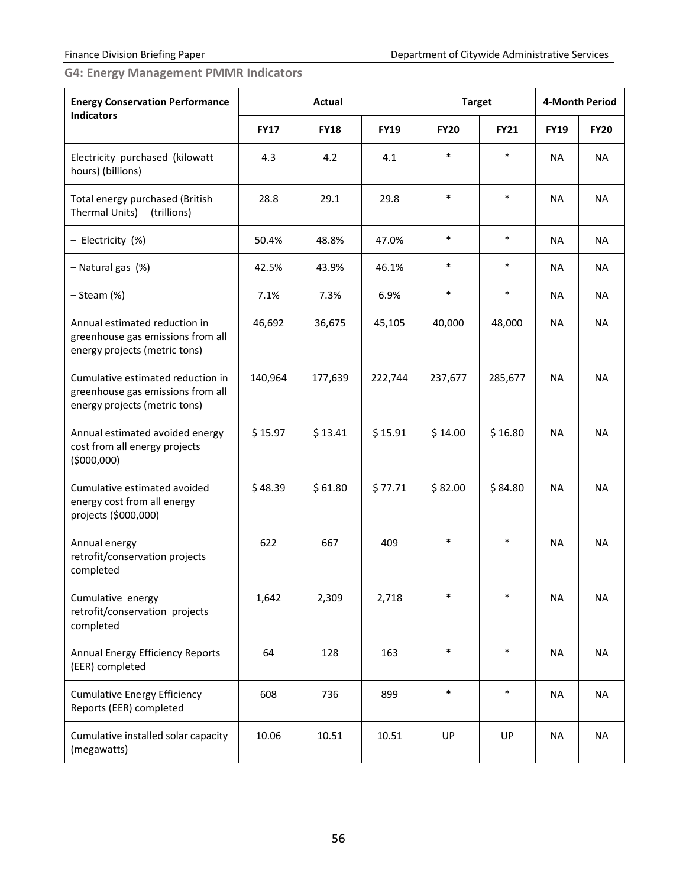### G4: Energy Management PMMR Indicators

| Energy Conservation Performance Indicators | Actual | | | Target | | 4-Month Period | |
|---|---|---|---|---|---|---|---|
| | FY17 | FY18 | FY19 | FY20 | FY21 | FY19 | FY20 |
| Electricity purchased (kilowatt hours) (billions) | 4.3 | 4.2 | 4.1 | * | * | NA | NA |
| Total energy purchased (British Thermal Units) (trillions) | 28.8 | 29.1 | 29.8 | * | * | NA | NA |
| – Electricity (%) | 50.4% | 48.8% | 47.0% | * | * | NA | NA |
| – Natural gas (%) | 42.5% | 43.9% | 46.1% | * | * | NA | NA |
| – Steam (%) | 7.1% | 7.3% | 6.9% | * | * | NA | NA |
| Annual estimated reduction in greenhouse gas emissions from all energy projects (metric tons) | 46,692 | 36,675 | 45,105 | 40,000 | 48,000 | NA | NA |
| Cumulative estimated reduction in greenhouse gas emissions from all energy projects (metric tons) | 140,964 | 177,639 | 222,744 | 237,677 | 285,677 | NA | NA |
| Annual estimated avoided energy cost from all energy projects ($000,000) | $ 15.97 | $ 13.41 | $ 15.91 | $ 14.00 | $ 16.80 | NA | NA |
| Cumulative estimated avoided energy cost from all energy projects ($000,000) | $ 48.39 | $ 61.80 | $ 77.71 | $ 82.00 | $ 84.80 | NA | NA |
| Annual energy retrofit/conservation projects completed | 622 | 667 | 409 | * | * | NA | NA |
| Cumulative energy retrofit/conservation projects completed | 1,642 | 2,309 | 2,718 | * | * | NA | NA |
| Annual Energy Efficiency Reports (EER) completed | 64 | 128 | 163 | * | * | NA | NA |
| Cumulative Energy Efficiency Reports (EER) completed | 608 | 736 | 899 | * | * | NA | NA |
| Cumulative installed solar capacity (megawatts) | 10.06 | 10.51 | 10.51 | UP | UP | NA | NA |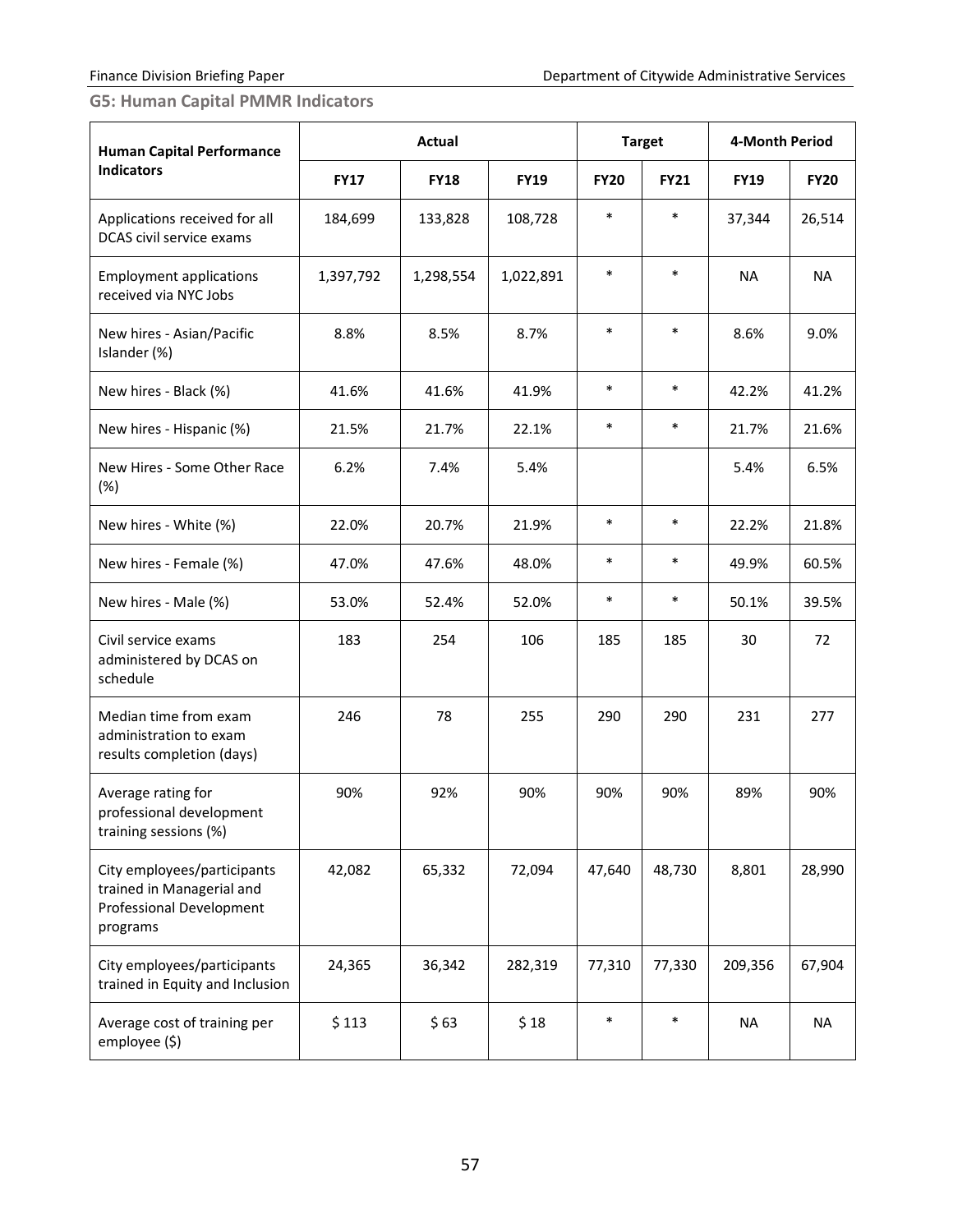## G5: Human Capital PMMR Indicators

| Human Capital Performance Indicators | Actual | | | Target | | 4-Month Period | |
|---|---|---|---|---|---|---|---|
| | FY17 | FY18 | FY19 | FY20 | FY21 | FY19 | FY20 |
| Applications received for all DCAS civil service exams | 184,699 | 133,828 | 108,728 | * | * | 37,344 | 26,514 |
| Employment applications received via NYC Jobs | 1,397,792 | 1,298,554 | 1,022,891 | * | * | NA | NA |
| New hires - Asian/Pacific Islander (%) | 8.8% | 8.5% | 8.7% | * | * | 8.6% | 9.0% |
| New hires - Black (%) | 41.6% | 41.6% | 41.9% | * | * | 42.2% | 41.2% |
| New hires - Hispanic (%) | 21.5% | 21.7% | 22.1% | * | * | 21.7% | 21.6% |
| New Hires - Some Other Race (%) | 6.2% | 7.4% | 5.4% | | | 5.4% | 6.5% |
| New hires - White (%) | 22.0% | 20.7% | 21.9% | * | * | 22.2% | 21.8% |
| New hires - Female (%) | 47.0% | 47.6% | 48.0% | * | * | 49.9% | 60.5% |
| New hires - Male (%) | 53.0% | 52.4% | 52.0% | * | * | 50.1% | 39.5% |
| Civil service exams administered by DCAS on schedule | 183 | 254 | 106 | 185 | 185 | 30 | 72 |
| Median time from exam administration to exam results completion (days) | 246 | 78 | 255 | 290 | 290 | 231 | 277 |
| Average rating for professional development training sessions (%) | 90% | 92% | 90% | 90% | 90% | 89% | 90% |
| City employees/participants trained in Managerial and Professional Development programs | 42,082 | 65,332 | 72,094 | 47,640 | 48,730 | 8,801 | 28,990 |
| City employees/participants trained in Equity and Inclusion | 24,365 | 36,342 | 282,319 | 77,310 | 77,330 | 209,356 | 67,904 |
| Average cost of training per employee ($) | $ 113 | $ 63 | $ 18 | * | * | NA | NA |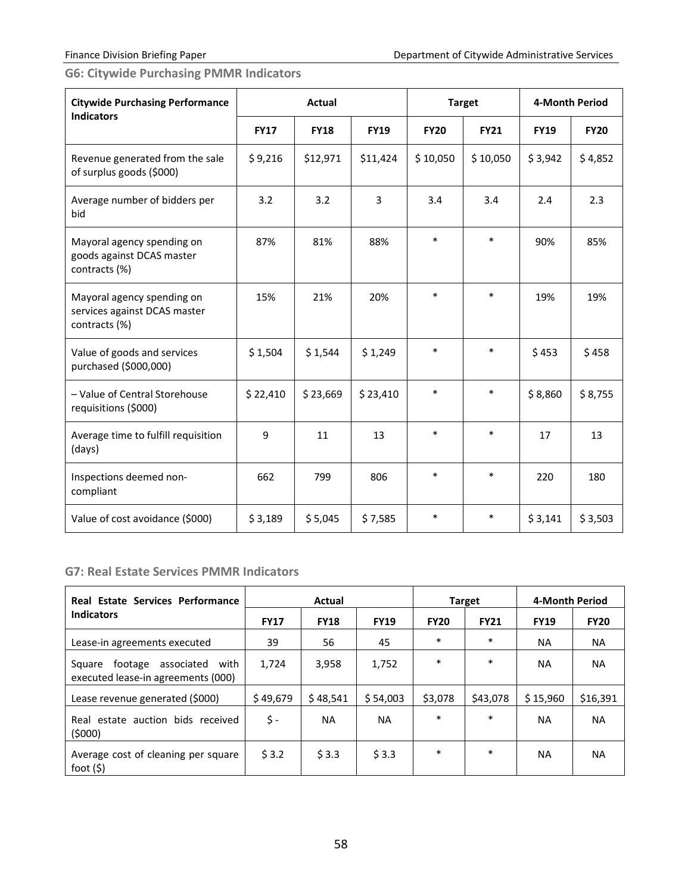### G6: Citywide Purchasing PMMR Indicators

| Citywide Purchasing Performance Indicators | Actual | | | Target | | 4-Month Period | |
|---|---|---|---|---|---|---|---|
| | FY17 | FY18 | FY19 | FY20 | FY21 | FY19 | FY20 |
| Revenue generated from the sale of surplus goods ($000) | $ 9,216 | $12,971 | $11,424 | $ 10,050 | $ 10,050 | $ 3,942 | $ 4,852 |
| Average number of bidders per bid | 3.2 | 3.2 | 3 | 3.4 | 3.4 | 2.4 | 2.3 |
| Mayoral agency spending on goods against DCAS master contracts (%) | 87% | 81% | 88% | * | * | 90% | 85% |
| Mayoral agency spending on services against DCAS master contracts (%) | 15% | 21% | 20% | * | * | 19% | 19% |
| Value of goods and services purchased ($000,000) | $ 1,504 | $ 1,544 | $ 1,249 | * | * | $ 453 | $ 458 |
| – Value of Central Storehouse requisitions ($000) | $ 22,410 | $ 23,669 | $ 23,410 | * | * | $ 8,860 | $ 8,755 |
| Average time to fulfill requisition (days) | 9 | 11 | 13 | * | * | 17 | 13 |
| Inspections deemed non-compliant | 662 | 799 | 806 | * | * | 220 | 180 |
| Value of cost avoidance ($000) | $ 3,189 | $ 5,045 | $ 7,585 | * | * | $ 3,141 | $ 3,503 |

### G7: Real Estate Services PMMR Indicators

| Real Estate Services Performance Indicators | Actual | | | Target | | 4-Month Period | |
|---|---|---|---|---|---|---|---|
| | FY17 | FY18 | FY19 | FY20 | FY21 | FY19 | FY20 |
| Lease-in agreements executed | 39 | 56 | 45 | * | * | NA | NA |
| Square footage associated with executed lease-in agreements (000) | 1,724 | 3,958 | 1,752 | * | * | NA | NA |
| Lease revenue generated ($000) | $ 49,679 | $ 48,541 | $ 54,003 | $3,078 | $43,078 | $ 15,960 | $16,391 |
| Real estate auction bids received ($000) | $ - | NA | NA | * | * | NA | NA |
| Average cost of cleaning per square foot ($) | $ 3.2 | $ 3.3 | $ 3.3 | * | * | NA | NA |